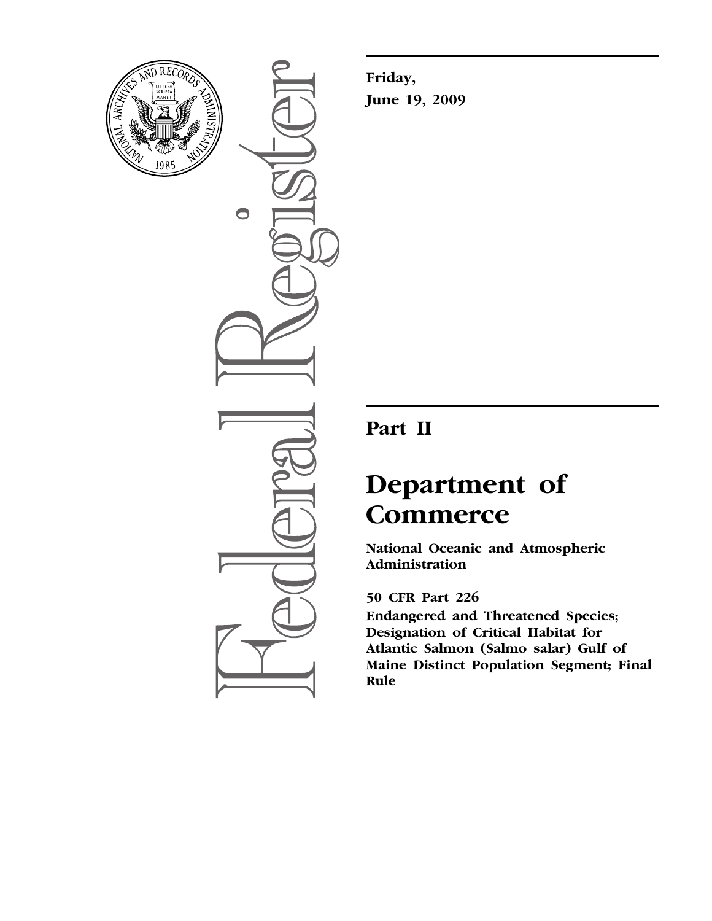**Friday,**

**June 19, 2009**

# Part II

# Department of Commerce

## National Oceanic and Atmospheric Administration

**50 CFR Part 226**

**Endangered and Threatened Species; Designation of Critical Habitat for Atlantic Salmon (Salmo salar) Gulf of Maine Distinct Population Segment; Final Rule**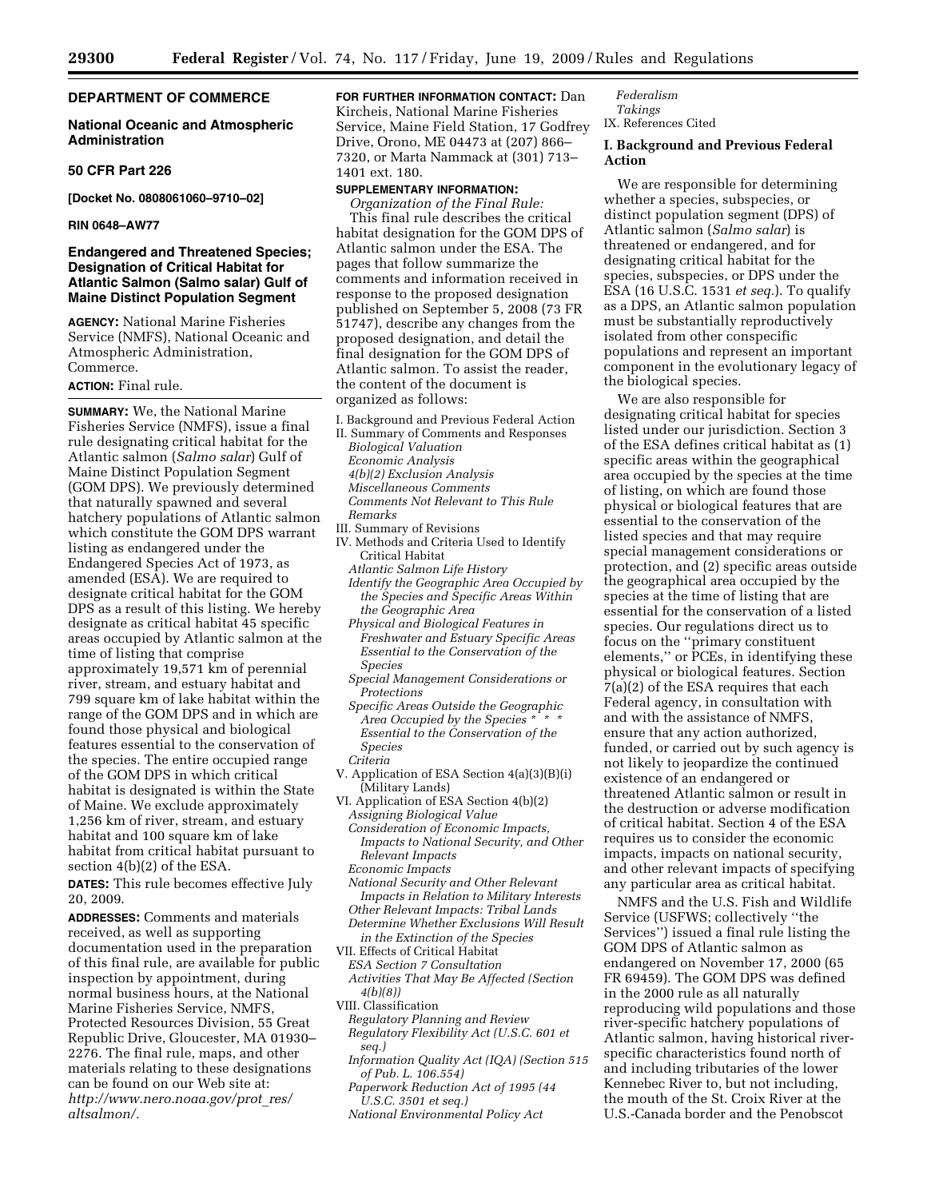**DEPARTMENT OF COMMERCE**

**National Oceanic and Atmospheric Administration**

**50 CFR Part 226**

**[Docket No. 0808061060–9710–02]**

**RIN 0648–AW77**

## Endangered and Threatened Species; Designation of Critical Habitat for Atlantic Salmon (Salmo salar) Gulf of Maine Distinct Population Segment

**AGENCY:** National Marine Fisheries Service (NMFS), National Oceanic and Atmospheric Administration, Commerce.

**ACTION:** Final rule.

**SUMMARY:** We, the National Marine Fisheries Service (NMFS), issue a final rule designating critical habitat for the Atlantic salmon (*Salmo salar*) Gulf of Maine Distinct Population Segment (GOM DPS). We previously determined that naturally spawned and several hatchery populations of Atlantic salmon which constitute the GOM DPS warrant listing as endangered under the Endangered Species Act of 1973, as amended (ESA). We are required to designate critical habitat for the GOM DPS as a result of this listing. We hereby designate as critical habitat 45 specific areas occupied by Atlantic salmon at the time of listing that comprise approximately 19,571 km of perennial river, stream, and estuary habitat and 799 square km of lake habitat within the range of the GOM DPS and in which are found those physical and biological features essential to the conservation of the species. The entire occupied range of the GOM DPS in which critical habitat is designated is within the State of Maine. We exclude approximately 1,256 km of river, stream, and estuary habitat and 100 square km of lake habitat from critical habitat pursuant to section 4(b)(2) of the ESA.

**DATES:** This rule becomes effective July 20, 2009.

**ADDRESSES:** Comments and materials received, as well as supporting documentation used in the preparation of this final rule, are available for public inspection by appointment, during normal business hours, at the National Marine Fisheries Service, NMFS, Protected Resources Division, 55 Great Republic Drive, Gloucester, MA 01930–2276. The final rule, maps, and other materials relating to these designations can be found on our Web site at: *http://www.nero.noaa.gov/prot_res/altsalmon/.*

**FOR FURTHER INFORMATION CONTACT:** Dan Kircheis, National Marine Fisheries Service, Maine Field Station, 17 Godfrey Drive, Orono, ME 04473 at (207) 866–7320, or Marta Nammack at (301) 713–1401 ext. 180.

**SUPPLEMENTARY INFORMATION:**

*Organization of the Final Rule:*

This final rule describes the critical habitat designation for the GOM DPS of Atlantic salmon under the ESA. The pages that follow summarize the comments and information received in response to the proposed designation published on September 5, 2008 (73 FR 51747), describe any changes from the proposed designation, and detail the final designation for the GOM DPS of Atlantic salmon. To assist the reader, the content of the document is organized as follows:

I. Background and Previous Federal Action
II. Summary of Comments and Responses
  *Biological Valuation*
  *Economic Analysis*
  *4(b)(2) Exclusion Analysis*
  *Miscellaneous Comments*
  *Comments Not Relevant to This Rule*
  *Remarks*
III. Summary of Revisions
IV. Methods and Criteria Used to Identify Critical Habitat
  *Atlantic Salmon Life History*
  *Identify the Geographic Area Occupied by the Species and Specific Areas Within the Geographic Area*
  *Physical and Biological Features in Freshwater and Estuary Specific Areas Essential to the Conservation of the Species*
  *Special Management Considerations or Protections*
  *Specific Areas Outside the Geographic Area Occupied by the Species * * * Essential to the Conservation of the Species*
  *Criteria*
V. Application of ESA Section 4(a)(3)(B)(i) (Military Lands)
VI. Application of ESA Section 4(b)(2)
  *Assigning Biological Value*
  *Consideration of Economic Impacts, Impacts to National Security, and Other Relevant Impacts*
  *Economic Impacts*
  *National Security and Other Relevant Impacts in Relation to Military Interests*
  *Other Relevant Impacts: Tribal Lands*
  *Determine Whether Exclusions Will Result in the Extinction of the Species*
VII. Effects of Critical Habitat
  *ESA Section 7 Consultation*
  *Activities That May Be Affected (Section 4(b)(8))*
VIII. Classification
  *Regulatory Planning and Review*
  *Regulatory Flexibility Act (U.S.C. 601 et seq.)*
  *Information Quality Act (IQA) (Section 515 of Pub. L. 106.554)*
  *Paperwork Reduction Act of 1995 (44 U.S.C. 3501 et seq.)*
  *National Environmental Policy Act*
  *Federalism*
  *Takings*
IX. References Cited

### I. Background and Previous Federal Action

We are responsible for determining whether a species, subspecies, or distinct population segment (DPS) of Atlantic salmon (*Salmo salar*) is threatened or endangered, and for designating critical habitat for the species, subspecies, or DPS under the ESA (16 U.S.C. 1531 *et seq.*). To qualify as a DPS, an Atlantic salmon population must be substantially reproductively isolated from other conspecific populations and represent an important component in the evolutionary legacy of the biological species.

We are also responsible for designating critical habitat for species listed under our jurisdiction. Section 3 of the ESA defines critical habitat as (1) specific areas within the geographical area occupied by the species at the time of listing, on which are found those physical or biological features that are essential to the conservation of the listed species and that may require special management considerations or protection, and (2) specific areas outside the geographical area occupied by the species at the time of listing that are essential for the conservation of a listed species. Our regulations direct us to focus on the "primary constituent elements," or PCEs, in identifying these physical or biological features. Section 7(a)(2) of the ESA requires that each Federal agency, in consultation with and with the assistance of NMFS, ensure that any action authorized, funded, or carried out by such agency is not likely to jeopardize the continued existence of an endangered or threatened Atlantic salmon or result in the destruction or adverse modification of critical habitat. Section 4 of the ESA requires us to consider the economic impacts, impacts on national security, and other relevant impacts of specifying any particular area as critical habitat.

NMFS and the U.S. Fish and Wildlife Service (USFWS; collectively "the Services") issued a final rule listing the GOM DPS of Atlantic salmon as endangered on November 17, 2000 (65 FR 69459). The GOM DPS was defined in the 2000 rule as all naturally reproducing wild populations and those river-specific hatchery populations of Atlantic salmon, having historical river-specific characteristics found north of and including tributaries of the lower Kennebec River to, but not including, the mouth of the St. Croix River at the U.S.-Canada border and the Penobscot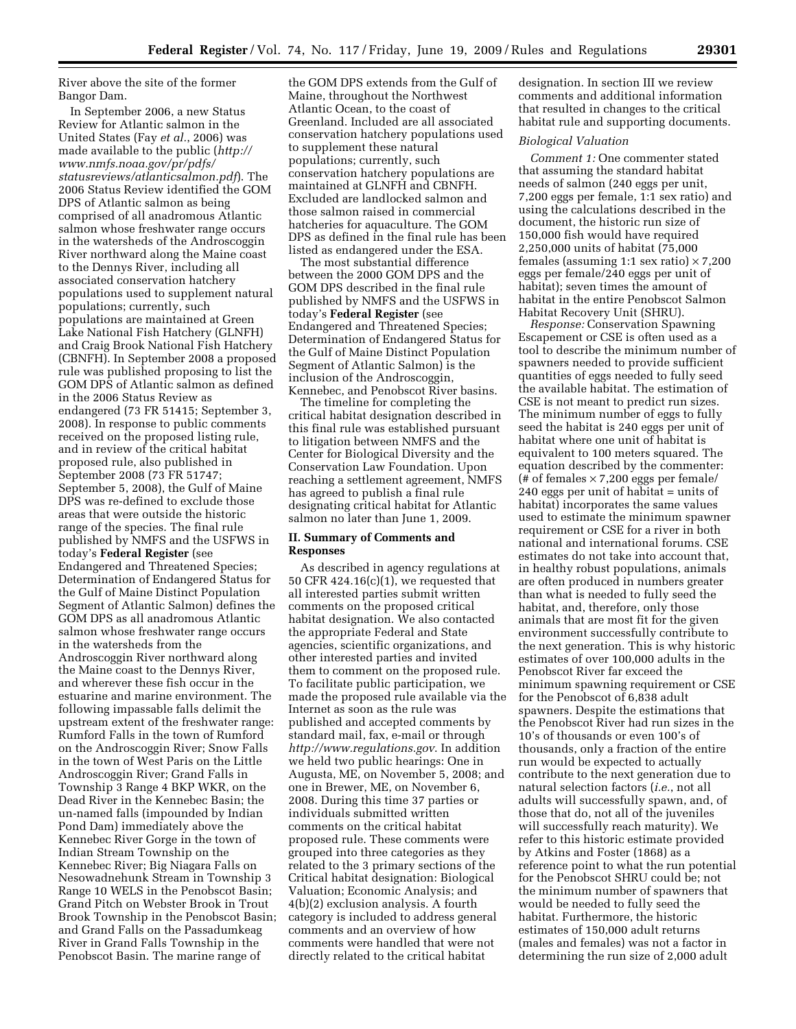River above the site of the former Bangor Dam.

In September 2006, a new Status Review for Atlantic salmon in the United States (Fay *et al.*, 2006) was made available to the public (*http://www.nmfs.noaa.gov/pr/pdfs/statusreviews/atlanticsalmon.pdf*). The 2006 Status Review identified the GOM DPS of Atlantic salmon as being comprised of all anadromous Atlantic salmon whose freshwater range occurs in the watersheds of the Androscoggin River northward along the Maine coast to the Dennys River, including all associated conservation hatchery populations used to supplement natural populations; currently, such populations are maintained at Green Lake National Fish Hatchery (GLNFH) and Craig Brook National Fish Hatchery (CBNFH). In September 2008 a proposed rule was published proposing to list the GOM DPS of Atlantic salmon as defined in the 2006 Status Review as endangered (73 FR 51415; September 3, 2008). In response to public comments received on the proposed listing rule, and in review of the critical habitat proposed rule, also published in September 2008 (73 FR 51747; September 5, 2008), the Gulf of Maine DPS was re-defined to exclude those areas that were outside the historic range of the species. The final rule published by NMFS and the USFWS in today's **Federal Register** (see Endangered and Threatened Species; Determination of Endangered Status for the Gulf of Maine Distinct Population Segment of Atlantic Salmon) defines the GOM DPS as all anadromous Atlantic salmon whose freshwater range occurs in the watersheds from the Androscoggin River northward along the Maine coast to the Dennys River, and wherever these fish occur in the estuarine and marine environment. The following impassable falls delimit the upstream extent of the freshwater range: Rumford Falls in the town of Rumford on the Androscoggin River; Snow Falls in the town of West Paris on the Little Androscoggin River; Grand Falls in Township 3 Range 4 BKP WKR, on the Dead River in the Kennebec Basin; the un-named falls (impounded by Indian Pond Dam) immediately above the Kennebec River Gorge in the town of Indian Stream Township on the Kennebec River; Big Niagara Falls on Nesowadnehunk Stream in Township 3 Range 10 WELS in the Penobscot Basin; Grand Pitch on Webster Brook in Trout Brook Township in the Penobscot Basin; and Grand Falls on the Passadumkeag River in Grand Falls Township in the Penobscot Basin. The marine range of the GOM DPS extends from the Gulf of Maine, throughout the Northwest Atlantic Ocean, to the coast of Greenland. Included are all associated conservation hatchery populations used to supplement these natural populations; currently, such conservation hatchery populations are maintained at GLNFH and CBNFH. Excluded are landlocked salmon and those salmon raised in commercial hatcheries for aquaculture. The GOM DPS as defined in the final rule has been listed as endangered under the ESA.

The most substantial difference between the 2000 GOM DPS and the GOM DPS described in the final rule published by NMFS and the USFWS in today's **Federal Register** (see Endangered and Threatened Species; Determination of Endangered Status for the Gulf of Maine Distinct Population Segment of Atlantic Salmon) is the inclusion of the Androscoggin, Kennebec, and Penobscot River basins.

The timeline for completing the critical habitat designation described in this final rule was established pursuant to litigation between NMFS and the Center for Biological Diversity and the Conservation Law Foundation. Upon reaching a settlement agreement, NMFS has agreed to publish a final rule designating critical habitat for Atlantic salmon no later than June 1, 2009.

## II. Summary of Comments and Responses

As described in agency regulations at 50 CFR 424.16(c)(1), we requested that all interested parties submit written comments on the proposed critical habitat designation. We also contacted the appropriate Federal and State agencies, scientific organizations, and other interested parties and invited them to comment on the proposed rule. To facilitate public participation, we made the proposed rule available via the Internet as soon as the rule was published and accepted comments by standard mail, fax, e-mail or through *http://www.regulations.gov*. In addition we held two public hearings: One in Augusta, ME, on November 5, 2008; and one in Brewer, ME, on November 6, 2008. During this time 37 parties or individuals submitted written comments on the critical habitat proposed rule. These comments were grouped into three categories as they related to the 3 primary sections of the Critical habitat designation: Biological Valuation; Economic Analysis; and 4(b)(2) exclusion analysis. A fourth category is included to address general comments and an overview of how comments were handled that were not directly related to the critical habitat designation. In section III we review comments and additional information that resulted in changes to the critical habitat rule and supporting documents.

### *Biological Valuation*

*Comment 1:* One commenter stated that assuming the standard habitat needs of salmon (240 eggs per unit, 7,200 eggs per female, 1:1 sex ratio) and using the calculations described in the document, the historic run size of 150,000 fish would have required 2,250,000 units of habitat (75,000 females (assuming 1:1 sex ratio) $\times$ 7,200 eggs per female/240 eggs per unit of habitat); seven times the amount of habitat in the entire Penobscot Salmon Habitat Recovery Unit (SHRU).

*Response:* Conservation Spawning Escapement or CSE is often used as a tool to describe the minimum number of spawners needed to provide sufficient quantities of eggs needed to fully seed the available habitat. The estimation of CSE is not meant to predict run sizes. The minimum number of eggs to fully seed the habitat is 240 eggs per unit of habitat where one unit of habitat is equivalent to 100 meters squared. The equation described by the commenter: (# of females $\times$ 7,200 eggs per female/240 eggs per unit of habitat = units of habitat) incorporates the same values used to estimate the minimum spawner requirement or CSE for a river in both national and international forums. CSE estimates do not take into account that, in healthy robust populations, animals are often produced in numbers greater than what is needed to fully seed the habitat, and, therefore, only those animals that are most fit for the given environment successfully contribute to the next generation. This is why historic estimates of over 100,000 adults in the Penobscot River far exceed the minimum spawning requirement or CSE for the Penobscot of 6,838 adult spawners. Despite the estimations that the Penobscot River had run sizes in the 10's of thousands or even 100's of thousands, only a fraction of the entire run would be expected to actually contribute to the next generation due to natural selection factors (*i.e.*, not all adults will successfully spawn, and, of those that do, not all of the juveniles will successfully reach maturity). We refer to this historic estimate provided by Atkins and Foster (1868) as a reference point to what the run potential for the Penobscot SHRU could be; not the minimum number of spawners that would be needed to fully seed the habitat. Furthermore, the historic estimates of 150,000 adult returns (males and females) was not a factor in determining the run size of 2,000 adult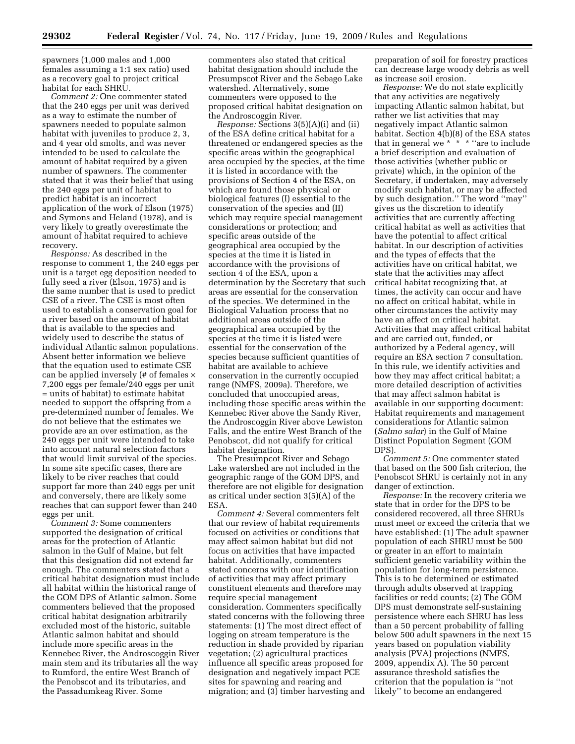spawners (1,000 males and 1,000 females assuming a 1:1 sex ratio) used as a recovery goal to project critical habitat for each SHRU.

*Comment 2:* One commenter stated that the 240 eggs per unit was derived as a way to estimate the number of spawners needed to populate salmon habitat with juveniles to produce 2, 3, and 4 year old smolts, and was never intended to be used to calculate the amount of habitat required by a given number of spawners. The commenter stated that it was their belief that using the 240 eggs per unit of habitat to predict habitat is an incorrect application of the work of Elson (1975) and Symons and Heland (1978), and is very likely to greatly overestimate the amount of habitat required to achieve recovery.

*Response:* As described in the response to comment 1, the 240 eggs per unit is a target egg deposition needed to fully seed a river (Elson, 1975) and is the same number that is used to predict CSE of a river. The CSE is most often used to establish a conservation goal for a river based on the amount of habitat that is available to the species and widely used to describe the status of individual Atlantic salmon populations. Absent better information we believe that the equation used to estimate CSE can be applied inversely (# of females × 7,200 eggs per female/240 eggs per unit = units of habitat) to estimate habitat needed to support the offspring from a pre-determined number of females. We do not believe that the estimates we provide are an over estimation, as the 240 eggs per unit were intended to take into account natural selection factors that would limit survival of the species. In some site specific cases, there are likely to be river reaches that could support far more than 240 eggs per unit and conversely, there are likely some reaches that can support fewer than 240 eggs per unit.

*Comment 3:* Some commenters supported the designation of critical areas for the protection of Atlantic salmon in the Gulf of Maine, but felt that this designation did not extend far enough. The commenters stated that a critical habitat designation must include all habitat within the historical range of the GOM DPS of Atlantic salmon. Some commenters believed that the proposed critical habitat designation arbitrarily excluded most of the historic, suitable Atlantic salmon habitat and should include more specific areas in the Kennebec River, the Androscoggin River main stem and its tributaries all the way to Rumford, the entire West Branch of the Penobscot and its tributaries, and the Passadumkeag River. Some commenters also stated that critical habitat designation should include the Presumpscot River and the Sebago Lake watershed. Alternatively, some commenters were opposed to the proposed critical habitat designation on the Androscoggin River.

*Response:* Sections 3(5)(A)(i) and (ii) of the ESA define critical habitat for a threatened or endangered species as the specific areas within the geographical area occupied by the species, at the time it is listed in accordance with the provisions of Section 4 of the ESA, on which are found those physical or biological features (I) essential to the conservation of the species and (II) which may require special management considerations or protection; and specific areas outside of the geographical area occupied by the species at the time it is listed in accordance with the provisions of section 4 of the ESA, upon a determination by the Secretary that such areas are essential for the conservation of the species. We determined in the Biological Valuation process that no additional areas outside of the geographical area occupied by the species at the time it is listed were essential for the conservation of the species because sufficient quantities of habitat are available to achieve conservation in the currently occupied range (NMFS, 2009a). Therefore, we concluded that unoccupied areas, including those specific areas within the Kennebec River above the Sandy River, the Androscoggin River above Lewiston Falls, and the entire West Branch of the Penobscot, did not qualify for critical habitat designation.

The Presumpcot River and Sebago Lake watershed are not included in the geographic range of the GOM DPS, and therefore are not eligible for designation as critical under section 3(5)(A) of the ESA.

*Comment 4:* Several commenters felt that our review of habitat requirements focused on activities or conditions that may affect salmon habitat but did not focus on activities that have impacted habitat. Additionally, commenters stated concerns with our identification of activities that may affect primary constituent elements and therefore may require special management consideration. Commenters specifically stated concerns with the following three statements: (1) The most direct effect of logging on stream temperature is the reduction in shade provided by riparian vegetation; (2) agricultural practices influence all specific areas proposed for designation and negatively impact PCE sites for spawning and rearing and migration; and (3) timber harvesting and preparation of soil for forestry practices can decrease large woody debris as well as increase soil erosion.

*Response:* We do not state explicitly that any activities are negatively impacting Atlantic salmon habitat, but rather we list activities that may negatively impact Atlantic salmon habitat. Section 4(b)(8) of the ESA states that in general we * * * ''are to include a brief description and evaluation of those activities (whether public or private) which, in the opinion of the Secretary, if undertaken, may adversely modify such habitat, or may be affected by such designation.'' The word ''may'' gives us the discretion to identify activities that are currently affecting critical habitat as well as activities that have the potential to affect critical habitat. In our description of activities and the types of effects that the activities have on critical habitat, we state that the activities may affect critical habitat recognizing that, at times, the activity can occur and have no affect on critical habitat, while in other circumstances the activity may have an affect on critical habitat. Activities that may affect critical habitat and are carried out, funded, or authorized by a Federal agency, will require an ESA section 7 consultation. In this rule, we identify activities and how they may affect critical habitat; a more detailed description of activities that may affect salmon habitat is available in our supporting document: Habitat requirements and management considerations for Atlantic salmon (*Salmo salar*) in the Gulf of Maine Distinct Population Segment (GOM DPS).

*Comment 5:* One commenter stated that based on the 500 fish criterion, the Penobscot SHRU is certainly not in any danger of extinction.

*Response:* In the recovery criteria we state that in order for the DPS to be considered recovered, all three SHRUs must meet or exceed the criteria that we have established: (1) The adult spawner population of each SHRU must be 500 or greater in an effort to maintain sufficient genetic variability within the population for long-term persistence. This is to be determined or estimated through adults observed at trapping facilities or redd counts; (2) The GOM DPS must demonstrate self-sustaining persistence where each SHRU has less than a 50 percent probability of falling below 500 adult spawners in the next 15 years based on population viability analysis (PVA) projections (NMFS, 2009, appendix A). The 50 percent assurance threshold satisfies the criterion that the population is ''not likely'' to become an endangered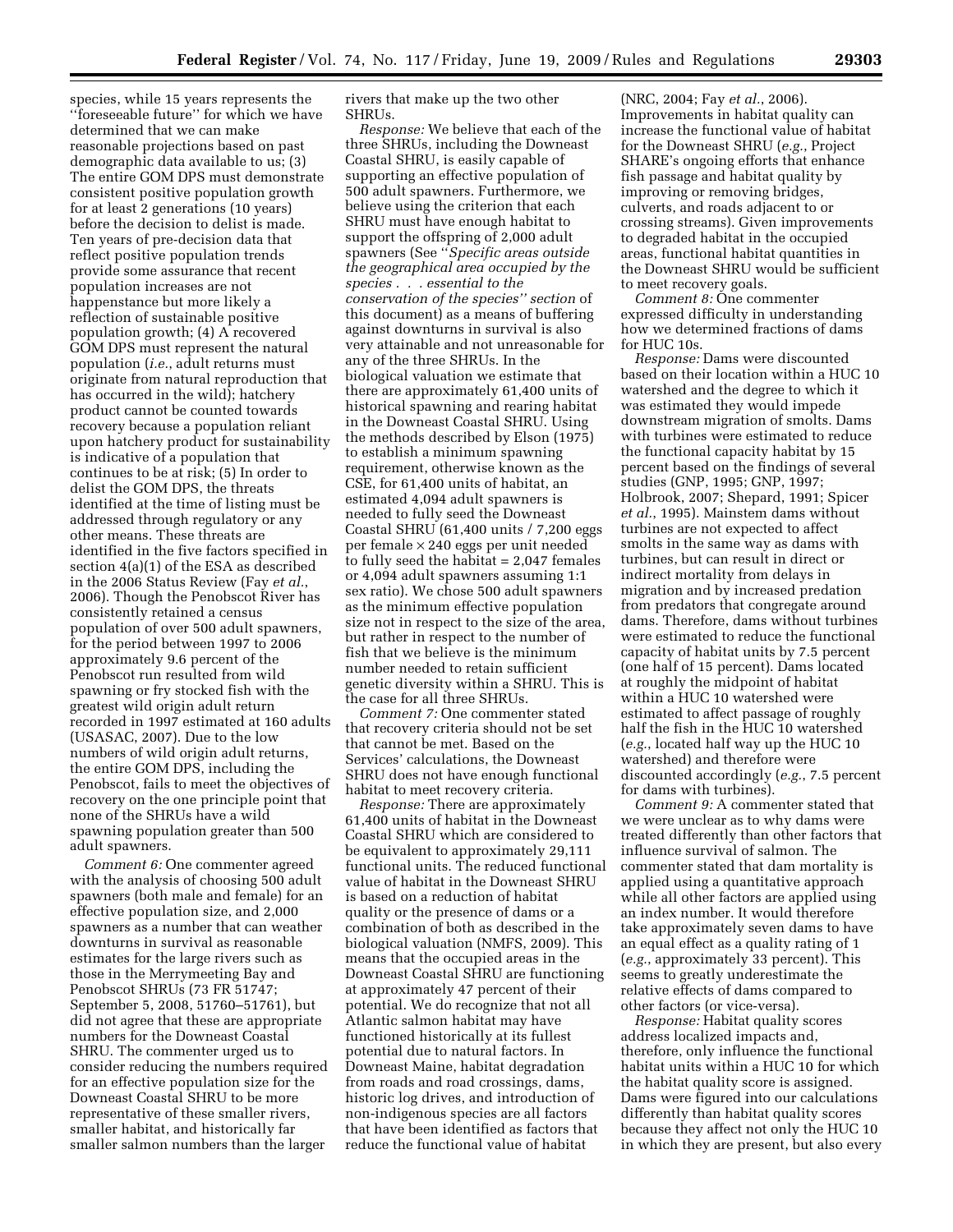species, while 15 years represents the ''foreseeable future'' for which we have determined that we can make reasonable projections based on past demographic data available to us; (3) The entire GOM DPS must demonstrate consistent positive population growth for at least 2 generations (10 years) before the decision to delist is made. Ten years of pre-decision data that reflect positive population trends provide some assurance that recent population increases are not happenstance but more likely a reflection of sustainable positive population growth; (4) A recovered GOM DPS must represent the natural population (*i.e.*, adult returns must originate from natural reproduction that has occurred in the wild); hatchery product cannot be counted towards recovery because a population reliant upon hatchery product for sustainability is indicative of a population that continues to be at risk; (5) In order to delist the GOM DPS, the threats identified at the time of listing must be addressed through regulatory or any other means. These threats are identified in the five factors specified in section 4(a)(1) of the ESA as described in the 2006 Status Review (Fay *et al.*, 2006). Though the Penobscot River has consistently retained a census population of over 500 adult spawners, for the period between 1997 to 2006 approximately 9.6 percent of the Penobscot run resulted from wild spawning or fry stocked fish with the greatest wild origin adult return recorded in 1997 estimated at 160 adults (USASAC, 2007). Due to the low numbers of wild origin adult returns, the entire GOM DPS, including the Penobscot, fails to meet the objectives of recovery on the one principle point that none of the SHRUs have a wild spawning population greater than 500 adult spawners.

*Comment 6:* One commenter agreed with the analysis of choosing 500 adult spawners (both male and female) for an effective population size, and 2,000 spawners as a number that can weather downturns in survival as reasonable estimates for the large rivers such as those in the Merrymeeting Bay and Penobscot SHRUs (73 FR 51747; September 5, 2008, 51760–51761), but did not agree that these are appropriate numbers for the Downeast Coastal SHRU. The commenter urged us to consider reducing the numbers required for an effective population size for the Downeast Coastal SHRU to be more representative of these smaller rivers, smaller habitat, and historically far smaller salmon numbers than the larger rivers that make up the two other SHRUs.

*Response:* We believe that each of the three SHRUs, including the Downeast Coastal SHRU, is easily capable of supporting an effective population of 500 adult spawners. Furthermore, we believe using the criterion that each SHRU must have enough habitat to support the offspring of 2,000 adult spawners (See ''*Specific areas outside the geographical area occupied by the species . . . essential to the conservation of the species''* section of this document) as a means of buffering against downturns in survival is also very attainable and not unreasonable for any of the three SHRUs. In the biological valuation we estimate that there are approximately 61,400 units of historical spawning and rearing habitat in the Downeast Coastal SHRU. Using the methods described by Elson (1975) to establish a minimum spawning requirement, otherwise known as the CSE, for 61,400 units of habitat, an estimated 4,094 adult spawners is needed to fully seed the Downeast Coastal SHRU (61,400 units / 7,200 eggs per female × 240 eggs per unit needed to fully seed the habitat = 2,047 females or 4,094 adult spawners assuming 1:1 sex ratio). We chose 500 adult spawners as the minimum effective population size not in respect to the size of the area, but rather in respect to the number of fish that we believe is the minimum number needed to retain sufficient genetic diversity within a SHRU. This is the case for all three SHRUs.

*Comment 7:* One commenter stated that recovery criteria should not be set that cannot be met. Based on the Services' calculations, the Downeast SHRU does not have enough functional habitat to meet recovery criteria.

*Response:* There are approximately 61,400 units of habitat in the Downeast Coastal SHRU which are considered to be equivalent to approximately 29,111 functional units. The reduced functional value of habitat in the Downeast SHRU is based on a reduction of habitat quality or the presence of dams or a combination of both as described in the biological valuation (NMFS, 2009). This means that the occupied areas in the Downeast Coastal SHRU are functioning at approximately 47 percent of their potential. We do recognize that not all Atlantic salmon habitat may have functioned historically at its fullest potential due to natural factors. In Downeast Maine, habitat degradation from roads and road crossings, dams, historic log drives, and introduction of non-indigenous species are all factors that have been identified as factors that reduce the functional value of habitat (NRC, 2004; Fay *et al.*, 2006). Improvements in habitat quality can increase the functional value of habitat for the Downeast SHRU (*e.g.*, Project SHARE's ongoing efforts that enhance fish passage and habitat quality by improving or removing bridges, culverts, and roads adjacent to or crossing streams). Given improvements to degraded habitat in the occupied areas, functional habitat quantities in the Downeast SHRU would be sufficient to meet recovery goals.

*Comment 8:* One commenter expressed difficulty in understanding how we determined fractions of dams for HUC 10s.

*Response:* Dams were discounted based on their location within a HUC 10 watershed and the degree to which it was estimated they would impede downstream migration of smolts. Dams with turbines were estimated to reduce the functional capacity habitat by 15 percent based on the findings of several studies (GNP, 1995; GNP, 1997; Holbrook, 2007; Shepard, 1991; Spicer *et al.*, 1995). Mainstem dams without turbines are not expected to affect smolts in the same way as dams with turbines, but can result in direct or indirect mortality from delays in migration and by increased predation from predators that congregate around dams. Therefore, dams without turbines were estimated to reduce the functional capacity of habitat units by 7.5 percent (one half of 15 percent). Dams located at roughly the midpoint of habitat within a HUC 10 watershed were estimated to affect passage of roughly half the fish in the HUC 10 watershed (*e.g.*, located half way up the HUC 10 watershed) and therefore were discounted accordingly (*e.g.*, 7.5 percent for dams with turbines).

*Comment 9:* A commenter stated that we were unclear as to why dams were treated differently than other factors that influence survival of salmon. The commenter stated that dam mortality is applied using a quantitative approach while all other factors are applied using an index number. It would therefore take approximately seven dams to have an equal effect as a quality rating of 1 (*e.g.*, approximately 33 percent). This seems to greatly underestimate the relative effects of dams compared to other factors (or vice-versa).

*Response:* Habitat quality scores address localized impacts and, therefore, only influence the functional habitat units within a HUC 10 for which the habitat quality score is assigned. Dams were figured into our calculations differently than habitat quality scores because they affect not only the HUC 10 in which they are present, but also every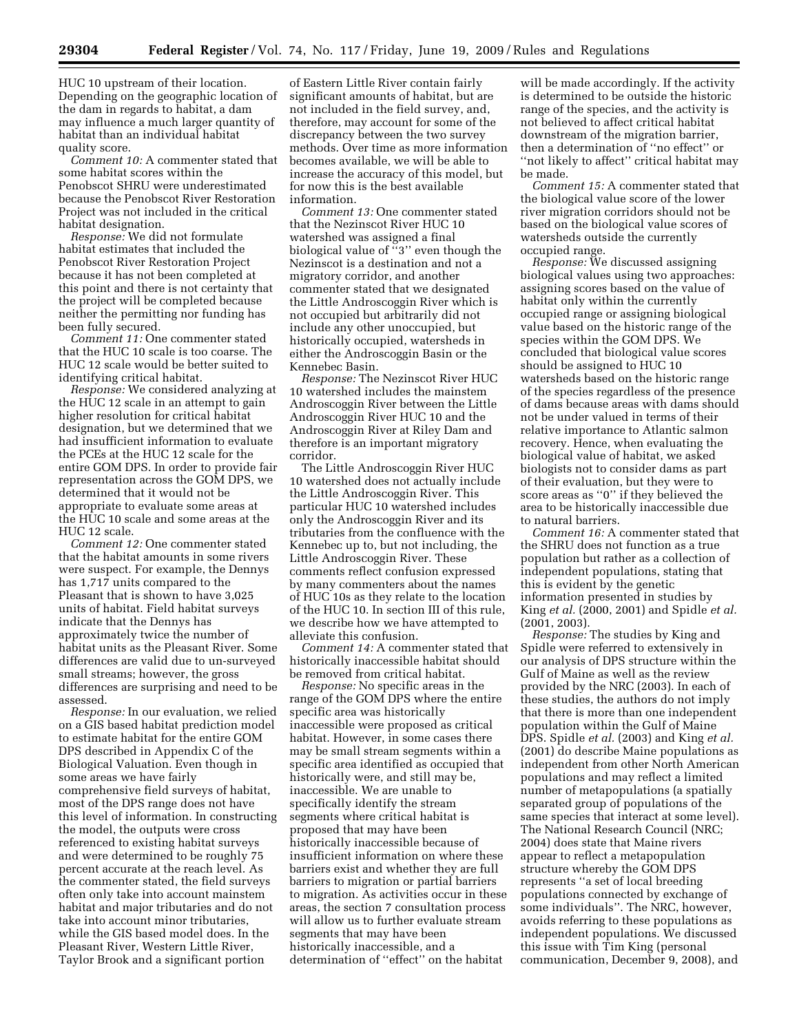HUC 10 upstream of their location. Depending on the geographic location of the dam in regards to habitat, a dam may influence a much larger quantity of habitat than an individual habitat quality score.

*Comment 10:* A commenter stated that some habitat scores within the Penobscot SHRU were underestimated because the Penobscot River Restoration Project was not included in the critical habitat designation.

*Response:* We did not formulate habitat estimates that included the Penobscot River Restoration Project because it has not been completed at this point and there is not certainty that the project will be completed because neither the permitting nor funding has been fully secured.

*Comment 11:* One commenter stated that the HUC 10 scale is too coarse. The HUC 12 scale would be better suited to identifying critical habitat.

*Response:* We considered analyzing at the HUC 12 scale in an attempt to gain higher resolution for critical habitat designation, but we determined that we had insufficient information to evaluate the PCEs at the HUC 12 scale for the entire GOM DPS. In order to provide fair representation across the GOM DPS, we determined that it would not be appropriate to evaluate some areas at the HUC 10 scale and some areas at the HUC 12 scale.

*Comment 12:* One commenter stated that the habitat amounts in some rivers were suspect. For example, the Dennys has 1,717 units compared to the Pleasant that is shown to have 3,025 units of habitat. Field habitat surveys indicate that the Dennys has approximately twice the number of habitat units as the Pleasant River. Some differences are valid due to un-surveyed small streams; however, the gross differences are surprising and need to be assessed.

*Response:* In our evaluation, we relied on a GIS based habitat prediction model to estimate habitat for the entire GOM DPS described in Appendix C of the Biological Valuation. Even though in some areas we have fairly comprehensive field surveys of habitat, most of the DPS range does not have this level of information. In constructing the model, the outputs were cross referenced to existing habitat surveys and were determined to be roughly 75 percent accurate at the reach level. As the commenter stated, the field surveys often only take into account mainstem habitat and major tributaries and do not take into account minor tributaries, while the GIS based model does. In the Pleasant River, Western Little River, Taylor Brook and a significant portion of Eastern Little River contain fairly significant amounts of habitat, but are not included in the field survey, and, therefore, may account for some of the discrepancy between the two survey methods. Over time as more information becomes available, we will be able to increase the accuracy of this model, but for now this is the best available information.

*Comment 13:* One commenter stated that the Nezinscot River HUC 10 watershed was assigned a final biological value of ''3'' even though the Nezinscot is a destination and not a migratory corridor, and another commenter stated that we designated the Little Androscoggin River which is not occupied but arbitrarily did not include any other unoccupied, but historically occupied, watersheds in either the Androscoggin Basin or the Kennebec Basin.

*Response:* The Nezinscot River HUC 10 watershed includes the mainstem Androscoggin River between the Little Androscoggin River HUC 10 and the Androscoggin River at Riley Dam and therefore is an important migratory corridor.

The Little Androscoggin River HUC 10 watershed does not actually include the Little Androscoggin River. This particular HUC 10 watershed includes only the Androscoggin River and its tributaries from the confluence with the Kennebec up to, but not including, the Little Androscoggin River. These comments reflect confusion expressed by many commenters about the names of HUC 10s as they relate to the location of the HUC 10. In section III of this rule, we describe how we have attempted to alleviate this confusion.

*Comment 14:* A commenter stated that historically inaccessible habitat should be removed from critical habitat.

*Response:* No specific areas in the range of the GOM DPS where the entire specific area was historically inaccessible were proposed as critical habitat. However, in some cases there may be small stream segments within a specific area identified as occupied that historically were, and still may be, inaccessible. We are unable to specifically identify the stream segments where critical habitat is proposed that may have been historically inaccessible because of insufficient information on where these barriers exist and whether they are full barriers to migration or partial barriers to migration. As activities occur in these areas, the section 7 consultation process will allow us to further evaluate stream segments that may have been historically inaccessible, and a determination of ''effect'' on the habitat will be made accordingly. If the activity is determined to be outside the historic range of the species, and the activity is not believed to affect critical habitat downstream of the migration barrier, then a determination of ''no effect'' or ''not likely to affect'' critical habitat may be made.

*Comment 15:* A commenter stated that the biological value score of the lower river migration corridors should not be based on the biological value scores of watersheds outside the currently occupied range.

*Response:* We discussed assigning biological values using two approaches: assigning scores based on the value of habitat only within the currently occupied range or assigning biological value based on the historic range of the species within the GOM DPS. We concluded that biological value scores should be assigned to HUC 10 watersheds based on the historic range of the species regardless of the presence of dams because areas with dams should not be under valued in terms of their relative importance to Atlantic salmon recovery. Hence, when evaluating the biological value of habitat, we asked biologists not to consider dams as part of their evaluation, but they were to score areas as ''0'' if they believed the area to be historically inaccessible due to natural barriers.

*Comment 16:* A commenter stated that the SHRU does not function as a true population but rather as a collection of independent populations, stating that this is evident by the genetic information presented in studies by King *et al.* (2000, 2001) and Spidle *et al.* (2001, 2003).

*Response:* The studies by King and Spidle were referred to extensively in our analysis of DPS structure within the Gulf of Maine as well as the review provided by the NRC (2003). In each of these studies, the authors do not imply that there is more than one independent population within the Gulf of Maine DPS. Spidle *et al.* (2003) and King *et al.* (2001) do describe Maine populations as independent from other North American populations and may reflect a limited number of metapopulations (a spatially separated group of populations of the same species that interact at some level). The National Research Council (NRC; 2004) does state that Maine rivers appear to reflect a metapopulation structure whereby the GOM DPS represents ''a set of local breeding populations connected by exchange of some individuals''. The NRC, however, avoids referring to these populations as independent populations. We discussed this issue with Tim King (personal communication, December 9, 2008), and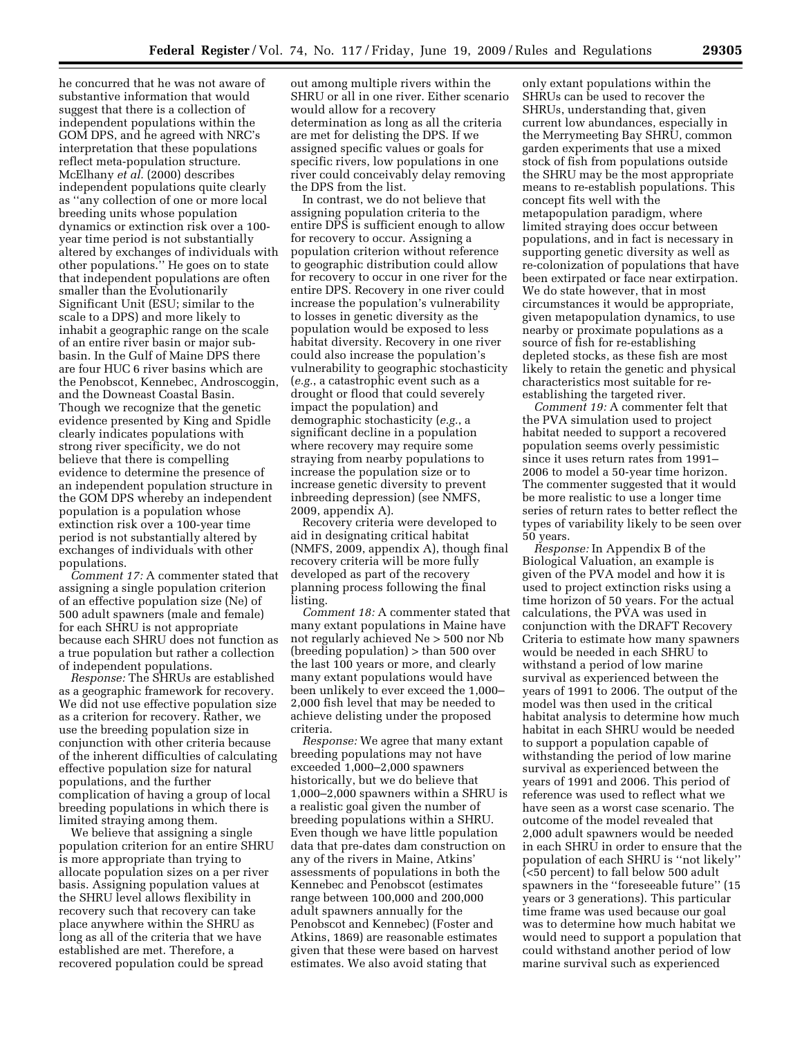he concurred that he was not aware of substantive information that would suggest that there is a collection of independent populations within the GOM DPS, and he agreed with NRC's interpretation that these populations reflect meta-population structure. McElhany *et al.* (2000) describes independent populations quite clearly as ''any collection of one or more local breeding units whose population dynamics or extinction risk over a 100-year time period is not substantially altered by exchanges of individuals with other populations.'' He goes on to state that independent populations are often smaller than the Evolutionarily Significant Unit (ESU; similar to the scale to a DPS) and more likely to inhabit a geographic range on the scale of an entire river basin or major sub-basin. In the Gulf of Maine DPS there are four HUC 6 river basins which are the Penobscot, Kennebec, Androscoggin, and the Downeast Coastal Basin. Though we recognize that the genetic evidence presented by King and Spidle clearly indicates populations with strong river specificity, we do not believe that there is compelling evidence to determine the presence of an independent population structure in the GOM DPS whereby an independent population is a population whose extinction risk over a 100-year time period is not substantially altered by exchanges of individuals with other populations.

*Comment 17:* A commenter stated that assigning a single population criterion of an effective population size (Ne) of 500 adult spawners (male and female) for each SHRU is not appropriate because each SHRU does not function as a true population but rather a collection of independent populations.

*Response:* The SHRUs are established as a geographic framework for recovery. We did not use effective population size as a criterion for recovery. Rather, we use the breeding population size in conjunction with other criteria because of the inherent difficulties of calculating effective population size for natural populations, and the further complication of having a group of local breeding populations in which there is limited straying among them.

We believe that assigning a single population criterion for an entire SHRU is more appropriate than trying to allocate population sizes on a per river basis. Assigning population values at the SHRU level allows flexibility in recovery such that recovery can take place anywhere within the SHRU as long as all of the criteria that we have established are met. Therefore, a recovered population could be spread out among multiple rivers within the SHRU or all in one river. Either scenario would allow for a recovery determination as long as all the criteria are met for delisting the DPS. If we assigned specific values or goals for specific rivers, low populations in one river could conceivably delay removing the DPS from the list.

In contrast, we do not believe that assigning population criteria to the entire DPS is sufficient enough to allow for recovery to occur. Assigning a population criterion without reference to geographic distribution could allow for recovery to occur in one river for the entire DPS. Recovery in one river could increase the population's vulnerability to losses in genetic diversity as the population would be exposed to less habitat diversity. Recovery in one river could also increase the population's vulnerability to geographic stochasticity (*e.g.*, a catastrophic event such as a drought or flood that could severely impact the population) and demographic stochasticity (*e.g.*, a significant decline in a population where recovery may require some straying from nearby populations to increase the population size or to increase genetic diversity to prevent inbreeding depression) (see NMFS, 2009, appendix A).

Recovery criteria were developed to aid in designating critical habitat (NMFS, 2009, appendix A), though final recovery criteria will be more fully developed as part of the recovery planning process following the final listing.

*Comment 18:* A commenter stated that many extant populations in Maine have not regularly achieved Ne > 500 nor Nb (breeding population) > than 500 over the last 100 years or more, and clearly many extant populations would have been unlikely to ever exceed the 1,000–2,000 fish level that may be needed to achieve delisting under the proposed criteria.

*Response:* We agree that many extant breeding populations may not have exceeded 1,000–2,000 spawners historically, but we do believe that 1,000–2,000 spawners within a SHRU is a realistic goal given the number of breeding populations within a SHRU. Even though we have little population data that pre-dates dam construction on any of the rivers in Maine, Atkins' assessments of populations in both the Kennebec and Penobscot (estimates range between 100,000 and 200,000 adult spawners annually for the Penobscot and Kennebec) (Foster and Atkins, 1869) are reasonable estimates given that these were based on harvest estimates. We also avoid stating that only extant populations within the SHRUs can be used to recover the SHRUs, understanding that, given current low abundances, especially in the Merrymeeting Bay SHRU, common garden experiments that use a mixed stock of fish from populations outside the SHRU may be the most appropriate means to re-establish populations. This concept fits well with the metapopulation paradigm, where limited straying does occur between populations, and in fact is necessary in supporting genetic diversity as well as re-colonization of populations that have been extirpated or face near extirpation. We do state however, that in most circumstances it would be appropriate, given metapopulation dynamics, to use nearby or proximate populations as a source of fish for re-establishing depleted stocks, as these fish are most likely to retain the genetic and physical characteristics most suitable for re-establishing the targeted river.

*Comment 19:* A commenter felt that the PVA simulation used to project habitat needed to support a recovered population seems overly pessimistic since it uses return rates from 1991–2006 to model a 50-year time horizon. The commenter suggested that it would be more realistic to use a longer time series of return rates to better reflect the types of variability likely to be seen over 50 years.

*Response:* In Appendix B of the Biological Valuation, an example is given of the PVA model and how it is used to project extinction risks using a time horizon of 50 years. For the actual calculations, the PVA was used in conjunction with the DRAFT Recovery Criteria to estimate how many spawners would be needed in each SHRU to withstand a period of low marine survival as experienced between the years of 1991 to 2006. The output of the model was then used in the critical habitat analysis to determine how much habitat in each SHRU would be needed to support a population capable of withstanding the period of low marine survival as experienced between the years of 1991 and 2006. This period of reference was used to reflect what we have seen as a worst case scenario. The outcome of the model revealed that 2,000 adult spawners would be needed in each SHRU in order to ensure that the population of each SHRU is ''not likely'' (<50 percent) to fall below 500 adult spawners in the ''foreseeable future'' (15 years or 3 generations). This particular time frame was used because our goal was to determine how much habitat we would need to support a population that could withstand another period of low marine survival such as experienced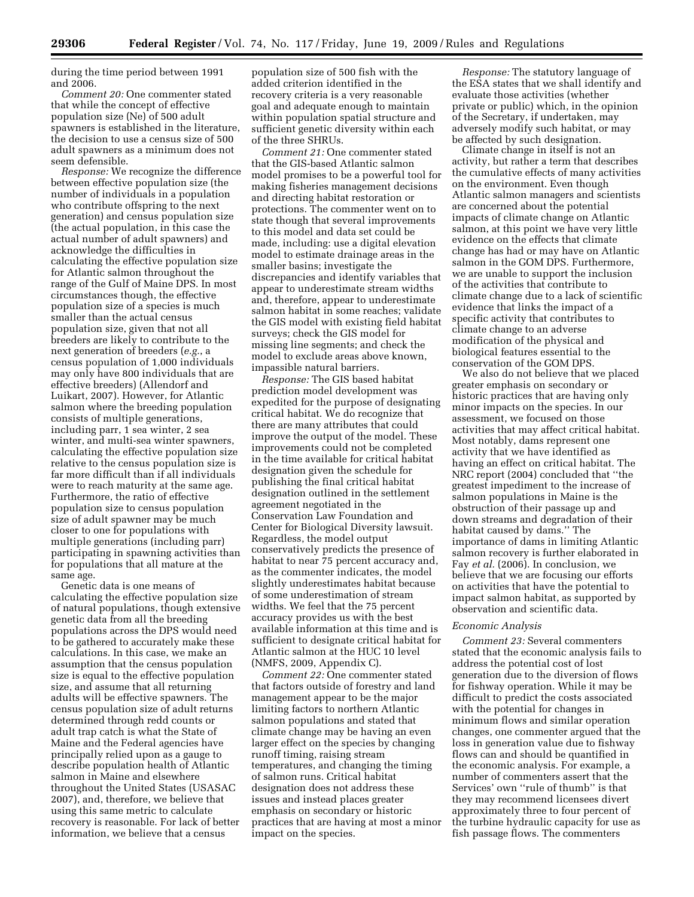during the time period between 1991 and 2006.

*Comment 20:* One commenter stated that while the concept of effective population size (Ne) of 500 adult spawners is established in the literature, the decision to use a census size of 500 adult spawners as a minimum does not seem defensible.

*Response:* We recognize the difference between effective population size (the number of individuals in a population who contribute offspring to the next generation) and census population size (the actual population, in this case the actual number of adult spawners) and acknowledge the difficulties in calculating the effective population size for Atlantic salmon throughout the range of the Gulf of Maine DPS. In most circumstances though, the effective population size of a species is much smaller than the actual census population size, given that not all breeders are likely to contribute to the next generation of breeders (*e.g.*, a census population of 1,000 individuals may only have 800 individuals that are effective breeders) (Allendorf and Luikart, 2007). However, for Atlantic salmon where the breeding population consists of multiple generations, including parr, 1 sea winter, 2 sea winter, and multi-sea winter spawners, calculating the effective population size relative to the census population size is far more difficult than if all individuals were to reach maturity at the same age. Furthermore, the ratio of effective population size to census population size of adult spawner may be much closer to one for populations with multiple generations (including parr) participating in spawning activities than for populations that all mature at the same age.

Genetic data is one means of calculating the effective population size of natural populations, though extensive genetic data from all the breeding populations across the DPS would need to be gathered to accurately make these calculations. In this case, we make an assumption that the census population size is equal to the effective population size, and assume that all returning adults will be effective spawners. The census population size of adult returns determined through redd counts or adult trap catch is what the State of Maine and the Federal agencies have principally relied upon as a gauge to describe population health of Atlantic salmon in Maine and elsewhere throughout the United States (USASAC 2007), and, therefore, we believe that using this same metric to calculate recovery is reasonable. For lack of better information, we believe that a census population size of 500 fish with the added criterion identified in the recovery criteria is a very reasonable goal and adequate enough to maintain within population spatial structure and sufficient genetic diversity within each of the three SHRUs.

*Comment 21:* One commenter stated that the GIS-based Atlantic salmon model promises to be a powerful tool for making fisheries management decisions and directing habitat restoration or protections. The commenter went on to state though that several improvements to this model and data set could be made, including: use a digital elevation model to estimate drainage areas in the smaller basins; investigate the discrepancies and identify variables that appear to underestimate stream widths and, therefore, appear to underestimate salmon habitat in some reaches; validate the GIS model with existing field habitat surveys; check the GIS model for missing line segments; and check the model to exclude areas above known, impassible natural barriers.

*Response:* The GIS based habitat prediction model development was expedited for the purpose of designating critical habitat. We do recognize that there are many attributes that could improve the output of the model. These improvements could not be completed in the time available for critical habitat designation given the schedule for publishing the final critical habitat designation outlined in the settlement agreement negotiated in the Conservation Law Foundation and Center for Biological Diversity lawsuit. Regardless, the model output conservatively predicts the presence of habitat to near 75 percent accuracy and, as the commenter indicates, the model slightly underestimates habitat because of some underestimation of stream widths. We feel that the 75 percent accuracy provides us with the best available information at this time and is sufficient to designate critical habitat for Atlantic salmon at the HUC 10 level (NMFS, 2009, Appendix C).

*Comment 22:* One commenter stated that factors outside of forestry and land management appear to be the major limiting factors to northern Atlantic salmon populations and stated that climate change may be having an even larger effect on the species by changing runoff timing, raising stream temperatures, and changing the timing of salmon runs. Critical habitat designation does not address these issues and instead places greater emphasis on secondary or historic practices that are having at most a minor impact on the species.

*Response:* The statutory language of the ESA states that we shall identify and evaluate those activities (whether private or public) which, in the opinion of the Secretary, if undertaken, may adversely modify such habitat, or may be affected by such designation.

Climate change in itself is not an activity, but rather a term that describes the cumulative effects of many activities on the environment. Even though Atlantic salmon managers and scientists are concerned about the potential impacts of climate change on Atlantic salmon, at this point we have very little evidence on the effects that climate change has had or may have on Atlantic salmon in the GOM DPS. Furthermore, we are unable to support the inclusion of the activities that contribute to climate change due to a lack of scientific evidence that links the impact of a specific activity that contributes to climate change to an adverse modification of the physical and biological features essential to the conservation of the GOM DPS.

We also do not believe that we placed greater emphasis on secondary or historic practices that are having only minor impacts on the species. In our assessment, we focused on those activities that may affect critical habitat. Most notably, dams represent one activity that we have identified as having an effect on critical habitat. The NRC report (2004) concluded that ''the greatest impediment to the increase of salmon populations in Maine is the obstruction of their passage up and down streams and degradation of their habitat caused by dams.'' The importance of dams in limiting Atlantic salmon recovery is further elaborated in Fay *et al.* (2006). In conclusion, we believe that we are focusing our efforts on activities that have the potential to impact salmon habitat, as supported by observation and scientific data.

### *Economic Analysis*

*Comment 23:* Several commenters stated that the economic analysis fails to address the potential cost of lost generation due to the diversion of flows for fishway operation. While it may be difficult to predict the costs associated with the potential for changes in minimum flows and similar operation changes, one commenter argued that the loss in generation value due to fishway flows can and should be quantified in the economic analysis. For example, a number of commenters assert that the Services' own ''rule of thumb'' is that they may recommend licensees divert approximately three to four percent of the turbine hydraulic capacity for use as fish passage flows. The commenters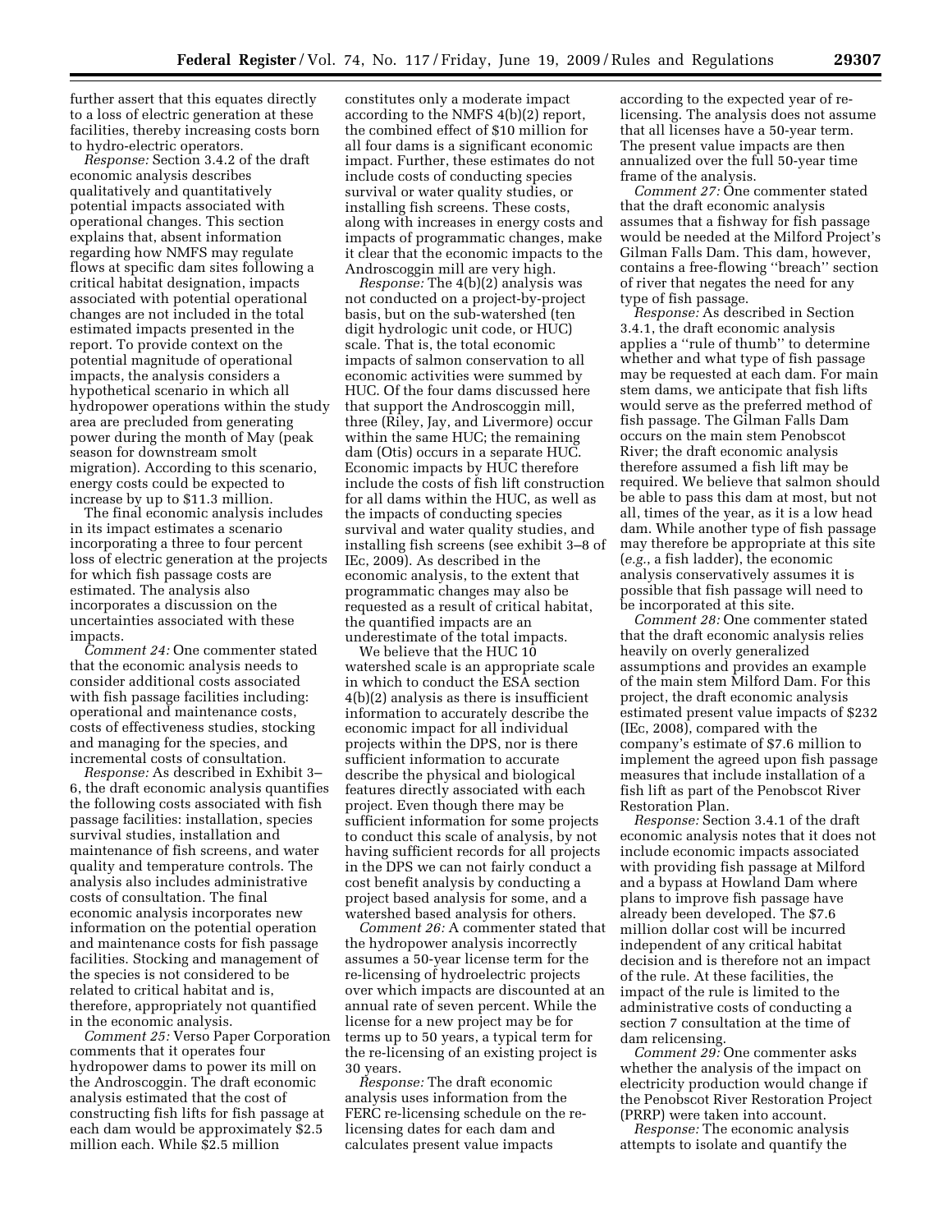further assert that this equates directly to a loss of electric generation at these facilities, thereby increasing costs born to hydro-electric operators.

*Response:* Section 3.4.2 of the draft economic analysis describes qualitatively and quantitatively potential impacts associated with operational changes. This section explains that, absent information regarding how NMFS may regulate flows at specific dam sites following a critical habitat designation, impacts associated with potential operational changes are not included in the total estimated impacts presented in the report. To provide context on the potential magnitude of operational impacts, the analysis considers a hypothetical scenario in which all hydropower operations within the study area are precluded from generating power during the month of May (peak season for downstream smolt migration). According to this scenario, energy costs could be expected to increase by up to $11.3 million.

The final economic analysis includes in its impact estimates a scenario incorporating a three to four percent loss of electric generation at the projects for which fish passage costs are estimated. The analysis also incorporates a discussion on the uncertainties associated with these impacts.

*Comment 24:* One commenter stated that the economic analysis needs to consider additional costs associated with fish passage facilities including: operational and maintenance costs, costs of effectiveness studies, stocking and managing for the species, and incremental costs of consultation.

*Response:* As described in Exhibit 3–6, the draft economic analysis quantifies the following costs associated with fish passage facilities: installation, species survival studies, installation and maintenance of fish screens, and water quality and temperature controls. The analysis also includes administrative costs of consultation. The final economic analysis incorporates new information on the potential operation and maintenance costs for fish passage facilities. Stocking and management of the species is not considered to be related to critical habitat and is, therefore, appropriately not quantified in the economic analysis.

*Comment 25:* Verso Paper Corporation comments that it operates four hydropower dams to power its mill on the Androscoggin. The draft economic analysis estimated that the cost of constructing fish lifts for fish passage at each dam would be approximately $2.5 million each. While $2.5 million constitutes only a moderate impact according to the NMFS 4(b)(2) report, the combined effect of $10 million for all four dams is a significant economic impact. Further, these estimates do not include costs of conducting species survival or water quality studies, or installing fish screens. These costs, along with increases in energy costs and impacts of programmatic changes, make it clear that the economic impacts to the Androscoggin mill are very high.

*Response:* The 4(b)(2) analysis was not conducted on a project-by-project basis, but on the sub-watershed (ten digit hydrologic unit code, or HUC) scale. That is, the total economic impacts of salmon conservation to all economic activities were summed by HUC. Of the four dams discussed here that support the Androscoggin mill, three (Riley, Jay, and Livermore) occur within the same HUC; the remaining dam (Otis) occurs in a separate HUC. Economic impacts by HUC therefore include the costs of fish lift construction for all dams within the HUC, as well as the impacts of conducting species survival and water quality studies, and installing fish screens (see exhibit 3–8 of IEc, 2009). As described in the economic analysis, to the extent that programmatic changes may also be requested as a result of critical habitat, the quantified impacts are an underestimate of the total impacts.

We believe that the HUC 10 watershed scale is an appropriate scale in which to conduct the ESA section 4(b)(2) analysis as there is insufficient information to accurately describe the economic impact for all individual projects within the DPS, nor is there sufficient information to accurate describe the physical and biological features directly associated with each project. Even though there may be sufficient information for some projects to conduct this scale of analysis, by not having sufficient records for all projects in the DPS we can not fairly conduct a cost benefit analysis by conducting a project based analysis for some, and a watershed based analysis for others.

*Comment 26:* A commenter stated that the hydropower analysis incorrectly assumes a 50-year license term for the re-licensing of hydroelectric projects over which impacts are discounted at an annual rate of seven percent. While the license for a new project may be for terms up to 50 years, a typical term for the re-licensing of an existing project is 30 years.

*Response:* The draft economic analysis uses information from the FERC re-licensing schedule on the re-licensing dates for each dam and calculates present value impacts according to the expected year of re-licensing. The analysis does not assume that all licenses have a 50-year term. The present value impacts are then annualized over the full 50-year time frame of the analysis.

*Comment 27:* One commenter stated that the draft economic analysis assumes that a fishway for fish passage would be needed at the Milford Project's Gilman Falls Dam. This dam, however, contains a free-flowing "breach" section of river that negates the need for any type of fish passage.

*Response:* As described in Section 3.4.1, the draft economic analysis applies a "rule of thumb" to determine whether and what type of fish passage may be requested at each dam. For main stem dams, we anticipate that fish lifts would serve as the preferred method of fish passage. The Gilman Falls Dam occurs on the main stem Penobscot River; the draft economic analysis therefore assumed a fish lift may be required. We believe that salmon should be able to pass this dam at most, but not all, times of the year, as it is a low head dam. While another type of fish passage may therefore be appropriate at this site (*e.g.*, a fish ladder), the economic analysis conservatively assumes it is possible that fish passage will need to be incorporated at this site.

*Comment 28:* One commenter stated that the draft economic analysis relies heavily on overly generalized assumptions and provides an example of the main stem Milford Dam. For this project, the draft economic analysis estimated present value impacts of $232 (IEc, 2008), compared with the company's estimate of $7.6 million to implement the agreed upon fish passage measures that include installation of a fish lift as part of the Penobscot River Restoration Plan.

*Response:* Section 3.4.1 of the draft economic analysis notes that it does not include economic impacts associated with providing fish passage at Milford and a bypass at Howland Dam where plans to improve fish passage have already been developed. The $7.6 million dollar cost will be incurred independent of any critical habitat decision and is therefore not an impact of the rule. At these facilities, the impact of the rule is limited to the administrative costs of conducting a section 7 consultation at the time of dam relicensing.

*Comment 29:* One commenter asks whether the analysis of the impact on electricity production would change if the Penobscot River Restoration Project (PRRP) were taken into account.

*Response:* The economic analysis attempts to isolate and quantify the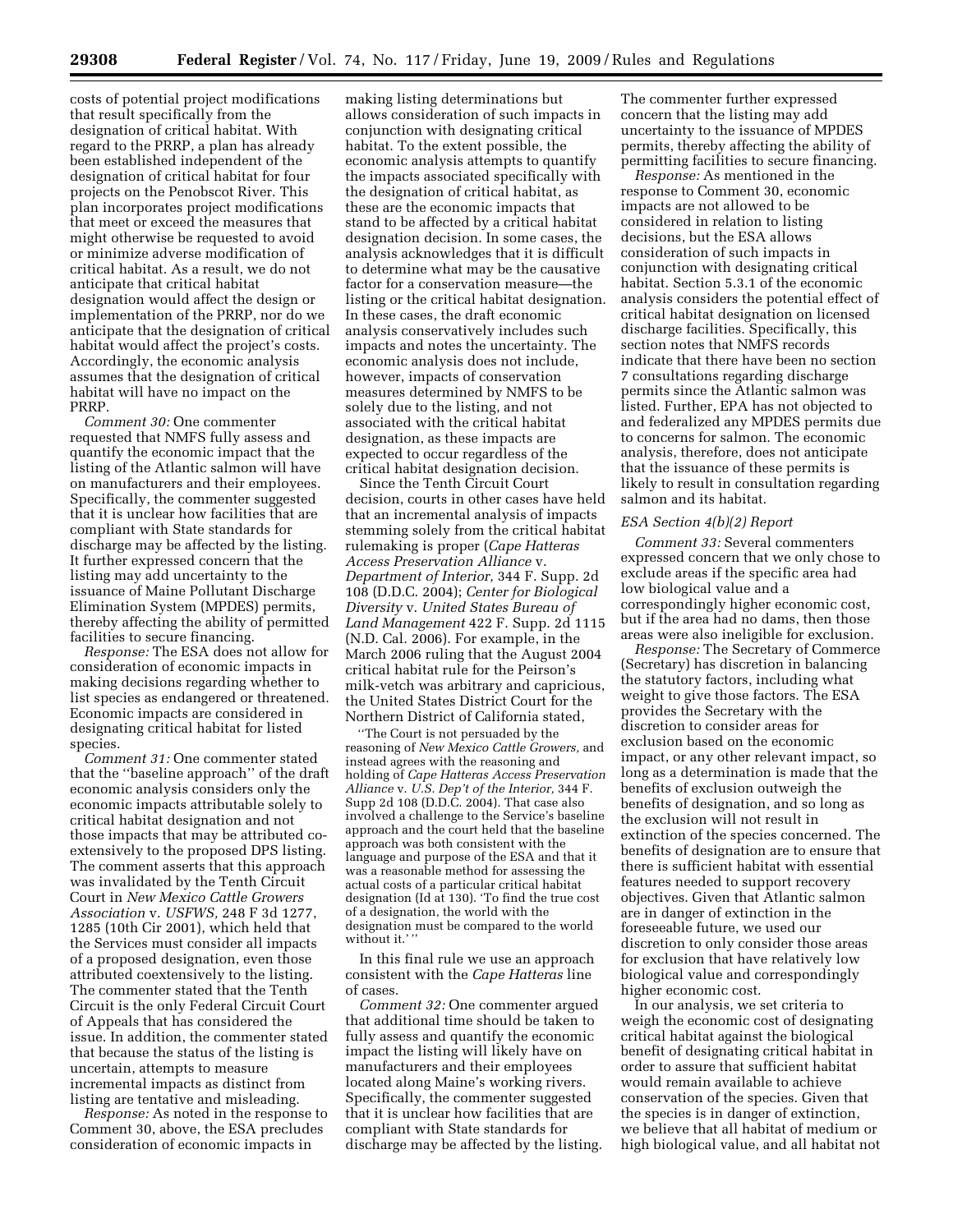costs of potential project modifications that result specifically from the designation of critical habitat. With regard to the PRRP, a plan has already been established independent of the designation of critical habitat for four projects on the Penobscot River. This plan incorporates project modifications that meet or exceed the measures that might otherwise be requested to avoid or minimize adverse modification of critical habitat. As a result, we do not anticipate that critical habitat designation would affect the design or implementation of the PRRP, nor do we anticipate that the designation of critical habitat would affect the project's costs. Accordingly, the economic analysis assumes that the designation of critical habitat will have no impact on the PRRP.

*Comment 30:* One commenter requested that NMFS fully assess and quantify the economic impact that the listing of the Atlantic salmon will have on manufacturers and their employees. Specifically, the commenter suggested that it is unclear how facilities that are compliant with State standards for discharge may be affected by the listing. It further expressed concern that the listing may add uncertainty to the issuance of Maine Pollutant Discharge Elimination System (MPDES) permits, thereby affecting the ability of permitted facilities to secure financing.

*Response:* The ESA does not allow for consideration of economic impacts in making decisions regarding whether to list species as endangered or threatened. Economic impacts are considered in designating critical habitat for listed species.

*Comment 31:* One commenter stated that the ''baseline approach'' of the draft economic analysis considers only the economic impacts attributable solely to critical habitat designation and not those impacts that may be attributed co-extensively to the proposed DPS listing. The comment asserts that this approach was invalidated by the Tenth Circuit Court in *New Mexico Cattle Growers Association* v. *USFWS,* 248 F 3d 1277, 1285 (10th Cir 2001), which held that the Services must consider all impacts of a proposed designation, even those attributed coextensively to the listing. The commenter stated that the Tenth Circuit is the only Federal Circuit Court of Appeals that has considered the issue. In addition, the commenter stated that because the status of the listing is uncertain, attempts to measure incremental impacts as distinct from listing are tentative and misleading.

*Response:* As noted in the response to Comment 30, above, the ESA precludes consideration of economic impacts in making listing determinations but allows consideration of such impacts in conjunction with designating critical habitat. To the extent possible, the economic analysis attempts to quantify the impacts associated specifically with the designation of critical habitat, as these are the economic impacts that stand to be affected by a critical habitat designation decision. In some cases, the analysis acknowledges that it is difficult to determine what may be the causative factor for a conservation measure—the listing or the critical habitat designation. In these cases, the draft economic analysis conservatively includes such impacts and notes the uncertainty. The economic analysis does not include, however, impacts of conservation measures determined by NMFS to be solely due to the listing, and not associated with the critical habitat designation, as these impacts are expected to occur regardless of the critical habitat designation decision.

Since the Tenth Circuit Court decision, courts in other cases have held that an incremental analysis of impacts stemming solely from the critical habitat rulemaking is proper (*Cape Hatteras Access Preservation Alliance* v. *Department of Interior,* 344 F. Supp. 2d 108 (D.D.C. 2004); *Center for Biological Diversity* v. *United States Bureau of Land Management* 422 F. Supp. 2d 1115 (N.D. Cal. 2006). For example, in the March 2006 ruling that the August 2004 critical habitat rule for the Peirson's milk-vetch was arbitrary and capricious, the United States District Court for the Northern District of California stated,

> ''The Court is not persuaded by the reasoning of *New Mexico Cattle Growers,* and instead agrees with the reasoning and holding of *Cape Hatteras Access Preservation Alliance* v. *U.S. Dep't of the Interior,* 344 F. Supp 2d 108 (D.D.C. 2004). That case also involved a challenge to the Service's baseline approach and the court held that the baseline approach was both consistent with the language and purpose of the ESA and that it was a reasonable method for assessing the actual costs of a particular critical habitat designation (Id at 130). 'To find the true cost of a designation, the world with the designation must be compared to the world without it.' ''

In this final rule we use an approach consistent with the *Cape Hatteras* line of cases.

*Comment 32:* One commenter argued that additional time should be taken to fully assess and quantify the economic impact the listing will likely have on manufacturers and their employees located along Maine's working rivers. Specifically, the commenter suggested that it is unclear how facilities that are compliant with State standards for discharge may be affected by the listing. The commenter further expressed concern that the listing may add uncertainty to the issuance of MPDES permits, thereby affecting the ability of permitting facilities to secure financing.

*Response:* As mentioned in the response to Comment 30, economic impacts are not allowed to be considered in relation to listing decisions, but the ESA allows consideration of such impacts in conjunction with designating critical habitat. Section 5.3.1 of the economic analysis considers the potential effect of critical habitat designation on licensed discharge facilities. Specifically, this section notes that NMFS records indicate that there have been no section 7 consultations regarding discharge permits since the Atlantic salmon was listed. Further, EPA has not objected to and federalized any MPDES permits due to concerns for salmon. The economic analysis, therefore, does not anticipate that the issuance of these permits is likely to result in consultation regarding salmon and its habitat.

### *ESA Section 4(b)(2) Report*

*Comment 33:* Several commenters expressed concern that we only chose to exclude areas if the specific area had low biological value and a correspondingly higher economic cost, but if the area had no dams, then those areas were also ineligible for exclusion.

*Response:* The Secretary of Commerce (Secretary) has discretion in balancing the statutory factors, including what weight to give those factors. The ESA provides the Secretary with the discretion to consider areas for exclusion based on the economic impact, or any other relevant impact, so long as a determination is made that the benefits of exclusion outweigh the benefits of designation, and so long as the exclusion will not result in extinction of the species concerned. The benefits of designation are to ensure that there is sufficient habitat with essential features needed to support recovery objectives. Given that Atlantic salmon are in danger of extinction in the foreseeable future, we used our discretion to only consider those areas for exclusion that have relatively low biological value and correspondingly higher economic cost.

In our analysis, we set criteria to weigh the economic cost of designating critical habitat against the biological benefit of designating critical habitat in order to assure that sufficient habitat would remain available to achieve conservation of the species. Given that the species is in danger of extinction, we believe that all habitat of medium or high biological value, and all habitat not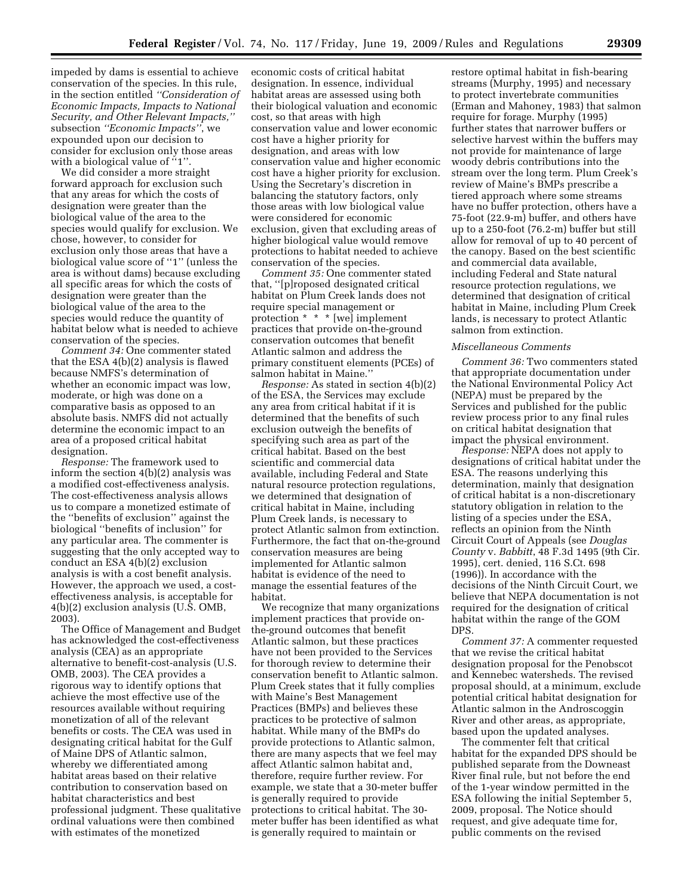impeded by dams is essential to achieve conservation of the species. In this rule, in the section entitled *''Consideration of Economic Impacts, Impacts to National Security, and Other Relevant Impacts,''* subsection *''Economic Impacts''*, we expounded upon our decision to consider for exclusion only those areas with a biological value of ''1''.

We did consider a more straight forward approach for exclusion such that any areas for which the costs of designation were greater than the biological value of the area to the species would qualify for exclusion. We chose, however, to consider for exclusion only those areas that have a biological value score of ''1'' (unless the area is without dams) because excluding all specific areas for which the costs of designation were greater than the biological value of the area to the species would reduce the quantity of habitat below what is needed to achieve conservation of the species.

*Comment 34:* One commenter stated that the ESA 4(b)(2) analysis is flawed because NMFS's determination of whether an economic impact was low, moderate, or high was done on a comparative basis as opposed to an absolute basis. NMFS did not actually determine the economic impact to an area of a proposed critical habitat designation.

*Response:* The framework used to inform the section 4(b)(2) analysis was a modified cost-effectiveness analysis. The cost-effectiveness analysis allows us to compare a monetized estimate of the ''benefits of exclusion'' against the biological ''benefits of inclusion'' for any particular area. The commenter is suggesting that the only accepted way to conduct an ESA 4(b)(2) exclusion analysis is with a cost benefit analysis. However, the approach we used, a cost-effectiveness analysis, is acceptable for 4(b)(2) exclusion analysis (U.S. OMB, 2003).

The Office of Management and Budget has acknowledged the cost-effectiveness analysis (CEA) as an appropriate alternative to benefit-cost-analysis (U.S. OMB, 2003). The CEA provides a rigorous way to identify options that achieve the most effective use of the resources available without requiring monetization of all of the relevant benefits or costs. The CEA was used in designating critical habitat for the Gulf of Maine DPS of Atlantic salmon, whereby we differentiated among habitat areas based on their relative contribution to conservation based on habitat characteristics and best professional judgment. These qualitative ordinal valuations were then combined with estimates of the monetized economic costs of critical habitat designation. In essence, individual habitat areas are assessed using both their biological valuation and economic cost, so that areas with high conservation value and lower economic cost have a higher priority for designation, and areas with low conservation value and higher economic cost have a higher priority for exclusion. Using the Secretary's discretion in balancing the statutory factors, only those areas with low biological value were considered for economic exclusion, given that excluding areas of higher biological value would remove protections to habitat needed to achieve conservation of the species.

*Comment 35:* One commenter stated that, ''[p]roposed designated critical habitat on Plum Creek lands does not require special management or protection * * * [we] implement practices that provide on-the-ground conservation outcomes that benefit Atlantic salmon and address the primary constituent elements (PCEs) of salmon habitat in Maine.''

*Response:* As stated in section 4(b)(2) of the ESA, the Services may exclude any area from critical habitat if it is determined that the benefits of such exclusion outweigh the benefits of specifying such area as part of the critical habitat. Based on the best scientific and commercial data available, including Federal and State natural resource protection regulations, we determined that designation of critical habitat in Maine, including Plum Creek lands, is necessary to protect Atlantic salmon from extinction. Furthermore, the fact that on-the-ground conservation measures are being implemented for Atlantic salmon habitat is evidence of the need to manage the essential features of the habitat.

We recognize that many organizations implement practices that provide on-the-ground outcomes that benefit Atlantic salmon, but these practices have not been provided to the Services for thorough review to determine their conservation benefit to Atlantic salmon. Plum Creek states that it fully complies with Maine's Best Management Practices (BMPs) and believes these practices to be protective of salmon habitat. While many of the BMPs do provide protections to Atlantic salmon, there are many aspects that we feel may affect Atlantic salmon habitat and, therefore, require further review. For example, we state that a 30-meter buffer is generally required to provide protections to critical habitat. The 30-meter buffer has been identified as what is generally required to maintain or restore optimal habitat in fish-bearing streams (Murphy, 1995) and necessary to protect invertebrate communities (Erman and Mahoney, 1983) that salmon require for forage. Murphy (1995) further states that narrower buffers or selective harvest within the buffers may not provide for maintenance of large woody debris contributions into the stream over the long term. Plum Creek's review of Maine's BMPs prescribe a tiered approach where some streams have no buffer protection, others have a 75-foot (22.9-m) buffer, and others have up to a 250-foot (76.2-m) buffer but still allow for removal of up to 40 percent of the canopy. Based on the best scientific and commercial data available, including Federal and State natural resource protection regulations, we determined that designation of critical habitat in Maine, including Plum Creek lands, is necessary to protect Atlantic salmon from extinction.

### *Miscellaneous Comments*

*Comment 36:* Two commenters stated that appropriate documentation under the National Environmental Policy Act (NEPA) must be prepared by the Services and published for the public review process prior to any final rules on critical habitat designation that impact the physical environment.

*Response:* NEPA does not apply to designations of critical habitat under the ESA. The reasons underlying this determination, mainly that designation of critical habitat is a non-discretionary statutory obligation in relation to the listing of a species under the ESA, reflects an opinion from the Ninth Circuit Court of Appeals (see *Douglas County* v. *Babbitt*, 48 F.3d 1495 (9th Cir. 1995), cert. denied, 116 S.Ct. 698 (1996)). In accordance with the decisions of the Ninth Circuit Court, we believe that NEPA documentation is not required for the designation of critical habitat within the range of the GOM DPS.

*Comment 37:* A commenter requested that we revise the critical habitat designation proposal for the Penobscot and Kennebec watersheds. The revised proposal should, at a minimum, exclude potential critical habitat designation for Atlantic salmon in the Androscoggin River and other areas, as appropriate, based upon the updated analyses.

The commenter felt that critical habitat for the expanded DPS should be published separate from the Downeast River final rule, but not before the end of the 1-year window permitted in the ESA following the initial September 5, 2009, proposal. The Notice should request, and give adequate time for, public comments on the revised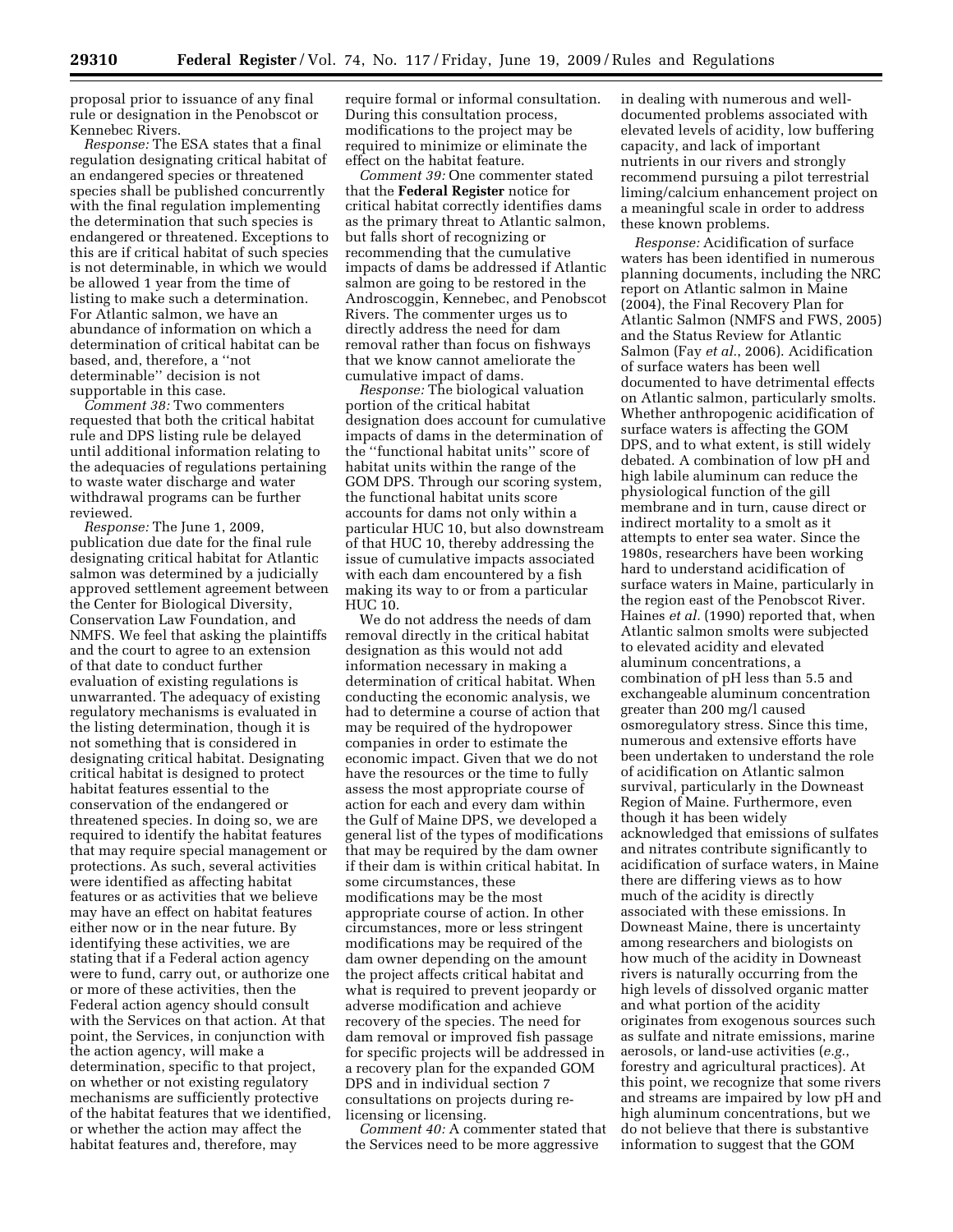proposal prior to issuance of any final rule or designation in the Penobscot or Kennebec Rivers.

*Response:* The ESA states that a final regulation designating critical habitat of an endangered species or threatened species shall be published concurrently with the final regulation implementing the determination that such species is endangered or threatened. Exceptions to this are if critical habitat of such species is not determinable, in which we would be allowed 1 year from the time of listing to make such a determination. For Atlantic salmon, we have an abundance of information on which a determination of critical habitat can be based, and, therefore, a ''not determinable'' decision is not supportable in this case.

*Comment 38:* Two commenters requested that both the critical habitat rule and DPS listing rule be delayed until additional information relating to the adequacies of regulations pertaining to waste water discharge and water withdrawal programs can be further reviewed.

*Response:* The June 1, 2009, publication due date for the final rule designating critical habitat for Atlantic salmon was determined by a judicially approved settlement agreement between the Center for Biological Diversity, Conservation Law Foundation, and NMFS. We feel that asking the plaintiffs and the court to agree to an extension of that date to conduct further evaluation of existing regulations is unwarranted. The adequacy of existing regulatory mechanisms is evaluated in the listing determination, though it is not something that is considered in designating critical habitat. Designating critical habitat is designed to protect habitat features essential to the conservation of the endangered or threatened species. In doing so, we are required to identify the habitat features that may require special management or protections. As such, several activities were identified as affecting habitat features or as activities that we believe may have an effect on habitat features either now or in the near future. By identifying these activities, we are stating that if a Federal action agency were to fund, carry out, or authorize one or more of these activities, then the Federal action agency should consult with the Services on that action. At that point, the Services, in conjunction with the action agency, will make a determination, specific to that project, on whether or not existing regulatory mechanisms are sufficiently protective of the habitat features that we identified, or whether the action may affect the habitat features and, therefore, may require formal or informal consultation. During this consultation process, modifications to the project may be required to minimize or eliminate the effect on the habitat feature.

*Comment 39:* One commenter stated that the **Federal Register** notice for critical habitat correctly identifies dams as the primary threat to Atlantic salmon, but falls short of recognizing or recommending that the cumulative impacts of dams be addressed if Atlantic salmon are going to be restored in the Androscoggin, Kennebec, and Penobscot Rivers. The commenter urges us to directly address the need for dam removal rather than focus on fishways that we know cannot ameliorate the cumulative impact of dams.

*Response:* The biological valuation portion of the critical habitat designation does account for cumulative impacts of dams in the determination of the ''functional habitat units'' score of habitat units within the range of the GOM DPS. Through our scoring system, the functional habitat units score accounts for dams not only within a particular HUC 10, but also downstream of that HUC 10, thereby addressing the issue of cumulative impacts associated with each dam encountered by a fish making its way to or from a particular HUC 10.

We do not address the needs of dam removal directly in the critical habitat designation as this would not add information necessary in making a determination of critical habitat. When conducting the economic analysis, we had to determine a course of action that may be required of the hydropower companies in order to estimate the economic impact. Given that we do not have the resources or the time to fully assess the most appropriate course of action for each and every dam within the Gulf of Maine DPS, we developed a general list of the types of modifications that may be required by the dam owner if their dam is within critical habitat. In some circumstances, these modifications may be the most appropriate course of action. In other circumstances, more or less stringent modifications may be required of the dam owner depending on the amount the project affects critical habitat and what is required to prevent jeopardy or adverse modification and achieve recovery of the species. The need for dam removal or improved fish passage for specific projects will be addressed in a recovery plan for the expanded GOM DPS and in individual section 7 consultations on projects during re-licensing or licensing.

*Comment 40:* A commenter stated that the Services need to be more aggressive in dealing with numerous and well-documented problems associated with elevated levels of acidity, low buffering capacity, and lack of important nutrients in our rivers and strongly recommend pursuing a pilot terrestrial liming/calcium enhancement project on a meaningful scale in order to address these known problems.

*Response:* Acidification of surface waters has been identified in numerous planning documents, including the NRC report on Atlantic salmon in Maine (2004), the Final Recovery Plan for Atlantic Salmon (NMFS and FWS, 2005) and the Status Review for Atlantic Salmon (Fay *et al.*, 2006). Acidification of surface waters has been well documented to have detrimental effects on Atlantic salmon, particularly smolts. Whether anthropogenic acidification of surface waters is affecting the GOM DPS, and to what extent, is still widely debated. A combination of low pH and high labile aluminum can reduce the physiological function of the gill membrane and in turn, cause direct or indirect mortality to a smolt as it attempts to enter sea water. Since the 1980s, researchers have been working hard to understand acidification of surface waters in Maine, particularly in the region east of the Penobscot River. Haines *et al.* (1990) reported that, when Atlantic salmon smolts were subjected to elevated acidity and elevated aluminum concentrations, a combination of pH less than 5.5 and exchangeable aluminum concentration greater than 200 mg/l caused osmoregulatory stress. Since this time, numerous and extensive efforts have been undertaken to understand the role of acidification on Atlantic salmon survival, particularly in the Downeast Region of Maine. Furthermore, even though it has been widely acknowledged that emissions of sulfates and nitrates contribute significantly to acidification of surface waters, in Maine there are differing views as to how much of the acidity is directly associated with these emissions. In Downeast Maine, there is uncertainty among researchers and biologists on how much of the acidity in Downeast rivers is naturally occurring from the high levels of dissolved organic matter and what portion of the acidity originates from exogenous sources such as sulfate and nitrate emissions, marine aerosols, or land-use activities (*e.g.*, forestry and agricultural practices). At this point, we recognize that some rivers and streams are impaired by low pH and high aluminum concentrations, but we do not believe that there is substantive information to suggest that the GOM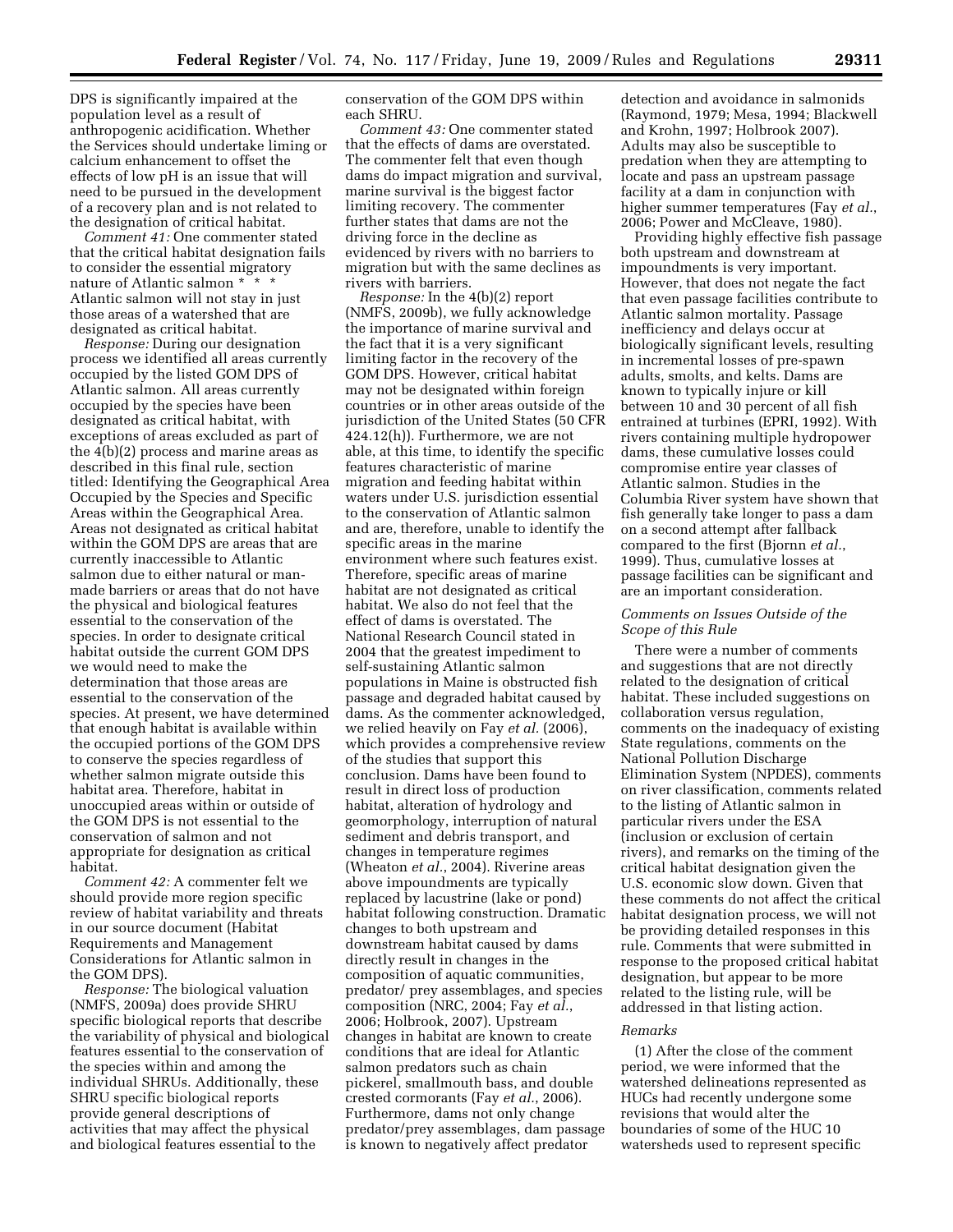DPS is significantly impaired at the population level as a result of anthropogenic acidification. Whether the Services should undertake liming or calcium enhancement to offset the effects of low pH is an issue that will need to be pursued in the development of a recovery plan and is not related to the designation of critical habitat.

*Comment 41:* One commenter stated that the critical habitat designation fails to consider the essential migratory nature of Atlantic salmon * * * Atlantic salmon will not stay in just those areas of a watershed that are designated as critical habitat.

*Response:* During our designation process we identified all areas currently occupied by the listed GOM DPS of Atlantic salmon. All areas currently occupied by the species have been designated as critical habitat, with exceptions of areas excluded as part of the 4(b)(2) process and marine areas as described in this final rule, section titled: Identifying the Geographical Area Occupied by the Species and Specific Areas within the Geographical Area. Areas not designated as critical habitat within the GOM DPS are areas that are currently inaccessible to Atlantic salmon due to either natural or man-made barriers or areas that do not have the physical and biological features essential to the conservation of the species. In order to designate critical habitat outside the current GOM DPS we would need to make the determination that those areas are essential to the conservation of the species. At present, we have determined that enough habitat is available within the occupied portions of the GOM DPS to conserve the species regardless of whether salmon migrate outside this habitat area. Therefore, habitat in unoccupied areas within or outside of the GOM DPS is not essential to the conservation of salmon and not appropriate for designation as critical habitat.

*Comment 42:* A commenter felt we should provide more region specific review of habitat variability and threats in our source document (Habitat Requirements and Management Considerations for Atlantic salmon in the GOM DPS).

*Response:* The biological valuation (NMFS, 2009a) does provide SHRU specific biological reports that describe the variability of physical and biological features essential to the conservation of the species within and among the individual SHRUs. Additionally, these SHRU specific biological reports provide general descriptions of activities that may affect the physical and biological features essential to the conservation of the GOM DPS within each SHRU.

*Comment 43:* One commenter stated that the effects of dams are overstated. The commenter felt that even though dams do impact migration and survival, marine survival is the biggest factor limiting recovery. The commenter further states that dams are not the driving force in the decline as evidenced by rivers with no barriers to migration but with the same declines as rivers with barriers.

*Response:* In the 4(b)(2) report (NMFS, 2009b), we fully acknowledge the importance of marine survival and the fact that it is a very significant limiting factor in the recovery of the GOM DPS. However, critical habitat may not be designated within foreign countries or in other areas outside of the jurisdiction of the United States (50 CFR 424.12(h)). Furthermore, we are not able, at this time, to identify the specific features characteristic of marine migration and feeding habitat within waters under U.S. jurisdiction essential to the conservation of Atlantic salmon and are, therefore, unable to identify the specific areas in the marine environment where such features exist. Therefore, specific areas of marine habitat are not designated as critical habitat. We also do not feel that the effect of dams is overstated. The National Research Council stated in 2004 that the greatest impediment to self-sustaining Atlantic salmon populations in Maine is obstructed fish passage and degraded habitat caused by dams. As the commenter acknowledged, we relied heavily on Fay *et al.* (2006), which provides a comprehensive review of the studies that support this conclusion. Dams have been found to result in direct loss of production habitat, alteration of hydrology and geomorphology, interruption of natural sediment and debris transport, and changes in temperature regimes (Wheaton *et al.*, 2004). Riverine areas above impoundments are typically replaced by lacustrine (lake or pond) habitat following construction. Dramatic changes to both upstream and downstream habitat caused by dams directly result in changes in the composition of aquatic communities, predator/ prey assemblages, and species composition (NRC, 2004; Fay *et al.*, 2006; Holbrook, 2007). Upstream changes in habitat are known to create conditions that are ideal for Atlantic salmon predators such as chain pickerel, smallmouth bass, and double crested cormorants (Fay *et al.*, 2006). Furthermore, dams not only change predator/prey assemblages, dam passage is known to negatively affect predator detection and avoidance in salmonids (Raymond, 1979; Mesa, 1994; Blackwell and Krohn, 1997; Holbrook 2007). Adults may also be susceptible to predation when they are attempting to locate and pass an upstream passage facility at a dam in conjunction with higher summer temperatures (Fay *et al.*, 2006; Power and McCleave, 1980).

Providing highly effective fish passage both upstream and downstream at impoundments is very important. However, that does not negate the fact that even passage facilities contribute to Atlantic salmon mortality. Passage inefficiency and delays occur at biologically significant levels, resulting in incremental losses of pre-spawn adults, smolts, and kelts. Dams are known to typically injure or kill between 10 and 30 percent of all fish entrained at turbines (EPRI, 1992). With rivers containing multiple hydropower dams, these cumulative losses could compromise entire year classes of Atlantic salmon. Studies in the Columbia River system have shown that fish generally take longer to pass a dam on a second attempt after fallback compared to the first (Bjornn *et al.*, 1999). Thus, cumulative losses at passage facilities can be significant and are an important consideration.

### *Comments on Issues Outside of the Scope of this Rule*

There were a number of comments and suggestions that are not directly related to the designation of critical habitat. These included suggestions on collaboration versus regulation, comments on the inadequacy of existing State regulations, comments on the National Pollution Discharge Elimination System (NPDES), comments on river classification, comments related to the listing of Atlantic salmon in particular rivers under the ESA (inclusion or exclusion of certain rivers), and remarks on the timing of the critical habitat designation given the U.S. economic slow down. Given that these comments do not affect the critical habitat designation process, we will not be providing detailed responses in this rule. Comments that were submitted in response to the proposed critical habitat designation, but appear to be more related to the listing rule, will be addressed in that listing action.

### *Remarks*

(1) After the close of the comment period, we were informed that the watershed delineations represented as HUCs had recently undergone some revisions that would alter the boundaries of some of the HUC 10 watersheds used to represent specific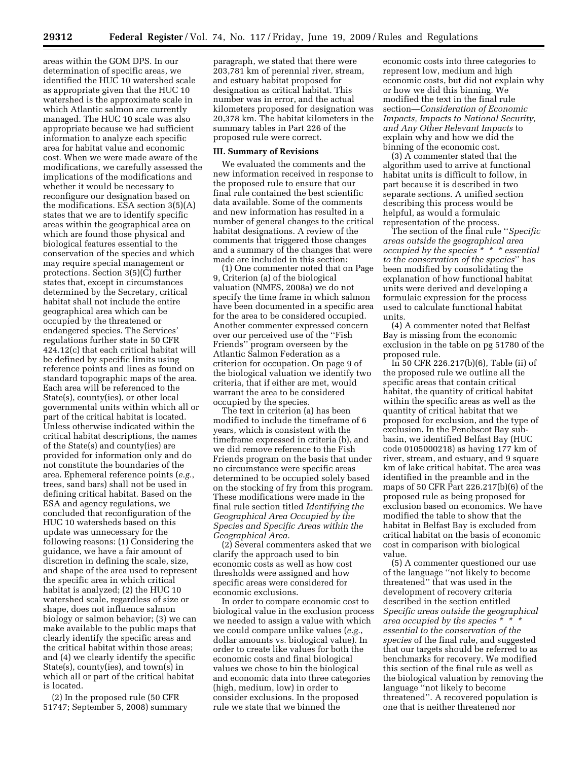areas within the GOM DPS. In our determination of specific areas, we identified the HUC 10 watershed scale as appropriate given that the HUC 10 watershed is the approximate scale in which Atlantic salmon are currently managed. The HUC 10 scale was also appropriate because we had sufficient information to analyze each specific area for habitat value and economic cost. When we were made aware of the modifications, we carefully assessed the implications of the modifications and whether it would be necessary to reconfigure our designation based on the modifications. ESA section 3(5)(A) states that we are to identify specific areas within the geographical area on which are found those physical and biological features essential to the conservation of the species and which may require special management or protections. Section 3(5)(C) further states that, except in circumstances determined by the Secretary, critical habitat shall not include the entire geographical area which can be occupied by the threatened or endangered species. The Services' regulations further state in 50 CFR 424.12(c) that each critical habitat will be defined by specific limits using reference points and lines as found on standard topographic maps of the area. Each area will be referenced to the State(s), county(ies), or other local governmental units within which all or part of the critical habitat is located. Unless otherwise indicated within the critical habitat descriptions, the names of the State(s) and county(ies) are provided for information only and do not constitute the boundaries of the area. Ephemeral reference points (*e.g.*, trees, sand bars) shall not be used in defining critical habitat. Based on the ESA and agency regulations, we concluded that reconfiguration of the HUC 10 watersheds based on this update was unnecessary for the following reasons: (1) Considering the guidance, we have a fair amount of discretion in defining the scale, size, and shape of the area used to represent the specific area in which critical habitat is analyzed; (2) the HUC 10 watershed scale, regardless of size or shape, does not influence salmon biology or salmon behavior; (3) we can make available to the public maps that clearly identify the specific areas and the critical habitat within those areas; and (4) we clearly identify the specific State(s), county(ies), and town(s) in which all or part of the critical habitat is located.

(2) In the proposed rule (50 CFR 51747; September 5, 2008) summary paragraph, we stated that there were 203,781 km of perennial river, stream, and estuary habitat proposed for designation as critical habitat. This number was in error, and the actual kilometers proposed for designation was 20,378 km. The habitat kilometers in the summary tables in Part 226 of the proposed rule were correct.

### III. Summary of Revisions

We evaluated the comments and the new information received in response to the proposed rule to ensure that our final rule contained the best scientific data available. Some of the comments and new information has resulted in a number of general changes to the critical habitat designations. A review of the comments that triggered those changes and a summary of the changes that were made are included in this section:

(1) One commenter noted that on Page 9, Criterion (a) of the biological valuation (NMFS, 2008a) we do not specify the time frame in which salmon have been documented in a specific area for the area to be considered occupied. Another commenter expressed concern over our perceived use of the ''Fish Friends'' program overseen by the Atlantic Salmon Federation as a criterion for occupation. On page 9 of the biological valuation we identify two criteria, that if either are met, would warrant the area to be considered occupied by the species.

The text in criterion (a) has been modified to include the timeframe of 6 years, which is consistent with the timeframe expressed in criteria (b), and we did remove reference to the Fish Friends program on the basis that under no circumstance were specific areas determined to be occupied solely based on the stocking of fry from this program. These modifications were made in the final rule section titled *Identifying the Geographical Area Occupied by the Species and Specific Areas within the Geographical Area.*

(2) Several commenters asked that we clarify the approach used to bin economic costs as well as how cost thresholds were assigned and how specific areas were considered for economic exclusions.

In order to compare economic cost to biological value in the exclusion process we needed to assign a value with which we could compare unlike values (*e.g.*, dollar amounts vs. biological value). In order to create like values for both the economic costs and final biological values we chose to bin the biological and economic data into three categories (high, medium, low) in order to consider exclusions. In the proposed rule we state that we binned the economic costs into three categories to represent low, medium and high economic costs, but did not explain why or how we did this binning. We modified the text in the final rule section—*Consideration of Economic Impacts, Impacts to National Security, and Any Other Relevant Impacts* to explain why and how we did the binning of the economic cost.

(3) A commenter stated that the algorithm used to arrive at functional habitat units is difficult to follow, in part because it is described in two separate sections. A unified section describing this process would be helpful, as would a formulaic representation of the process.

The section of the final rule ''*Specific areas outside the geographical area occupied by the species * * * essential to the conservation of the species*'' has been modified by consolidating the explanation of how functional habitat units were derived and developing a formulaic expression for the process used to calculate functional habitat units.

(4) A commenter noted that Belfast Bay is missing from the economic exclusion in the table on pg 51780 of the proposed rule.

In 50 CFR 226.217(b)(6), Table (ii) of the proposed rule we outline all the specific areas that contain critical habitat, the quantity of critical habitat within the specific areas as well as the quantity of critical habitat that we proposed for exclusion, and the type of exclusion. In the Penobscot Bay sub-basin, we identified Belfast Bay (HUC code 0105000218) as having 177 km of river, stream, and estuary, and 9 square km of lake critical habitat. The area was identified in the preamble and in the maps of 50 CFR Part 226.217(b)(6) of the proposed rule as being proposed for exclusion based on economics. We have modified the table to show that the habitat in Belfast Bay is excluded from critical habitat on the basis of economic cost in comparison with biological value.

(5) A commenter questioned our use of the language ''not likely to become threatened'' that was used in the development of recovery criteria described in the section entitled *Specific areas outside the geographical area occupied by the species * * * essential to the conservation of the species* of the final rule, and suggested that our targets should be referred to as benchmarks for recovery. We modified this section of the final rule as well as the biological valuation by removing the language ''not likely to become threatened''. A recovered population is one that is neither threatened nor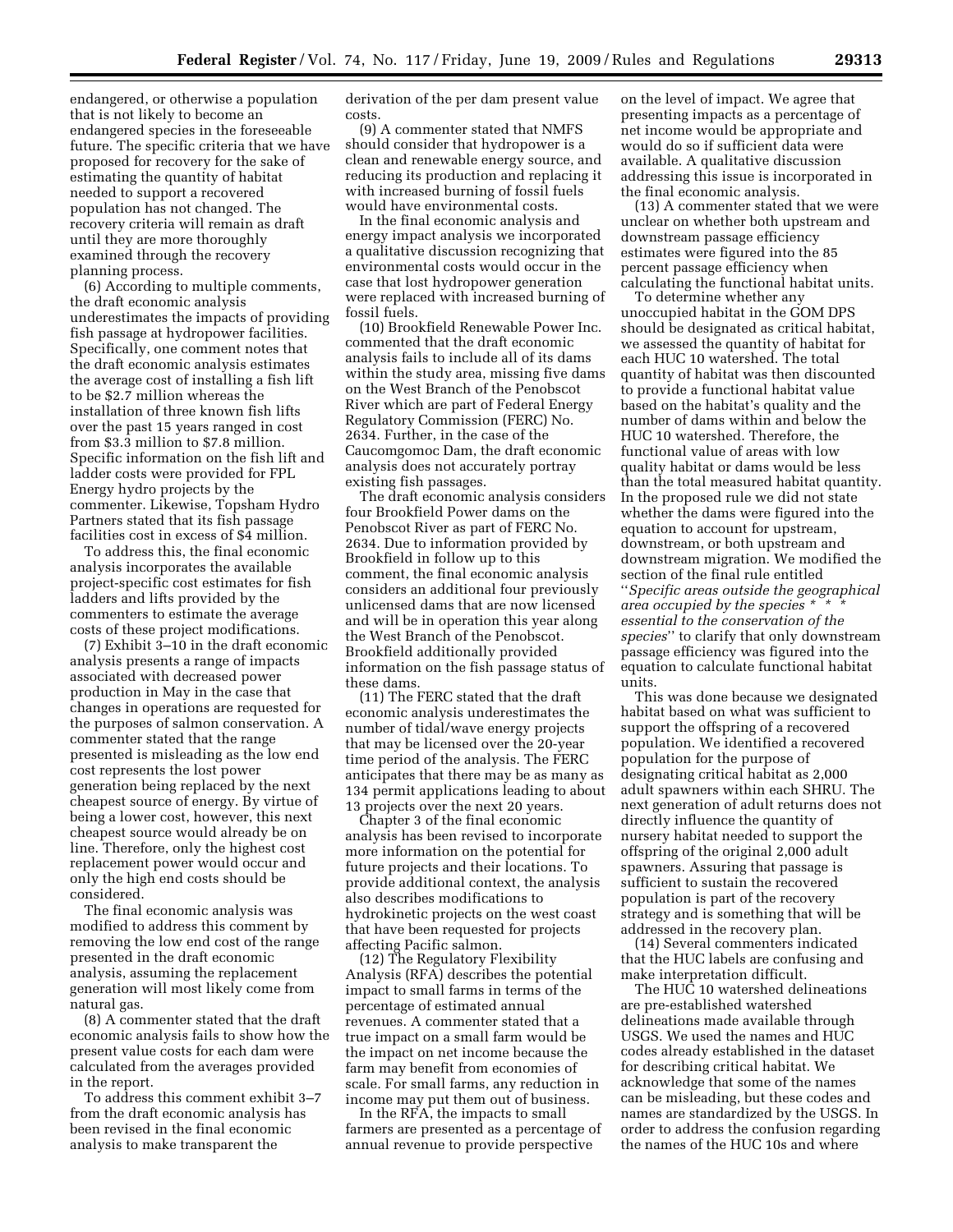endangered, or otherwise a population that is not likely to become an endangered species in the foreseeable future. The specific criteria that we have proposed for recovery for the sake of estimating the quantity of habitat needed to support a recovered population has not changed. The recovery criteria will remain as draft until they are more thoroughly examined through the recovery planning process.

(6) According to multiple comments, the draft economic analysis underestimates the impacts of providing fish passage at hydropower facilities. Specifically, one comment notes that the draft economic analysis estimates the average cost of installing a fish lift to be $2.7 million whereas the installation of three known fish lifts over the past 15 years ranged in cost from $3.3 million to $7.8 million. Specific information on the fish lift and ladder costs were provided for FPL Energy hydro projects by the commenter. Likewise, Topsham Hydro Partners stated that its fish passage facilities cost in excess of $4 million.

To address this, the final economic analysis incorporates the available project-specific cost estimates for fish ladders and lifts provided by the commenters to estimate the average costs of these project modifications.

(7) Exhibit 3–10 in the draft economic analysis presents a range of impacts associated with decreased power production in May in the case that changes in operations are requested for the purposes of salmon conservation. A commenter stated that the range presented is misleading as the low end cost represents the lost power generation being replaced by the next cheapest source of energy. By virtue of being a lower cost, however, this next cheapest source would already be on line. Therefore, only the highest cost replacement power would occur and only the high end costs should be considered.

The final economic analysis was modified to address this comment by removing the low end cost of the range presented in the draft economic analysis, assuming the replacement generation will most likely come from natural gas.

(8) A commenter stated that the draft economic analysis fails to show how the present value costs for each dam were calculated from the averages provided in the report.

To address this comment exhibit 3–7 from the draft economic analysis has been revised in the final economic analysis to make transparent the derivation of the per dam present value costs.

(9) A commenter stated that NMFS should consider that hydropower is a clean and renewable energy source, and reducing its production and replacing it with increased burning of fossil fuels would have environmental costs.

In the final economic analysis and energy impact analysis we incorporated a qualitative discussion recognizing that environmental costs would occur in the case that lost hydropower generation were replaced with increased burning of fossil fuels.

(10) Brookfield Renewable Power Inc. commented that the draft economic analysis fails to include all of its dams within the study area, missing five dams on the West Branch of the Penobscot River which are part of Federal Energy Regulatory Commission (FERC) No. 2634. Further, in the case of the Caucomgomoc Dam, the draft economic analysis does not accurately portray existing fish passages.

The draft economic analysis considers four Brookfield Power dams on the Penobscot River as part of FERC No. 2634. Due to information provided by Brookfield in follow up to this comment, the final economic analysis considers an additional four previously unlicensed dams that are now licensed and will be in operation this year along the West Branch of the Penobscot. Brookfield additionally provided information on the fish passage status of these dams.

(11) The FERC stated that the draft economic analysis underestimates the number of tidal/wave energy projects that may be licensed over the 20-year time period of the analysis. The FERC anticipates that there may be as many as 134 permit applications leading to about 13 projects over the next 20 years.

Chapter 3 of the final economic analysis has been revised to incorporate more information on the potential for future projects and their locations. To provide additional context, the analysis also describes modifications to hydrokinetic projects on the west coast that have been requested for projects affecting Pacific salmon.

(12) The Regulatory Flexibility Analysis (RFA) describes the potential impact to small farms in terms of the percentage of estimated annual revenues. A commenter stated that a true impact on a small farm would be the impact on net income because the farm may benefit from economies of scale. For small farms, any reduction in income may put them out of business.

In the RFA, the impacts to small farmers are presented as a percentage of annual revenue to provide perspective on the level of impact. We agree that presenting impacts as a percentage of net income would be appropriate and would do so if sufficient data were available. A qualitative discussion addressing this issue is incorporated in the final economic analysis.

(13) A commenter stated that we were unclear on whether both upstream and downstream passage efficiency estimates were figured into the 85 percent passage efficiency when calculating the functional habitat units.

To determine whether any unoccupied habitat in the GOM DPS should be designated as critical habitat, we assessed the quantity of habitat for each HUC 10 watershed. The total quantity of habitat was then discounted to provide a functional habitat value based on the habitat's quality and the number of dams within and below the HUC 10 watershed. Therefore, the functional value of areas with low quality habitat or dams would be less than the total measured habitat quantity. In the proposed rule we did not state whether the dams were figured into the equation to account for upstream, downstream, or both upstream and downstream migration. We modified the section of the final rule entitled "*Specific areas outside the geographical area occupied by the species * * * essential to the conservation of the species*" to clarify that only downstream passage efficiency was figured into the equation to calculate functional habitat units.

This was done because we designated habitat based on what was sufficient to support the offspring of a recovered population. We identified a recovered population for the purpose of designating critical habitat as 2,000 adult spawners within each SHRU. The next generation of adult returns does not directly influence the quantity of nursery habitat needed to support the offspring of the original 2,000 adult spawners. Assuring that passage is sufficient to sustain the recovered population is part of the recovery strategy and is something that will be addressed in the recovery plan.

(14) Several commenters indicated that the HUC labels are confusing and make interpretation difficult.

The HUC 10 watershed delineations are pre-established watershed delineations made available through USGS. We used the names and HUC codes already established in the dataset for describing critical habitat. We acknowledge that some of the names can be misleading, but these codes and names are standardized by the USGS. In order to address the confusion regarding the names of the HUC 10s and where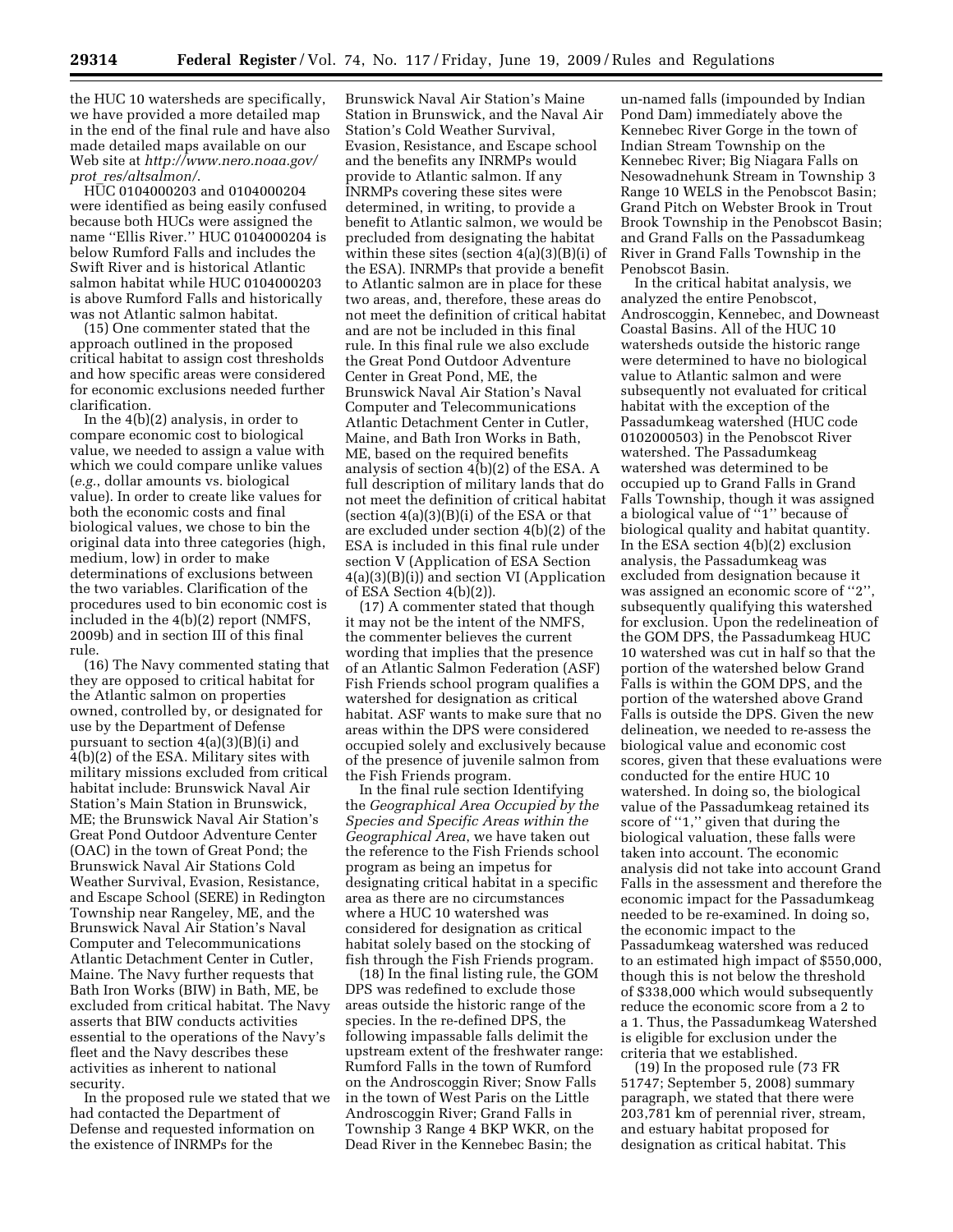the HUC 10 watersheds are specifically, we have provided a more detailed map in the end of the final rule and have also made detailed maps available on our Web site at *http://www.nero.noaa.gov/prot_res/altsalmon/*.

HUC 0104000203 and 0104000204 were identified as being easily confused because both HUCs were assigned the name ''Ellis River.'' HUC 0104000204 is below Rumford Falls and includes the Swift River and is historical Atlantic salmon habitat while HUC 0104000203 is above Rumford Falls and historically was not Atlantic salmon habitat.

(15) One commenter stated that the approach outlined in the proposed critical habitat to assign cost thresholds and how specific areas were considered for economic exclusions needed further clarification.

In the 4(b)(2) analysis, in order to compare economic cost to biological value, we needed to assign a value with which we could compare unlike values (*e.g.*, dollar amounts vs. biological value). In order to create like values for both the economic costs and final biological values, we chose to bin the original data into three categories (high, medium, low) in order to make determinations of exclusions between the two variables. Clarification of the procedures used to bin economic cost is included in the 4(b)(2) report (NMFS, 2009b) and in section III of this final rule.

(16) The Navy commented stating that they are opposed to critical habitat for the Atlantic salmon on properties owned, controlled by, or designated for use by the Department of Defense pursuant to section 4(a)(3)(B)(i) and 4(b)(2) of the ESA. Military sites with military missions excluded from critical habitat include: Brunswick Naval Air Station's Main Station in Brunswick, ME; the Brunswick Naval Air Station's Great Pond Outdoor Adventure Center (OAC) in the town of Great Pond; the Brunswick Naval Air Stations Cold Weather Survival, Evasion, Resistance, and Escape School (SERE) in Redington Township near Rangeley, ME, and the Brunswick Naval Air Station's Naval Computer and Telecommunications Atlantic Detachment Center in Cutler, Maine. The Navy further requests that Bath Iron Works (BIW) in Bath, ME, be excluded from critical habitat. The Navy asserts that BIW conducts activities essential to the operations of the Navy's fleet and the Navy describes these activities as inherent to national security.

In the proposed rule we stated that we had contacted the Department of Defense and requested information on the existence of INRMPs for the Brunswick Naval Air Station's Maine Station in Brunswick, and the Naval Air Station's Cold Weather Survival, Evasion, Resistance, and Escape school and the benefits any INRMPs would provide to Atlantic salmon. If any INRMPs covering these sites were determined, in writing, to provide a benefit to Atlantic salmon, we would be precluded from designating the habitat within these sites (section 4(a)(3)(B)(i) of the ESA). INRMPs that provide a benefit to Atlantic salmon are in place for these two areas, and, therefore, these areas do not meet the definition of critical habitat and are not be included in this final rule. In this final rule we also exclude the Great Pond Outdoor Adventure Center in Great Pond, ME, the Brunswick Naval Air Station's Naval Computer and Telecommunications Atlantic Detachment Center in Cutler, Maine, and Bath Iron Works in Bath, ME, based on the required benefits analysis of section 4(b)(2) of the ESA. A full description of military lands that do not meet the definition of critical habitat (section 4(a)(3)(B)(i) of the ESA or that are excluded under section 4(b)(2) of the ESA is included in this final rule under section V (Application of ESA Section 4(a)(3)(B)(i)) and section VI (Application of ESA Section 4(b)(2)).

(17) A commenter stated that though it may not be the intent of the NMFS, the commenter believes the current wording that implies that the presence of an Atlantic Salmon Federation (ASF) Fish Friends school program qualifies a watershed for designation as critical habitat. ASF wants to make sure that no areas within the DPS were considered occupied solely and exclusively because of the presence of juvenile salmon from the Fish Friends program.

In the final rule section Identifying the *Geographical Area Occupied by the Species and Specific Areas within the Geographical Area*, we have taken out the reference to the Fish Friends school program as being an impetus for designating critical habitat in a specific area as there are no circumstances where a HUC 10 watershed was considered for designation as critical habitat solely based on the stocking of fish through the Fish Friends program.

(18) In the final listing rule, the GOM DPS was redefined to exclude those areas outside the historic range of the species. In the re-defined DPS, the following impassable falls delimit the upstream extent of the freshwater range: Rumford Falls in the town of Rumford on the Androscoggin River; Snow Falls in the town of West Paris on the Little Androscoggin River; Grand Falls in Township 3 Range 4 BKP WKR, on the Dead River in the Kennebec Basin; the un-named falls (impounded by Indian Pond Dam) immediately above the Kennebec River Gorge in the town of Indian Stream Township on the Kennebec River; Big Niagara Falls on Nesowadnehunk Stream in Township 3 Range 10 WELS in the Penobscot Basin; Grand Pitch on Webster Brook in Trout Brook Township in the Penobscot Basin; and Grand Falls on the Passadumkeag River in Grand Falls Township in the Penobscot Basin.

In the critical habitat analysis, we analyzed the entire Penobscot, Androscoggin, Kennebec, and Downeast Coastal Basins. All of the HUC 10 watersheds outside the historic range were determined to have no biological value to Atlantic salmon and were subsequently not evaluated for critical habitat with the exception of the Passadumkeag watershed (HUC code 0102000503) in the Penobscot River watershed. The Passadumkeag watershed was determined to be occupied up to Grand Falls in Grand Falls Township, though it was assigned a biological value of ''1'' because of biological quality and habitat quantity. In the ESA section 4(b)(2) exclusion analysis, the Passadumkeag was excluded from designation because it was assigned an economic score of ''2'', subsequently qualifying this watershed for exclusion. Upon the redelineation of the GOM DPS, the Passadumkeag HUC 10 watershed was cut in half so that the portion of the watershed below Grand Falls is within the GOM DPS, and the portion of the watershed above Grand Falls is outside the DPS. Given the new delineation, we needed to re-assess the biological value and economic cost scores, given that these evaluations were conducted for the entire HUC 10 watershed. In doing so, the biological value of the Passadumkeag retained its score of ''1,'' given that during the biological valuation, these falls were taken into account. The economic analysis did not take into account Grand Falls in the assessment and therefore the economic impact for the Passadumkeag needed to be re-examined. In doing so, the economic impact to the Passadumkeag watershed was reduced to an estimated high impact of $550,000, though this is not below the threshold of $338,000 which would subsequently reduce the economic score from a 2 to a 1. Thus, the Passadumkeag Watershed is eligible for exclusion under the criteria that we established.

(19) In the proposed rule (73 FR 51747; September 5, 2008) summary paragraph, we stated that there were 203,781 km of perennial river, stream, and estuary habitat proposed for designation as critical habitat. This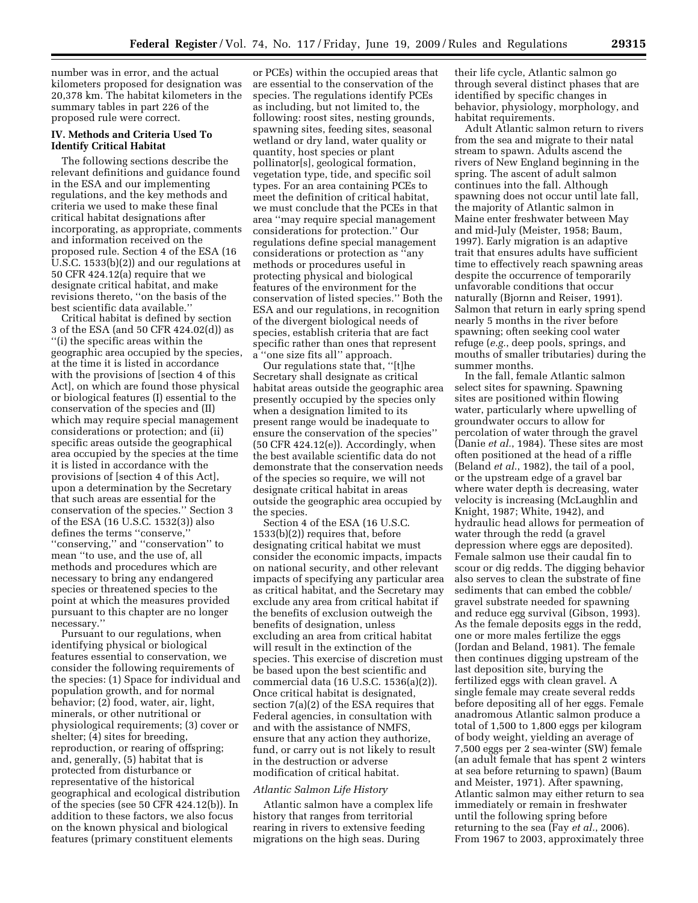number was in error, and the actual kilometers proposed for designation was 20,378 km. The habitat kilometers in the summary tables in part 226 of the proposed rule were correct.

## IV. Methods and Criteria Used To Identify Critical Habitat

The following sections describe the relevant definitions and guidance found in the ESA and our implementing regulations, and the key methods and criteria we used to make these final critical habitat designations after incorporating, as appropriate, comments and information received on the proposed rule. Section 4 of the ESA (16 U.S.C. 1533(b)(2)) and our regulations at 50 CFR 424.12(a) require that we designate critical habitat, and make revisions thereto, ''on the basis of the best scientific data available.''

Critical habitat is defined by section 3 of the ESA (and 50 CFR 424.02(d)) as ''(i) the specific areas within the geographic area occupied by the species, at the time it is listed in accordance with the provisions of [section 4 of this Act], on which are found those physical or biological features (I) essential to the conservation of the species and (II) which may require special management considerations or protection; and (ii) specific areas outside the geographical area occupied by the species at the time it is listed in accordance with the provisions of [section 4 of this Act], upon a determination by the Secretary that such areas are essential for the conservation of the species.'' Section 3 of the ESA (16 U.S.C. 1532(3)) also defines the terms ''conserve,'' ''conserving,'' and ''conservation'' to mean ''to use, and the use of, all methods and procedures which are necessary to bring any endangered species or threatened species to the point at which the measures provided pursuant to this chapter are no longer necessary.''

Pursuant to our regulations, when identifying physical or biological features essential to conservation, we consider the following requirements of the species: (1) Space for individual and population growth, and for normal behavior; (2) food, water, air, light, minerals, or other nutritional or physiological requirements; (3) cover or shelter; (4) sites for breeding, reproduction, or rearing of offspring; and, generally, (5) habitat that is protected from disturbance or representative of the historical geographical and ecological distribution of the species (see 50 CFR 424.12(b)). In addition to these factors, we also focus on the known physical and biological features (primary constituent elements or PCEs) within the occupied areas that are essential to the conservation of the species. The regulations identify PCEs as including, but not limited to, the following: roost sites, nesting grounds, spawning sites, feeding sites, seasonal wetland or dry land, water quality or quantity, host species or plant pollinator[s], geological formation, vegetation type, tide, and specific soil types. For an area containing PCEs to meet the definition of critical habitat, we must conclude that the PCEs in that area ''may require special management considerations for protection.'' Our regulations define special management considerations or protection as ''any methods or procedures useful in protecting physical and biological features of the environment for the conservation of listed species.'' Both the ESA and our regulations, in recognition of the divergent biological needs of species, establish criteria that are fact specific rather than ones that represent a ''one size fits all'' approach.

Our regulations state that, ''[t]he Secretary shall designate as critical habitat areas outside the geographic area presently occupied by the species only when a designation limited to its present range would be inadequate to ensure the conservation of the species'' (50 CFR 424.12(e)). Accordingly, when the best available scientific data do not demonstrate that the conservation needs of the species so require, we will not designate critical habitat in areas outside the geographic area occupied by the species.

Section 4 of the ESA (16 U.S.C. 1533(b)(2)) requires that, before designating critical habitat we must consider the economic impacts, impacts on national security, and other relevant impacts of specifying any particular area as critical habitat, and the Secretary may exclude any area from critical habitat if the benefits of exclusion outweigh the benefits of designation, unless excluding an area from critical habitat will result in the extinction of the species. This exercise of discretion must be based upon the best scientific and commercial data (16 U.S.C. 1536(a)(2)). Once critical habitat is designated, section 7(a)(2) of the ESA requires that Federal agencies, in consultation with and with the assistance of NMFS, ensure that any action they authorize, fund, or carry out is not likely to result in the destruction or adverse modification of critical habitat.

### *Atlantic Salmon Life History*

Atlantic salmon have a complex life history that ranges from territorial rearing in rivers to extensive feeding migrations on the high seas. During their life cycle, Atlantic salmon go through several distinct phases that are identified by specific changes in behavior, physiology, morphology, and habitat requirements.

Adult Atlantic salmon return to rivers from the sea and migrate to their natal stream to spawn. Adults ascend the rivers of New England beginning in the spring. The ascent of adult salmon continues into the fall. Although spawning does not occur until late fall, the majority of Atlantic salmon in Maine enter freshwater between May and mid-July (Meister, 1958; Baum, 1997). Early migration is an adaptive trait that ensures adults have sufficient time to effectively reach spawning areas despite the occurrence of temporarily unfavorable conditions that occur naturally (Bjornn and Reiser, 1991). Salmon that return in early spring spend nearly 5 months in the river before spawning; often seeking cool water refuge (*e.g.*, deep pools, springs, and mouths of smaller tributaries) during the summer months.

In the fall, female Atlantic salmon select sites for spawning. Spawning sites are positioned within flowing water, particularly where upwelling of groundwater occurs to allow for percolation of water through the gravel (Danie *et al.*, 1984). These sites are most often positioned at the head of a riffle (Beland *et al.*, 1982), the tail of a pool, or the upstream edge of a gravel bar where water depth is decreasing, water velocity is increasing (McLaughlin and Knight, 1987; White, 1942), and hydraulic head allows for permeation of water through the redd (a gravel depression where eggs are deposited). Female salmon use their caudal fin to scour or dig redds. The digging behavior also serves to clean the substrate of fine sediments that can embed the cobble/gravel substrate needed for spawning and reduce egg survival (Gibson, 1993). As the female deposits eggs in the redd, one or more males fertilize the eggs (Jordan and Beland, 1981). The female then continues digging upstream of the last deposition site, burying the fertilized eggs with clean gravel. A single female may create several redds before depositing all of her eggs. Female anadromous Atlantic salmon produce a total of 1,500 to 1,800 eggs per kilogram of body weight, yielding an average of 7,500 eggs per 2 sea-winter (SW) female (an adult female that has spent 2 winters at sea before returning to spawn) (Baum and Meister, 1971). After spawning, Atlantic salmon may either return to sea immediately or remain in freshwater until the following spring before returning to the sea (Fay *et al.*, 2006). From 1967 to 2003, approximately three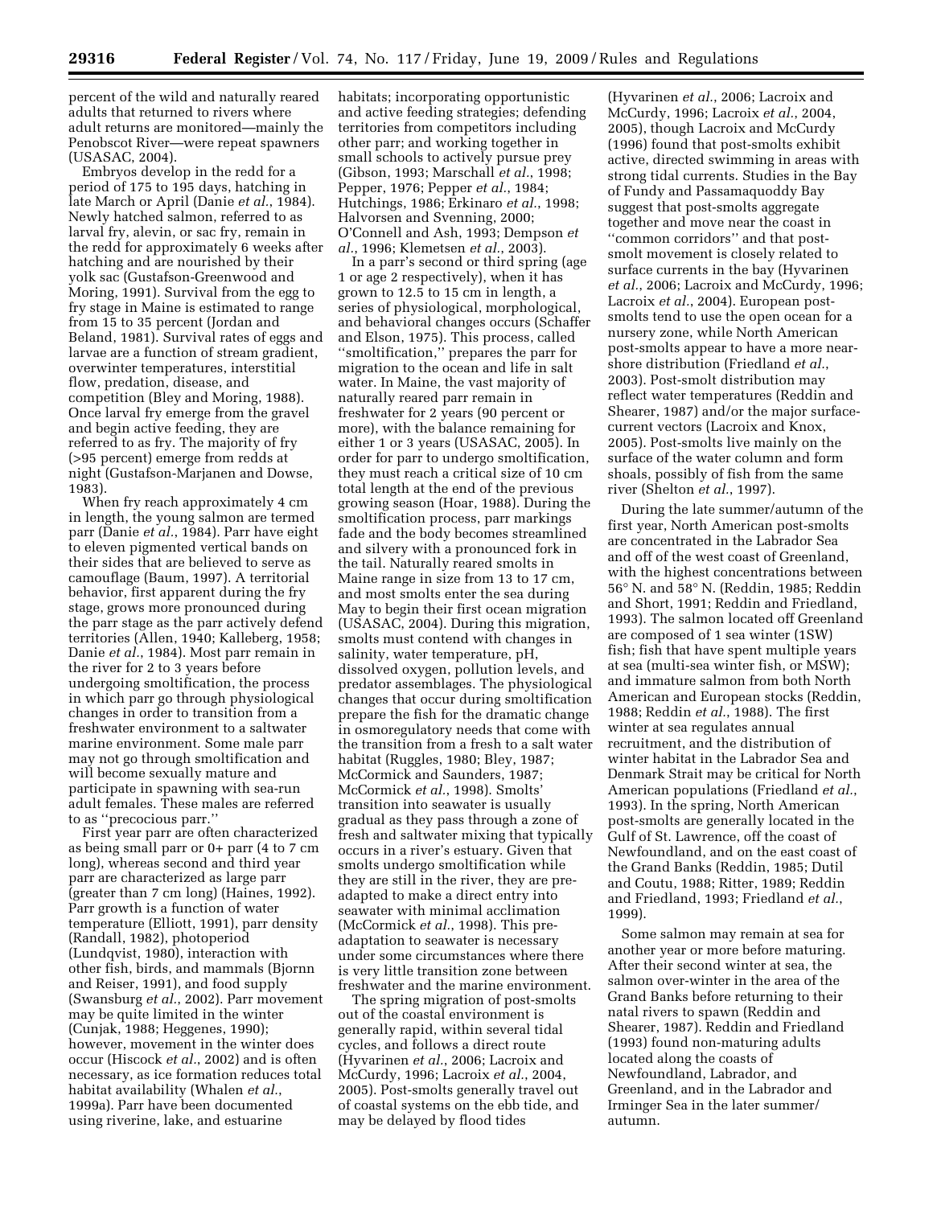percent of the wild and naturally reared adults that returned to rivers where adult returns are monitored—mainly the Penobscot River—were repeat spawners (USASAC, 2004).

Embryos develop in the redd for a period of 175 to 195 days, hatching in late March or April (Danie *et al.*, 1984). Newly hatched salmon, referred to as larval fry, alevin, or sac fry, remain in the redd for approximately 6 weeks after hatching and are nourished by their yolk sac (Gustafson-Greenwood and Moring, 1991). Survival from the egg to fry stage in Maine is estimated to range from 15 to 35 percent (Jordan and Beland, 1981). Survival rates of eggs and larvae are a function of stream gradient, overwinter temperatures, interstitial flow, predation, disease, and competition (Bley and Moring, 1988). Once larval fry emerge from the gravel and begin active feeding, they are referred to as fry. The majority of fry (>95 percent) emerge from redds at night (Gustafson-Marjanen and Dowse, 1983).

When fry reach approximately 4 cm in length, the young salmon are termed parr (Danie *et al.*, 1984). Parr have eight to eleven pigmented vertical bands on their sides that are believed to serve as camouflage (Baum, 1997). A territorial behavior, first apparent during the fry stage, grows more pronounced during the parr stage as the parr actively defend territories (Allen, 1940; Kalleberg, 1958; Danie *et al.*, 1984). Most parr remain in the river for 2 to 3 years before undergoing smoltification, the process in which parr go through physiological changes in order to transition from a freshwater environment to a saltwater marine environment. Some male parr may not go through smoltification and will become sexually mature and participate in spawning with sea-run adult females. These males are referred to as ''precocious parr.''

First year parr are often characterized as being small parr or 0+ parr (4 to 7 cm long), whereas second and third year parr are characterized as large parr (greater than 7 cm long) (Haines, 1992). Parr growth is a function of water temperature (Elliott, 1991), parr density (Randall, 1982), photoperiod (Lundqvist, 1980), interaction with other fish, birds, and mammals (Bjornn and Reiser, 1991), and food supply (Swansburg *et al.*, 2002). Parr movement may be quite limited in the winter (Cunjak, 1988; Heggenes, 1990); however, movement in the winter does occur (Hiscock *et al.*, 2002) and is often necessary, as ice formation reduces total habitat availability (Whalen *et al.*, 1999a). Parr have been documented using riverine, lake, and estuarine habitats; incorporating opportunistic and active feeding strategies; defending territories from competitors including other parr; and working together in small schools to actively pursue prey (Gibson, 1993; Marschall *et al.*, 1998; Pepper, 1976; Pepper *et al.*, 1984; Hutchings, 1986; Erkinaro *et al.*, 1998; Halvorsen and Svenning, 2000; O'Connell and Ash, 1993; Dempson *et al.*, 1996; Klemetsen *et al.*, 2003).

In a parr's second or third spring (age 1 or age 2 respectively), when it has grown to 12.5 to 15 cm in length, a series of physiological, morphological, and behavioral changes occurs (Schaffer and Elson, 1975). This process, called ''smoltification,'' prepares the parr for migration to the ocean and life in salt water. In Maine, the vast majority of naturally reared parr remain in freshwater for 2 years (90 percent or more), with the balance remaining for either 1 or 3 years (USASAC, 2005). In order for parr to undergo smoltification, they must reach a critical size of 10 cm total length at the end of the previous growing season (Hoar, 1988). During the smoltification process, parr markings fade and the body becomes streamlined and silvery with a pronounced fork in the tail. Naturally reared smolts in Maine range in size from 13 to 17 cm, and most smolts enter the sea during May to begin their first ocean migration (USASAC, 2004). During this migration, smolts must contend with changes in salinity, water temperature, pH, dissolved oxygen, pollution levels, and predator assemblages. The physiological changes that occur during smoltification prepare the fish for the dramatic change in osmoregulatory needs that come with the transition from a fresh to a salt water habitat (Ruggles, 1980; Bley, 1987; McCormick and Saunders, 1987; McCormick *et al.*, 1998). Smolts' transition into seawater is usually gradual as they pass through a zone of fresh and saltwater mixing that typically occurs in a river's estuary. Given that smolts undergo smoltification while they are still in the river, they are pre-adapted to make a direct entry into seawater with minimal acclimation (McCormick *et al.*, 1998). This pre-adaptation to seawater is necessary under some circumstances where there is very little transition zone between freshwater and the marine environment.

The spring migration of post-smolts out of the coastal environment is generally rapid, within several tidal cycles, and follows a direct route (Hyvarinen *et al.*, 2006; Lacroix and McCurdy, 1996; Lacroix *et al.*, 2004, 2005). Post-smolts generally travel out of coastal systems on the ebb tide, and may be delayed by flood tides (Hyvarinen *et al.*, 2006; Lacroix and McCurdy, 1996; Lacroix *et al.*, 2004, 2005), though Lacroix and McCurdy (1996) found that post-smolts exhibit active, directed swimming in areas with strong tidal currents. Studies in the Bay of Fundy and Passamaquoddy Bay suggest that post-smolts aggregate together and move near the coast in ''common corridors'' and that post-smolt movement is closely related to surface currents in the bay (Hyvarinen *et al.*, 2006; Lacroix and McCurdy, 1996; Lacroix *et al.*, 2004). European post-smolts tend to use the open ocean for a nursery zone, while North American post-smolts appear to have a more near-shore distribution (Friedland *et al.*, 2003). Post-smolt distribution may reflect water temperatures (Reddin and Shearer, 1987) and/or the major surface-current vectors (Lacroix and Knox, 2005). Post-smolts live mainly on the surface of the water column and form shoals, possibly of fish from the same river (Shelton *et al.*, 1997).

During the late summer/autumn of the first year, North American post-smolts are concentrated in the Labrador Sea and off of the west coast of Greenland, with the highest concentrations between 56° N. and 58° N. (Reddin, 1985; Reddin and Short, 1991; Reddin and Friedland, 1993). The salmon located off Greenland are composed of 1 sea winter (1SW) fish; fish that have spent multiple years at sea (multi-sea winter fish, or MSW); and immature salmon from both North American and European stocks (Reddin, 1988; Reddin *et al.*, 1988). The first winter at sea regulates annual recruitment, and the distribution of winter habitat in the Labrador Sea and Denmark Strait may be critical for North American populations (Friedland *et al.*, 1993). In the spring, North American post-smolts are generally located in the Gulf of St. Lawrence, off the coast of Newfoundland, and on the east coast of the Grand Banks (Reddin, 1985; Dutil and Coutu, 1988; Ritter, 1989; Reddin and Friedland, 1993; Friedland *et al.*, 1999).

Some salmon may remain at sea for another year or more before maturing. After their second winter at sea, the salmon over-winter in the area of the Grand Banks before returning to their natal rivers to spawn (Reddin and Shearer, 1987). Reddin and Friedland (1993) found non-maturing adults located along the coasts of Newfoundland, Labrador, and Greenland, and in the Labrador and Irminger Sea in the later summer/autumn.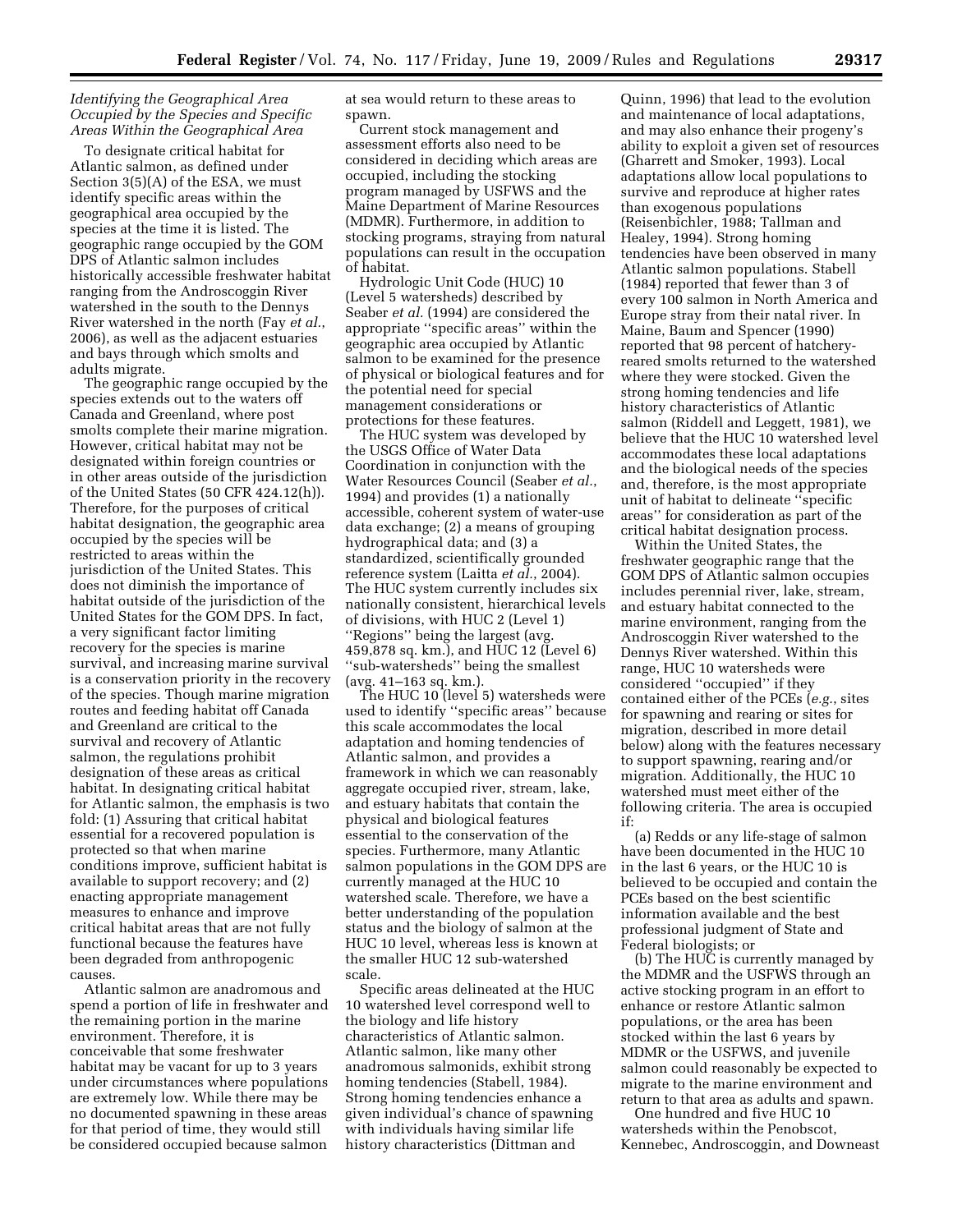### *Identifying the Geographical Area Occupied by the Species and Specific Areas Within the Geographical Area*

To designate critical habitat for Atlantic salmon, as defined under Section 3(5)(A) of the ESA, we must identify specific areas within the geographical area occupied by the species at the time it is listed. The geographic range occupied by the GOM DPS of Atlantic salmon includes historically accessible freshwater habitat ranging from the Androscoggin River watershed in the south to the Dennys River watershed in the north (Fay *et al.*, 2006), as well as the adjacent estuaries and bays through which smolts and adults migrate.

The geographic range occupied by the species extends out to the waters off Canada and Greenland, where post smolts complete their marine migration. However, critical habitat may not be designated within foreign countries or in other areas outside of the jurisdiction of the United States (50 CFR 424.12(h)). Therefore, for the purposes of critical habitat designation, the geographic area occupied by the species will be restricted to areas within the jurisdiction of the United States. This does not diminish the importance of habitat outside of the jurisdiction of the United States for the GOM DPS. In fact, a very significant factor limiting recovery for the species is marine survival, and increasing marine survival is a conservation priority in the recovery of the species. Though marine migration routes and feeding habitat off Canada and Greenland are critical to the survival and recovery of Atlantic salmon, the regulations prohibit designation of these areas as critical habitat. In designating critical habitat for Atlantic salmon, the emphasis is two fold: (1) Assuring that critical habitat essential for a recovered population is protected so that when marine conditions improve, sufficient habitat is available to support recovery; and (2) enacting appropriate management measures to enhance and improve critical habitat areas that are not fully functional because the features have been degraded from anthropogenic causes.

Atlantic salmon are anadromous and spend a portion of life in freshwater and the remaining portion in the marine environment. Therefore, it is conceivable that some freshwater habitat may be vacant for up to 3 years under circumstances where populations are extremely low. While there may be no documented spawning in these areas for that period of time, they would still be considered occupied because salmon at sea would return to these areas to spawn.

Current stock management and assessment efforts also need to be considered in deciding which areas are occupied, including the stocking program managed by USFWS and the Maine Department of Marine Resources (MDMR). Furthermore, in addition to stocking programs, straying from natural populations can result in the occupation of habitat.

Hydrologic Unit Code (HUC) 10 (Level 5 watersheds) described by Seaber *et al.* (1994) are considered the appropriate ''specific areas'' within the geographic area occupied by Atlantic salmon to be examined for the presence of physical or biological features and for the potential need for special management considerations or protections for these features.

The HUC system was developed by the USGS Office of Water Data Coordination in conjunction with the Water Resources Council (Seaber *et al.*, 1994) and provides (1) a nationally accessible, coherent system of water-use data exchange; (2) a means of grouping hydrographical data; and (3) a standardized, scientifically grounded reference system (Laitta *et al.*, 2004). The HUC system currently includes six nationally consistent, hierarchical levels of divisions, with HUC 2 (Level 1) ''Regions'' being the largest (avg. 459,878 sq. km.), and HUC 12 (Level 6) ''sub-watersheds'' being the smallest (avg. 41–163 sq. km.).

The HUC 10 (level 5) watersheds were used to identify ''specific areas'' because this scale accommodates the local adaptation and homing tendencies of Atlantic salmon, and provides a framework in which we can reasonably aggregate occupied river, stream, lake, and estuary habitats that contain the physical and biological features essential to the conservation of the species. Furthermore, many Atlantic salmon populations in the GOM DPS are currently managed at the HUC 10 watershed scale. Therefore, we have a better understanding of the population status and the biology of salmon at the HUC 10 level, whereas less is known at the smaller HUC 12 sub-watershed scale.

Specific areas delineated at the HUC 10 watershed level correspond well to the biology and life history characteristics of Atlantic salmon. Atlantic salmon, like many other anadromous salmonids, exhibit strong homing tendencies (Stabell, 1984). Strong homing tendencies enhance a given individual's chance of spawning with individuals having similar life history characteristics (Dittman and Quinn, 1996) that lead to the evolution and maintenance of local adaptations, and may also enhance their progeny's ability to exploit a given set of resources (Gharrett and Smoker, 1993). Local adaptations allow local populations to survive and reproduce at higher rates than exogenous populations (Reisenbichler, 1988; Tallman and Healey, 1994). Strong homing tendencies have been observed in many Atlantic salmon populations. Stabell (1984) reported that fewer than 3 of every 100 salmon in North America and Europe stray from their natal river. In Maine, Baum and Spencer (1990) reported that 98 percent of hatchery-reared smolts returned to the watershed where they were stocked. Given the strong homing tendencies and life history characteristics of Atlantic salmon (Riddell and Leggett, 1981), we believe that the HUC 10 watershed level accommodates these local adaptations and the biological needs of the species and, therefore, is the most appropriate unit of habitat to delineate ''specific areas'' for consideration as part of the critical habitat designation process.

Within the United States, the freshwater geographic range that the GOM DPS of Atlantic salmon occupies includes perennial river, lake, stream, and estuary habitat connected to the marine environment, ranging from the Androscoggin River watershed to the Dennys River watershed. Within this range, HUC 10 watersheds were considered ''occupied'' if they contained either of the PCEs (*e.g.*, sites for spawning and rearing or sites for migration, described in more detail below) along with the features necessary to support spawning, rearing and/or migration. Additionally, the HUC 10 watershed must meet either of the following criteria. The area is occupied if:

(a) Redds or any life-stage of salmon have been documented in the HUC 10 in the last 6 years, or the HUC 10 is believed to be occupied and contain the PCEs based on the best scientific information available and the best professional judgment of State and Federal biologists; or

(b) The HUC is currently managed by the MDMR and the USFWS through an active stocking program in an effort to enhance or restore Atlantic salmon populations, or the area has been stocked within the last 6 years by MDMR or the USFWS, and juvenile salmon could reasonably be expected to migrate to the marine environment and return to that area as adults and spawn.

One hundred and five HUC 10 watersheds within the Penobscot, Kennebec, Androscoggin, and Downeast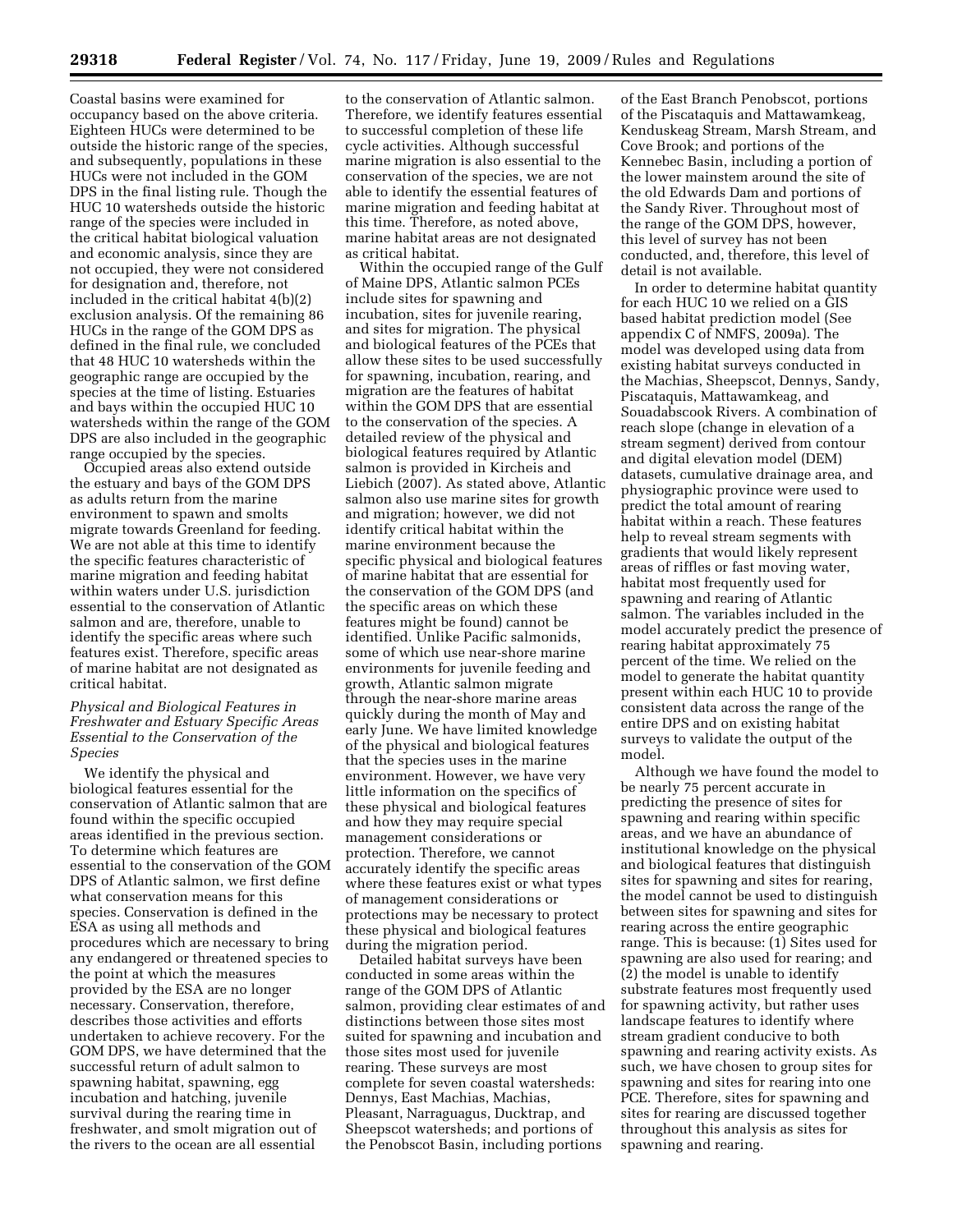Coastal basins were examined for occupancy based on the above criteria. Eighteen HUCs were determined to be outside the historic range of the species, and subsequently, populations in these HUCs were not included in the GOM DPS in the final listing rule. Though the HUC 10 watersheds outside the historic range of the species were included in the critical habitat biological valuation and economic analysis, since they are not occupied, they were not considered for designation and, therefore, not included in the critical habitat 4(b)(2) exclusion analysis. Of the remaining 86 HUCs in the range of the GOM DPS as defined in the final rule, we concluded that 48 HUC 10 watersheds within the geographic range are occupied by the species at the time of listing. Estuaries and bays within the occupied HUC 10 watersheds within the range of the GOM DPS are also included in the geographic range occupied by the species.

Occupied areas also extend outside the estuary and bays of the GOM DPS as adults return from the marine environment to spawn and smolts migrate towards Greenland for feeding. We are not able at this time to identify the specific features characteristic of marine migration and feeding habitat within waters under U.S. jurisdiction essential to the conservation of Atlantic salmon and are, therefore, unable to identify the specific areas where such features exist. Therefore, specific areas of marine habitat are not designated as critical habitat.

### *Physical and Biological Features in Freshwater and Estuary Specific Areas Essential to the Conservation of the Species*

We identify the physical and biological features essential for the conservation of Atlantic salmon that are found within the specific occupied areas identified in the previous section. To determine which features are essential to the conservation of the GOM DPS of Atlantic salmon, we first define what conservation means for this species. Conservation is defined in the ESA as using all methods and procedures which are necessary to bring any endangered or threatened species to the point at which the measures provided by the ESA are no longer necessary. Conservation, therefore, describes those activities and efforts undertaken to achieve recovery. For the GOM DPS, we have determined that the successful return of adult salmon to spawning habitat, spawning, egg incubation and hatching, juvenile survival during the rearing time in freshwater, and smolt migration out of the rivers to the ocean are all essential to the conservation of Atlantic salmon. Therefore, we identify features essential to successful completion of these life cycle activities. Although successful marine migration is also essential to the conservation of the species, we are not able to identify the essential features of marine migration and feeding habitat at this time. Therefore, as noted above, marine habitat areas are not designated as critical habitat.

Within the occupied range of the Gulf of Maine DPS, Atlantic salmon PCEs include sites for spawning and incubation, sites for juvenile rearing, and sites for migration. The physical and biological features of the PCEs that allow these sites to be used successfully for spawning, incubation, rearing, and migration are the features of habitat within the GOM DPS that are essential to the conservation of the species. A detailed review of the physical and biological features required by Atlantic salmon is provided in Kircheis and Liebich (2007). As stated above, Atlantic salmon also use marine sites for growth and migration; however, we did not identify critical habitat within the marine environment because the specific physical and biological features of marine habitat that are essential for the conservation of the GOM DPS (and the specific areas on which these features might be found) cannot be identified. Unlike Pacific salmonids, some of which use near-shore marine environments for juvenile feeding and growth, Atlantic salmon migrate through the near-shore marine areas quickly during the month of May and early June. We have limited knowledge of the physical and biological features that the species uses in the marine environment. However, we have very little information on the specifics of these physical and biological features and how they may require special management considerations or protection. Therefore, we cannot accurately identify the specific areas where these features exist or what types of management considerations or protections may be necessary to protect these physical and biological features during the migration period.

Detailed habitat surveys have been conducted in some areas within the range of the GOM DPS of Atlantic salmon, providing clear estimates of and distinctions between those sites most suited for spawning and incubation and those sites most used for juvenile rearing. These surveys are most complete for seven coastal watersheds: Dennys, East Machias, Machias, Pleasant, Narraguagus, Ducktrap, and Sheepscot watersheds; and portions of the Penobscot Basin, including portions of the East Branch Penobscot, portions of the Piscataquis and Mattawamkeag, Kenduskeag Stream, Marsh Stream, and Cove Brook; and portions of the Kennebec Basin, including a portion of the lower mainstem around the site of the old Edwards Dam and portions of the Sandy River. Throughout most of the range of the GOM DPS, however, this level of survey has not been conducted, and, therefore, this level of detail is not available.

In order to determine habitat quantity for each HUC 10 we relied on a GIS based habitat prediction model (See appendix C of NMFS, 2009a). The model was developed using data from existing habitat surveys conducted in the Machias, Sheepscot, Dennys, Sandy, Piscataquis, Mattawamkeag, and Souadabscook Rivers. A combination of reach slope (change in elevation of a stream segment) derived from contour and digital elevation model (DEM) datasets, cumulative drainage area, and physiographic province were used to predict the total amount of rearing habitat within a reach. These features help to reveal stream segments with gradients that would likely represent areas of riffles or fast moving water, habitat most frequently used for spawning and rearing of Atlantic salmon. The variables included in the model accurately predict the presence of rearing habitat approximately 75 percent of the time. We relied on the model to generate the habitat quantity present within each HUC 10 to provide consistent data across the range of the entire DPS and on existing habitat surveys to validate the output of the model.

Although we have found the model to be nearly 75 percent accurate in predicting the presence of sites for spawning and rearing within specific areas, and we have an abundance of institutional knowledge on the physical and biological features that distinguish sites for spawning and sites for rearing, the model cannot be used to distinguish between sites for spawning and sites for rearing across the entire geographic range. This is because: (1) Sites used for spawning are also used for rearing; and (2) the model is unable to identify substrate features most frequently used for spawning activity, but rather uses landscape features to identify where stream gradient conducive to both spawning and rearing activity exists. As such, we have chosen to group sites for spawning and sites for rearing into one PCE. Therefore, sites for spawning and sites for rearing are discussed together throughout this analysis as sites for spawning and rearing.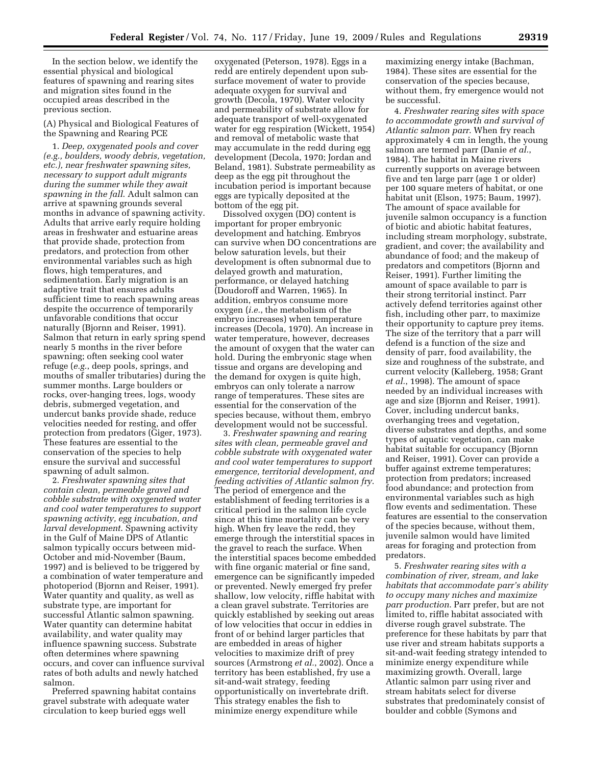In the section below, we identify the essential physical and biological features of spawning and rearing sites and migration sites found in the occupied areas described in the previous section.

(A) Physical and Biological Features of the Spawning and Rearing PCE

1. *Deep, oxygenated pools and cover (e.g., boulders, woody debris, vegetation, etc.), near freshwater spawning sites, necessary to support adult migrants during the summer while they await spawning in the fall*. Adult salmon can arrive at spawning grounds several months in advance of spawning activity. Adults that arrive early require holding areas in freshwater and estuarine areas that provide shade, protection from predators, and protection from other environmental variables such as high flows, high temperatures, and sedimentation. Early migration is an adaptive trait that ensures adults sufficient time to reach spawning areas despite the occurrence of temporarily unfavorable conditions that occur naturally (Bjornn and Reiser, 1991). Salmon that return in early spring spend nearly 5 months in the river before spawning; often seeking cool water refuge (*e.g.*, deep pools, springs, and mouths of smaller tributaries) during the summer months. Large boulders or rocks, over-hanging trees, logs, woody debris, submerged vegetation, and undercut banks provide shade, reduce velocities needed for resting, and offer protection from predators (Giger, 1973). These features are essential to the conservation of the species to help ensure the survival and successful spawning of adult salmon.

2. *Freshwater spawning sites that contain clean, permeable gravel and cobble substrate with oxygenated water and cool water temperatures to support spawning activity, egg incubation, and larval development*. Spawning activity in the Gulf of Maine DPS of Atlantic salmon typically occurs between mid-October and mid-November (Baum, 1997) and is believed to be triggered by a combination of water temperature and photoperiod (Bjornn and Reiser, 1991). Water quantity and quality, as well as substrate type, are important for successful Atlantic salmon spawning. Water quantity can determine habitat availability, and water quality may influence spawning success. Substrate often determines where spawning occurs, and cover can influence survival rates of both adults and newly hatched salmon.

Preferred spawning habitat contains gravel substrate with adequate water circulation to keep buried eggs well oxygenated (Peterson, 1978). Eggs in a redd are entirely dependent upon sub-surface movement of water to provide adequate oxygen for survival and growth (Decola, 1970). Water velocity and permeability of substrate allow for adequate transport of well-oxygenated water for egg respiration (Wickett, 1954) and removal of metabolic waste that may accumulate in the redd during egg development (Decola, 1970; Jordan and Beland, 1981). Substrate permeability as deep as the egg pit throughout the incubation period is important because eggs are typically deposited at the bottom of the egg pit.

Dissolved oxygen (DO) content is important for proper embryonic development and hatching. Embryos can survive when DO concentrations are below saturation levels, but their development is often subnormal due to delayed growth and maturation, performance, or delayed hatching (Doudoroff and Warren, 1965). In addition, embryos consume more oxygen (*i.e.*, the metabolism of the embryo increases) when temperature increases (Decola, 1970). An increase in water temperature, however, decreases the amount of oxygen that the water can hold. During the embryonic stage when tissue and organs are developing and the demand for oxygen is quite high, embryos can only tolerate a narrow range of temperatures. These sites are essential for the conservation of the species because, without them, embryo development would not be successful.

3. *Freshwater spawning and rearing sites with clean, permeable gravel and cobble substrate with oxygenated water and cool water temperatures to support emergence, territorial development, and feeding activities of Atlantic salmon fry*. The period of emergence and the establishment of feeding territories is a critical period in the salmon life cycle since at this time mortality can be very high. When fry leave the redd, they emerge through the interstitial spaces in the gravel to reach the surface. When the interstitial spaces become embedded with fine organic material or fine sand, emergence can be significantly impeded or prevented. Newly emerged fry prefer shallow, low velocity, riffle habitat with a clean gravel substrate. Territories are quickly established by seeking out areas of low velocities that occur in eddies in front of or behind larger particles that are embedded in areas of higher velocities to maximize drift of prey sources (Armstrong *et al.*, 2002). Once a territory has been established, fry use a sit-and-wait strategy, feeding opportunistically on invertebrate drift. This strategy enables the fish to minimize energy expenditure while maximizing energy intake (Bachman, 1984). These sites are essential for the conservation of the species because, without them, fry emergence would not be successful.

4. *Freshwater rearing sites with space to accommodate growth and survival of Atlantic salmon parr*. When fry reach approximately 4 cm in length, the young salmon are termed parr (Danie *et al.*, 1984). The habitat in Maine rivers currently supports on average between five and ten large parr (age 1 or older) per 100 square meters of habitat, or one habitat unit (Elson, 1975; Baum, 1997). The amount of space available for juvenile salmon occupancy is a function of biotic and abiotic habitat features, including stream morphology, substrate, gradient, and cover; the availability and abundance of food; and the makeup of predators and competitors (Bjornn and Reiser, 1991). Further limiting the amount of space available to parr is their strong territorial instinct. Parr actively defend territories against other fish, including other parr, to maximize their opportunity to capture prey items. The size of the territory that a parr will defend is a function of the size and density of parr, food availability, the size and roughness of the substrate, and current velocity (Kalleberg, 1958; Grant *et al.*, 1998). The amount of space needed by an individual increases with age and size (Bjornn and Reiser, 1991). Cover, including undercut banks, overhanging trees and vegetation, diverse substrates and depths, and some types of aquatic vegetation, can make habitat suitable for occupancy (Bjornn and Reiser, 1991). Cover can provide a buffer against extreme temperatures; protection from predators; increased food abundance; and protection from environmental variables such as high flow events and sedimentation. These features are essential to the conservation of the species because, without them, juvenile salmon would have limited areas for foraging and protection from predators.

5. *Freshwater rearing sites with a combination of river, stream, and lake habitats that accommodate parr's ability to occupy many niches and maximize parr production*. Parr prefer, but are not limited to, riffle habitat associated with diverse rough gravel substrate. The preference for these habitats by parr that use river and stream habitats supports a sit-and-wait feeding strategy intended to minimize energy expenditure while maximizing growth. Overall, large Atlantic salmon parr using river and stream habitats select for diverse substrates that predominately consist of boulder and cobble (Symons and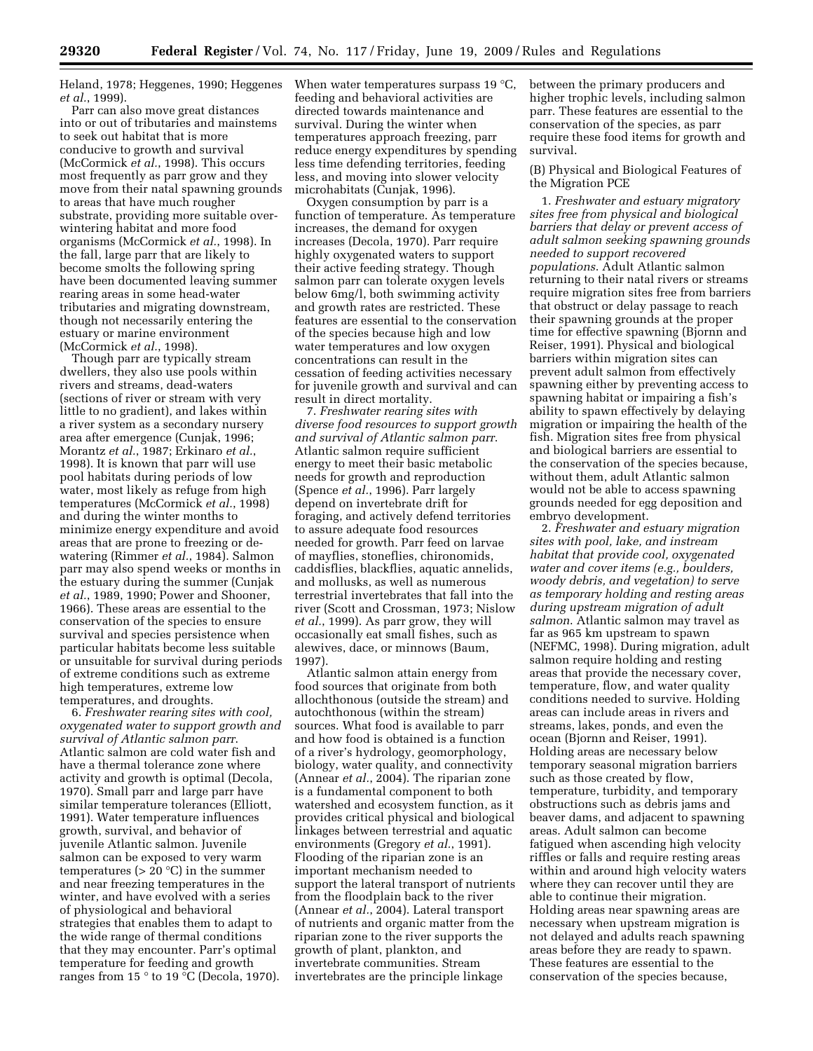Heland, 1978; Heggenes, 1990; Heggenes *et al.*, 1999).

Parr can also move great distances into or out of tributaries and mainstems to seek out habitat that is more conducive to growth and survival (McCormick *et al.*, 1998). This occurs most frequently as parr grow and they move from their natal spawning grounds to areas that have much rougher substrate, providing more suitable over-wintering habitat and more food organisms (McCormick *et al.*, 1998). In the fall, large parr that are likely to become smolts the following spring have been documented leaving summer rearing areas in some head-water tributaries and migrating downstream, though not necessarily entering the estuary or marine environment (McCormick *et al.*, 1998).

Though parr are typically stream dwellers, they also use pools within rivers and streams, dead-waters (sections of river or stream with very little to no gradient), and lakes within a river system as a secondary nursery area after emergence (Cunjak, 1996; Morantz *et al.*, 1987; Erkinaro *et al.*, 1998). It is known that parr will use pool habitats during periods of low water, most likely as refuge from high temperatures (McCormick *et al.*, 1998) and during the winter months to minimize energy expenditure and avoid areas that are prone to freezing or de-watering (Rimmer *et al.*, 1984). Salmon parr may also spend weeks or months in the estuary during the summer (Cunjak *et al.*, 1989, 1990; Power and Shooner, 1966). These areas are essential to the conservation of the species to ensure survival and species persistence when particular habitats become less suitable or unsuitable for survival during periods of extreme conditions such as extreme high temperatures, extreme low temperatures, and droughts.

6. *Freshwater rearing sites with cool, oxygenated water to support growth and survival of Atlantic salmon parr*. Atlantic salmon are cold water fish and have a thermal tolerance zone where activity and growth is optimal (Decola, 1970). Small parr and large parr have similar temperature tolerances (Elliott, 1991). Water temperature influences growth, survival, and behavior of juvenile Atlantic salmon. Juvenile salmon can be exposed to very warm temperatures (> 20 °C) in the summer and near freezing temperatures in the winter, and have evolved with a series of physiological and behavioral strategies that enables them to adapt to the wide range of thermal conditions that they may encounter. Parr's optimal temperature for feeding and growth ranges from 15 ° to 19 °C (Decola, 1970). When water temperatures surpass 19 °C, feeding and behavioral activities are directed towards maintenance and survival. During the winter when temperatures approach freezing, parr reduce energy expenditures by spending less time defending territories, feeding less, and moving into slower velocity microhabitats (Cunjak, 1996).

Oxygen consumption by parr is a function of temperature. As temperature increases, the demand for oxygen increases (Decola, 1970). Parr require highly oxygenated waters to support their active feeding strategy. Though salmon parr can tolerate oxygen levels below 6mg/l, both swimming activity and growth rates are restricted. These features are essential to the conservation of the species because high and low water temperatures and low oxygen concentrations can result in the cessation of feeding activities necessary for juvenile growth and survival and can result in direct mortality.

7. *Freshwater rearing sites with diverse food resources to support growth and survival of Atlantic salmon parr*. Atlantic salmon require sufficient energy to meet their basic metabolic needs for growth and reproduction (Spence *et al.*, 1996). Parr largely depend on invertebrate drift for foraging, and actively defend territories to assure adequate food resources needed for growth. Parr feed on larvae of mayflies, stoneflies, chironomids, caddisflies, blackflies, aquatic annelids, and mollusks, as well as numerous terrestrial invertebrates that fall into the river (Scott and Crossman, 1973; Nislow *et al.*, 1999). As parr grow, they will occasionally eat small fishes, such as alewives, dace, or minnows (Baum, 1997).

Atlantic salmon attain energy from food sources that originate from both allochthonous (outside the stream) and autochthonous (within the stream) sources. What food is available to parr and how food is obtained is a function of a river's hydrology, geomorphology, biology, water quality, and connectivity (Annear *et al.*, 2004). The riparian zone is a fundamental component to both watershed and ecosystem function, as it provides critical physical and biological linkages between terrestrial and aquatic environments (Gregory *et al.*, 1991). Flooding of the riparian zone is an important mechanism needed to support the lateral transport of nutrients from the floodplain back to the river (Annear *et al.*, 2004). Lateral transport of nutrients and organic matter from the riparian zone to the river supports the growth of plant, plankton, and invertebrate communities. Stream invertebrates are the principle linkage between the primary producers and higher trophic levels, including salmon parr. These features are essential to the conservation of the species, as parr require these food items for growth and survival.

(B) Physical and Biological Features of the Migration PCE

1. *Freshwater and estuary migratory sites free from physical and biological barriers that delay or prevent access of adult salmon seeking spawning grounds needed to support recovered populations*. Adult Atlantic salmon returning to their natal rivers or streams require migration sites free from barriers that obstruct or delay passage to reach their spawning grounds at the proper time for effective spawning (Bjornn and Reiser, 1991). Physical and biological barriers within migration sites can prevent adult salmon from effectively spawning either by preventing access to spawning habitat or impairing a fish's ability to spawn effectively by delaying migration or impairing the health of the fish. Migration sites free from physical and biological barriers are essential to the conservation of the species because, without them, adult Atlantic salmon would not be able to access spawning grounds needed for egg deposition and embryo development.

2. *Freshwater and estuary migration sites with pool, lake, and instream habitat that provide cool, oxygenated water and cover items (e.g., boulders, woody debris, and vegetation) to serve as temporary holding and resting areas during upstream migration of adult salmon*. Atlantic salmon may travel as far as 965 km upstream to spawn (NEFMC, 1998). During migration, adult salmon require holding and resting areas that provide the necessary cover, temperature, flow, and water quality conditions needed to survive. Holding areas can include areas in rivers and streams, lakes, ponds, and even the ocean (Bjornn and Reiser, 1991). Holding areas are necessary below temporary seasonal migration barriers such as those created by flow, temperature, turbidity, and temporary obstructions such as debris jams and beaver dams, and adjacent to spawning areas. Adult salmon can become fatigued when ascending high velocity riffles or falls and require resting areas within and around high velocity waters where they can recover until they are able to continue their migration. Holding areas near spawning areas are necessary when upstream migration is not delayed and adults reach spawning areas before they are ready to spawn. These features are essential to the conservation of the species because,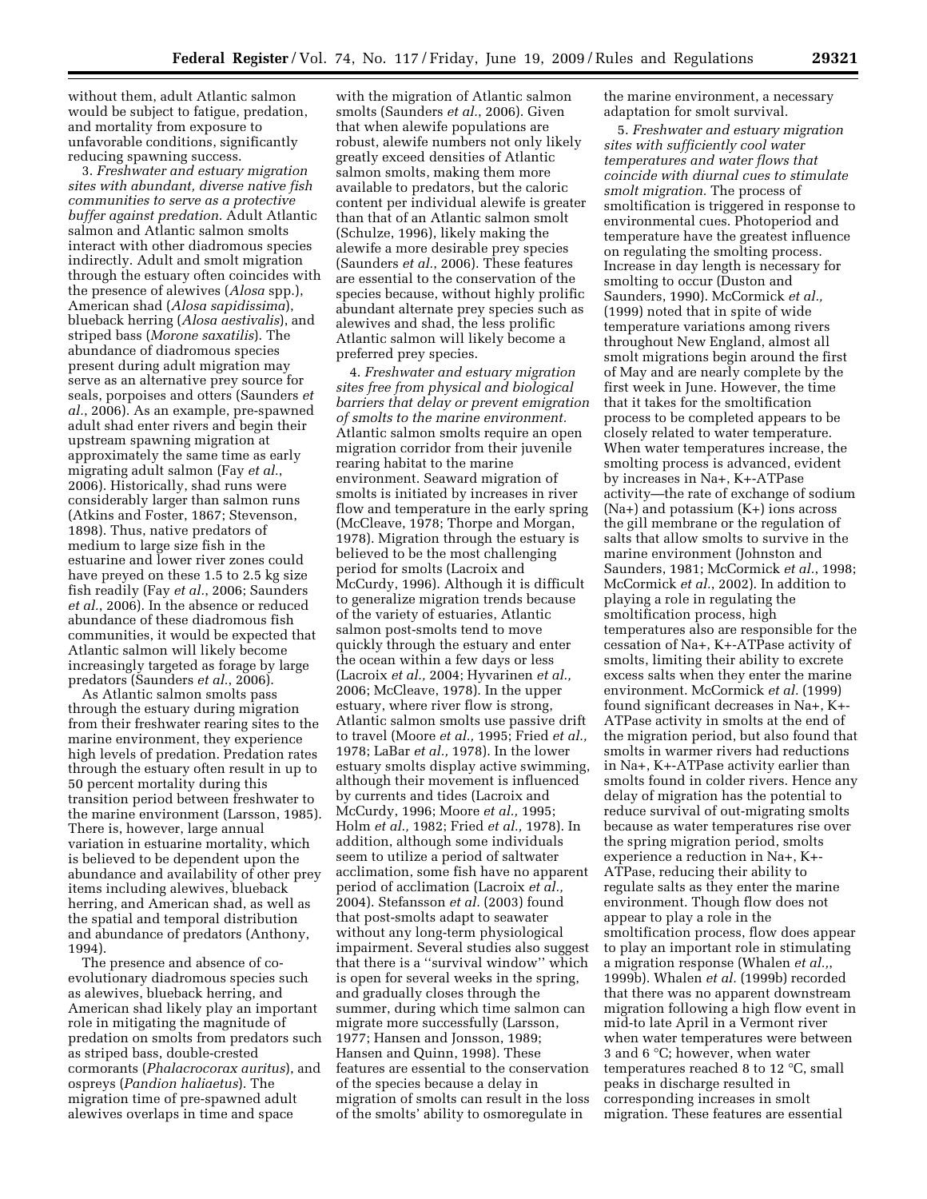without them, adult Atlantic salmon would be subject to fatigue, predation, and mortality from exposure to unfavorable conditions, significantly reducing spawning success.

3. *Freshwater and estuary migration sites with abundant, diverse native fish communities to serve as a protective buffer against predation.* Adult Atlantic salmon and Atlantic salmon smolts interact with other diadromous species indirectly. Adult and smolt migration through the estuary often coincides with the presence of alewives (*Alosa* spp.), American shad (*Alosa sapidissima*), blueback herring (*Alosa aestivalis*), and striped bass (*Morone saxatilis*). The abundance of diadromous species present during adult migration may serve as an alternative prey source for seals, porpoises and otters (Saunders *et al.*, 2006). As an example, pre-spawned adult shad enter rivers and begin their upstream spawning migration at approximately the same time as early migrating adult salmon (Fay *et al.*, 2006). Historically, shad runs were considerably larger than salmon runs (Atkins and Foster, 1867; Stevenson, 1898). Thus, native predators of medium to large size fish in the estuarine and lower river zones could have preyed on these 1.5 to 2.5 kg size fish readily (Fay *et al.*, 2006; Saunders *et al.*, 2006). In the absence or reduced abundance of these diadromous fish communities, it would be expected that Atlantic salmon will likely become increasingly targeted as forage by large predators (Saunders *et al.*, 2006).

As Atlantic salmon smolts pass through the estuary during migration from their freshwater rearing sites to the marine environment, they experience high levels of predation. Predation rates through the estuary often result in up to 50 percent mortality during this transition period between freshwater to the marine environment (Larsson, 1985). There is, however, large annual variation in estuarine mortality, which is believed to be dependent upon the abundance and availability of other prey items including alewives, blueback herring, and American shad, as well as the spatial and temporal distribution and abundance of predators (Anthony, 1994).

The presence and absence of co-evolutionary diadromous species such as alewives, blueback herring, and American shad likely play an important role in mitigating the magnitude of predation on smolts from predators such as striped bass, double-crested cormorants (*Phalacrocorax auritus*), and ospreys (*Pandion haliaetus*). The migration time of pre-spawned adult alewives overlaps in time and space with the migration of Atlantic salmon smolts (Saunders *et al.*, 2006). Given that when alewife populations are robust, alewife numbers not only likely greatly exceed densities of Atlantic salmon smolts, making them more available to predators, but the caloric content per individual alewife is greater than that of an Atlantic salmon smolt (Schulze, 1996), likely making the alewife a more desirable prey species (Saunders *et al.*, 2006). These features are essential to the conservation of the species because, without highly prolific abundant alternate prey species such as alewives and shad, the less prolific Atlantic salmon will likely become a preferred prey species.

4. *Freshwater and estuary migration sites free from physical and biological barriers that delay or prevent emigration of smolts to the marine environment.* Atlantic salmon smolts require an open migration corridor from their juvenile rearing habitat to the marine environment. Seaward migration of smolts is initiated by increases in river flow and temperature in the early spring (McCleave, 1978; Thorpe and Morgan, 1978). Migration through the estuary is believed to be the most challenging period for smolts (Lacroix and McCurdy, 1996). Although it is difficult to generalize migration trends because of the variety of estuaries, Atlantic salmon post-smolts tend to move quickly through the estuary and enter the ocean within a few days or less (Lacroix *et al.*, 2004; Hyvarinen *et al.*, 2006; McCleave, 1978). In the upper estuary, where river flow is strong, Atlantic salmon smolts use passive drift to travel (Moore *et al.*, 1995; Fried *et al.*, 1978; LaBar *et al.*, 1978). In the lower estuary smolts display active swimming, although their movement is influenced by currents and tides (Lacroix and McCurdy, 1996; Moore *et al.*, 1995; Holm *et al.*, 1982; Fried *et al.*, 1978). In addition, although some individuals seem to utilize a period of saltwater acclimation, some fish have no apparent period of acclimation (Lacroix *et al.*, 2004). Stefansson *et al.* (2003) found that post-smolts adapt to seawater without any long-term physiological impairment. Several studies also suggest that there is a ''survival window'' which is open for several weeks in the spring, and gradually closes through the summer, during which time salmon can migrate more successfully (Larsson, 1977; Hansen and Jonsson, 1989; Hansen and Quinn, 1998). These features are essential to the conservation of the species because a delay in migration of smolts can result in the loss of the smolts' ability to osmoregulate in the marine environment, a necessary adaptation for smolt survival.

5. *Freshwater and estuary migration sites with sufficiently cool water temperatures and water flows that coincide with diurnal cues to stimulate smolt migration.* The process of smoltification is triggered in response to environmental cues. Photoperiod and temperature have the greatest influence on regulating the smolting process. Increase in day length is necessary for smolting to occur (Duston and Saunders, 1990). McCormick *et al.*, (1999) noted that in spite of wide temperature variations among rivers throughout New England, almost all smolt migrations begin around the first of May and are nearly complete by the first week in June. However, the time that it takes for the smoltification process to be completed appears to be closely related to water temperature. When water temperatures increase, the smolting process is advanced, evident by increases in $Na^+$, $K^+$-ATPase activity—the rate of exchange of sodium ($Na^+$) and potassium ($K^+$) ions across the gill membrane or the regulation of salts that allow smolts to survive in the marine environment (Johnston and Saunders, 1981; McCormick *et al.*, 1998; McCormick *et al.*, 2002). In addition to playing a role in regulating the smoltification process, high temperatures also are responsible for the cessation of $Na^+$, $K^+$-ATPase activity of smolts, limiting their ability to excrete excess salts when they enter the marine environment. McCormick *et al.* (1999) found significant decreases in $Na^+$, $K^+$-ATPase activity in smolts at the end of the migration period, but also found that smolts in warmer rivers had reductions in $Na^+$, $K^+$-ATPase activity earlier than smolts found in colder rivers. Hence any delay of migration has the potential to reduce survival of out-migrating smolts because as water temperatures rise over the spring migration period, smolts experience a reduction in $Na^+$, $K^+$-ATPase, reducing their ability to regulate salts as they enter the marine environment. Though flow does not appear to play a role in the smoltification process, flow does appear to play an important role in stimulating a migration response (Whalen *et al.*,, 1999b). Whalen *et al.* (1999b) recorded that there was no apparent downstream migration following a high flow event in mid-to late April in a Vermont river when water temperatures were between 3 and 6 °C; however, when water temperatures reached 8 to 12 °C, small peaks in discharge resulted in corresponding increases in smolt migration. These features are essential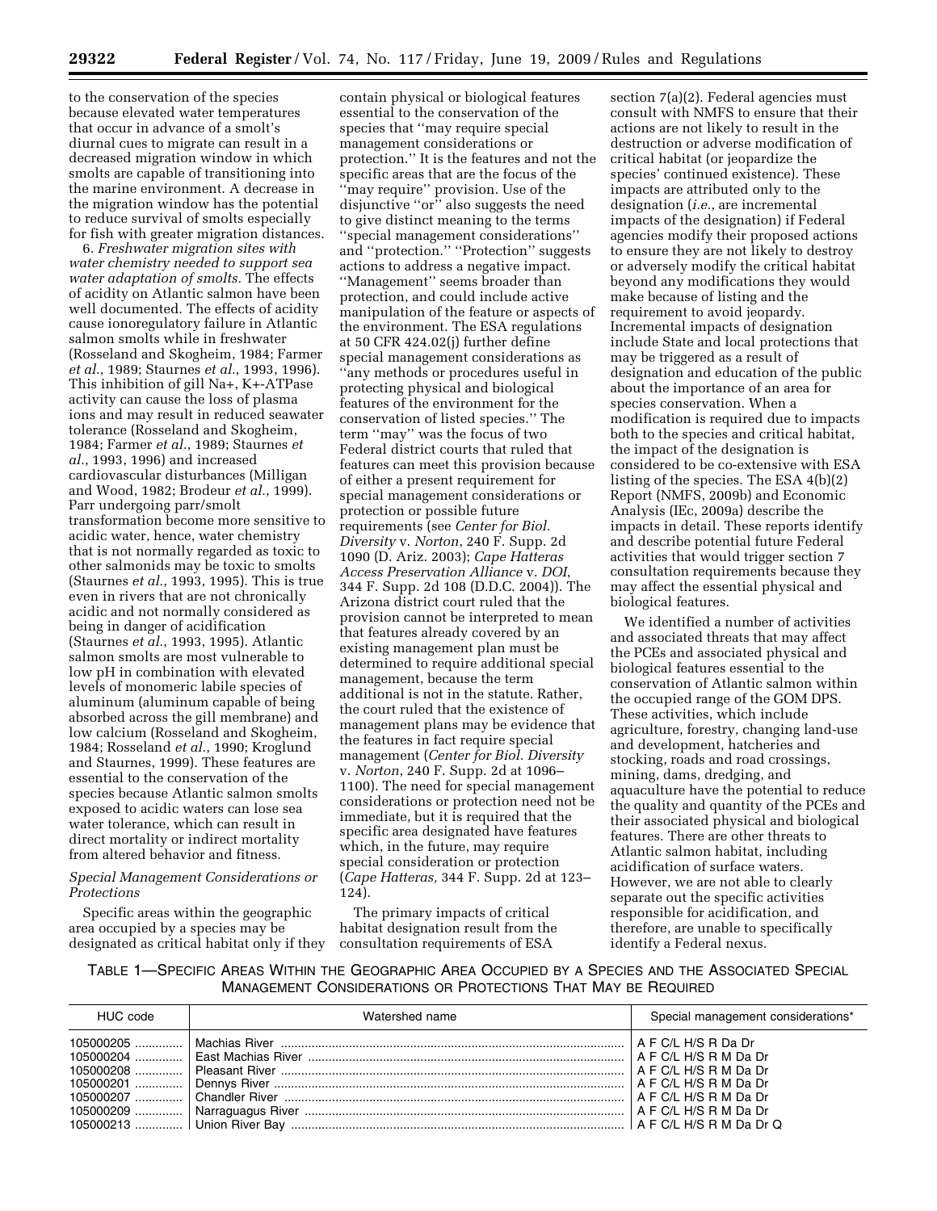to the conservation of the species because elevated water temperatures that occur in advance of a smolt's diurnal cues to migrate can result in a decreased migration window in which smolts are capable of transitioning into the marine environment. A decrease in the migration window has the potential to reduce survival of smolts especially for fish with greater migration distances.

6. *Freshwater migration sites with water chemistry needed to support sea water adaptation of smolts.* The effects of acidity on Atlantic salmon have been well documented. The effects of acidity cause ionoregulatory failure in Atlantic salmon smolts while in freshwater (Rosseland and Skogheim, 1984; Farmer *et al.*, 1989; Staurnes *et al.*, 1993, 1996). This inhibition of gill $Na^{+}$, $K^{+}$-ATPase activity can cause the loss of plasma ions and may result in reduced seawater tolerance (Rosseland and Skogheim, 1984; Farmer *et al.*, 1989; Staurnes *et al.*, 1993, 1996) and increased cardiovascular disturbances (Milligan and Wood, 1982; Brodeur *et al.*, 1999). Parr undergoing parr/smolt transformation become more sensitive to acidic water, hence, water chemistry that is not normally regarded as toxic to other salmonids may be toxic to smolts (Staurnes *et al.*, 1993, 1995). This is true even in rivers that are not chronically acidic and not normally considered as being in danger of acidification (Staurnes *et al.*, 1993, 1995). Atlantic salmon smolts are most vulnerable to low pH in combination with elevated levels of monomeric labile species of aluminum (aluminum capable of being absorbed across the gill membrane) and low calcium (Rosseland and Skogheim, 1984; Rosseland *et al.*, 1990; Kroglund and Staurnes, 1999). These features are essential to the conservation of the species because Atlantic salmon smolts exposed to acidic waters can lose sea water tolerance, which can result in direct mortality or indirect mortality from altered behavior and fitness.

*Special Management Considerations or Protections*

Specific areas within the geographic area occupied by a species may be designated as critical habitat only if they contain physical or biological features essential to the conservation of the species that ''may require special management considerations or protection.'' It is the features and not the specific areas that are the focus of the ''may require'' provision. Use of the disjunctive ''or'' also suggests the need to give distinct meaning to the terms ''special management considerations'' and ''protection.'' ''Protection'' suggests actions to address a negative impact. ''Management'' seems broader than protection, and could include active manipulation of the feature or aspects of the environment. The ESA regulations at 50 CFR 424.02(j) further define special management considerations as ''any methods or procedures useful in protecting physical and biological features of the environment for the conservation of listed species.'' The term ''may'' was the focus of two Federal district courts that ruled that features can meet this provision because of either a present requirement for special management considerations or protection or possible future requirements (see *Center for Biol. Diversity* v. *Norton*, 240 F. Supp. 2d 1090 (D. Ariz. 2003); *Cape Hatteras Access Preservation Alliance* v. *DOI*, 344 F. Supp. 2d 108 (D.D.C. 2004)). The Arizona district court ruled that the provision cannot be interpreted to mean that features already covered by an existing management plan must be determined to require additional special management, because the term additional is not in the statute. Rather, the court ruled that the existence of management plans may be evidence that the features in fact require special management (*Center for Biol. Diversity* v. *Norton*, 240 F. Supp. 2d at 1096–1100). The need for special management considerations or protection need not be immediate, but it is required that the specific area designated have features which, in the future, may require special consideration or protection (*Cape Hatteras,* 344 F. Supp. 2d at 123–124).

The primary impacts of critical habitat designation result from the consultation requirements of ESA section 7(a)(2). Federal agencies must consult with NMFS to ensure that their actions are not likely to result in the destruction or adverse modification of critical habitat (or jeopardize the species' continued existence). These impacts are attributed only to the designation (*i.e.*, are incremental impacts of the designation) if Federal agencies modify their proposed actions to ensure they are not likely to destroy or adversely modify the critical habitat beyond any modifications they would make because of listing and the requirement to avoid jeopardy. Incremental impacts of designation include State and local protections that may be triggered as a result of designation and education of the public about the importance of an area for species conservation. When a modification is required due to impacts both to the species and critical habitat, the impact of the designation is considered to be co-extensive with ESA listing of the species. The ESA 4(b)(2) Report (NMFS, 2009b) and Economic Analysis (IEc, 2009a) describe the impacts in detail. These reports identify and describe potential future Federal activities that would trigger section 7 consultation requirements because they may affect the essential physical and biological features.

We identified a number of activities and associated threats that may affect the PCEs and associated physical and biological features essential to the conservation of Atlantic salmon within the occupied range of the GOM DPS. These activities, which include agriculture, forestry, changing land-use and development, hatcheries and stocking, roads and road crossings, mining, dams, dredging, and aquaculture have the potential to reduce the quality and quantity of the PCEs and their associated physical and biological features. There are other threats to Atlantic salmon habitat, including acidification of surface waters. However, we are not able to clearly separate out the specific activities responsible for acidification, and therefore, are unable to specifically identify a Federal nexus.

TABLE 1—SPECIFIC AREAS WITHIN THE GEOGRAPHIC AREA OCCUPIED BY A SPECIES AND THE ASSOCIATED SPECIAL MANAGEMENT CONSIDERATIONS OR PROTECTIONS THAT MAY BE REQUIRED

| HUC code | Watershed name | Special management considerations* |
|---|---|---|
| 105000205 | Machias River | A F C/L H/S R Da Dr |
| 105000204 | East Machias River | A F C/L H/S R M Da Dr |
| 105000208 | Pleasant River | A F C/L H/S R M Da Dr |
| 105000201 | Dennys River | A F C/L H/S R M Da Dr |
| 105000207 | Chandler River | A F C/L H/S R M Da Dr |
| 105000209 | Narraguagus River | A F C/L H/S R M Da Dr |
| 105000213 | Union River Bay | A F C/L H/S R M Da Dr Q |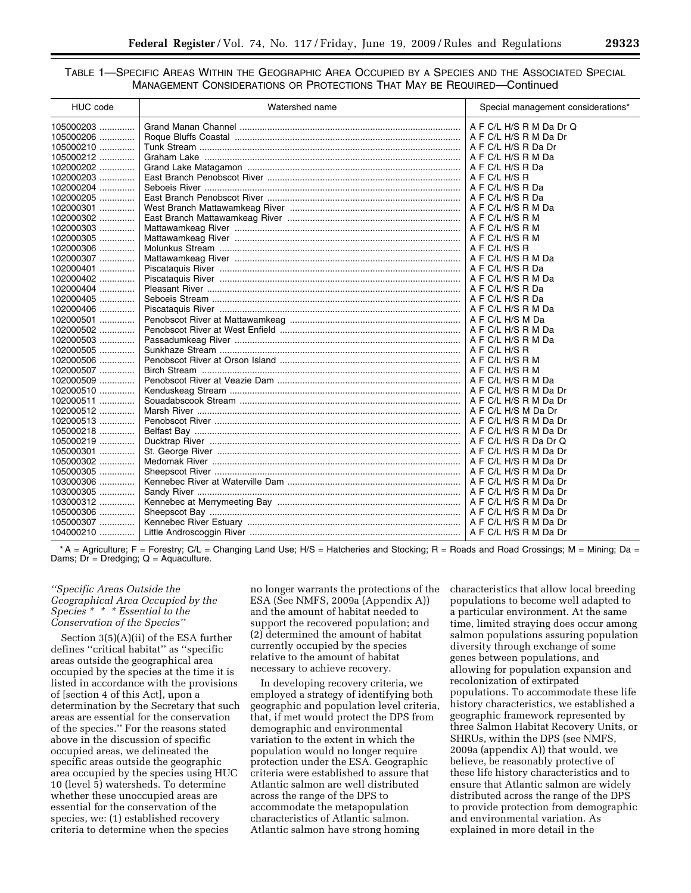TABLE 1—SPECIFIC AREAS WITHIN THE GEOGRAPHIC AREA OCCUPIED BY A SPECIES AND THE ASSOCIATED SPECIAL MANAGEMENT CONSIDERATIONS OR PROTECTIONS THAT MAY BE REQUIRED—Continued

| HUC code | Watershed name | Special management considerations* |
|---|---|---|
| 105000203 | Grand Manan Channel | A F C/L H/S R M Da Dr Q |
| 105000206 | Roque Bluffs Coastal | A F C/L H/S R M Da Dr |
| 105000210 | Tunk Stream | A F C/L H/S R Da Dr |
| 105000212 | Graham Lake | A F C/L H/S R M Da |
| 102000202 | Grand Lake Matagamon | A F C/L H/S R Da |
| 102000203 | East Branch Penobscot River | A F C/L H/S R |
| 102000204 | Seboeis River | A F C/L H/S R Da |
| 102000205 | East Branch Penobscot River | A F C/L H/S R Da |
| 102000301 | West Branch Mattawamkeag River | A F C/L H/S R M Da |
| 102000302 | East Branch Mattawamkeag River | A F C/L H/S R M |
| 102000303 | Mattawamkeag River | A F C/L H/S R M |
| 102000305 | Mattawamkeag River | A F C/L H/S R M |
| 102000306 | Molunkus Stream | A F C/L H/S R |
| 102000307 | Mattawamkeag River | A F C/L H/S R M Da |
| 102000401 | Piscataquis River | A F C/L H/S R Da |
| 102000402 | Piscataquis River | A F C/L H/S R M Da |
| 102000404 | Pleasant River | A F C/L H/S R Da |
| 102000405 | Seboeis Stream | A F C/L H/S R Da |
| 102000406 | Piscataquis River | A F C/L H/S R M Da |
| 102000501 | Penobscot River at Mattawamkeag | A F C/L H/S M Da |
| 102000502 | Penobscot River at West Enfield | A F C/L H/S R M Da |
| 102000503 | Passadumkeag River | A F C/L H/S R M Da |
| 102000505 | Sunkhaze Stream | A F C/L H/S R |
| 102000506 | Penobscot River at Orson Island | A F C/L H/S R M |
| 102000507 | Birch Stream | A F C/L H/S R M |
| 102000509 | Penobscot River at Veazie Dam | A F C/L H/S R M Da |
| 102000510 | Kenduskeag Stream | A F C/L H/S R M Da Dr |
| 102000511 | Souadabscook Stream | A F C/L H/S R M Da Dr |
| 102000512 | Marsh River | A F C/L H/S M Da Dr |
| 102000513 | Penobscot River | A F C/L H/S R M Da Dr |
| 105000218 | Belfast Bay | A F C/L H/S R M Da Dr |
| 105000219 | Ducktrap River | A F C/L H/S R Da Dr Q |
| 105000301 | St. George River | A F C/L H/S R M Da Dr |
| 105000302 | Medomak River | A F C/L H/S R M Da Dr |
| 105000305 | Sheepscot River | A F C/L H/S R M Da Dr |
| 103000306 | Kennebec River at Waterville Dam | A F C/L H/S R M Da Dr |
| 103000305 | Sandy River | A F C/L H/S R M Da Dr |
| 103000312 | Kennebec at Merrymeeting Bay | A F C/L H/S R M Da Dr |
| 105000306 | Sheepscot Bay | A F C/L H/S R M Da Dr |
| 105000307 | Kennebec River Estuary | A F C/L H/S R M Da Dr |
| 104000210 | Little Androscoggin River | A F C/L H/S R M Da Dr |

\* A = Agriculture; F = Forestry; C/L = Changing Land Use; H/S = Hatcheries and Stocking; R = Roads and Road Crossings; M = Mining; Da = Dams; Dr = Dredging; Q = Aquaculture.

*''Specific Areas Outside the Geographical Area Occupied by the Species * * * Essential to the Conservation of the Species''*

Section 3(5)(A)(ii) of the ESA further defines ''critical habitat'' as ''specific areas outside the geographical area occupied by the species at the time it is listed in accordance with the provisions of [section 4 of this Act], upon a determination by the Secretary that such areas are essential for the conservation of the species.'' For the reasons stated above in the discussion of specific occupied areas, we delineated the specific areas outside the geographic area occupied by the species using HUC 10 (level 5) watersheds. To determine whether these unoccupied areas are essential for the conservation of the species, we: (1) established recovery criteria to determine when the species no longer warrants the protections of the ESA (See NMFS, 2009a (Appendix A)) and the amount of habitat needed to support the recovered population; and (2) determined the amount of habitat currently occupied by the species relative to the amount of habitat necessary to achieve recovery.

In developing recovery criteria, we employed a strategy of identifying both geographic and population level criteria, that, if met would protect the DPS from demographic and environmental variation to the extent in which the population would no longer require protection under the ESA. Geographic criteria were established to assure that Atlantic salmon are well distributed across the range of the DPS to accommodate the metapopulation characteristics of Atlantic salmon. Atlantic salmon have strong homing characteristics that allow local breeding populations to become well adapted to a particular environment. At the same time, limited straying does occur among salmon populations assuring population diversity through exchange of some genes between populations, and allowing for population expansion and recolonization of extirpated populations. To accommodate these life history characteristics, we established a geographic framework represented by three Salmon Habitat Recovery Units, or SHRUs, within the DPS (see NMFS, 2009a (appendix A)) that would, we believe, be reasonably protective of these life history characteristics and to ensure that Atlantic salmon are widely distributed across the range of the DPS to provide protection from demographic and environmental variation. As explained in more detail in the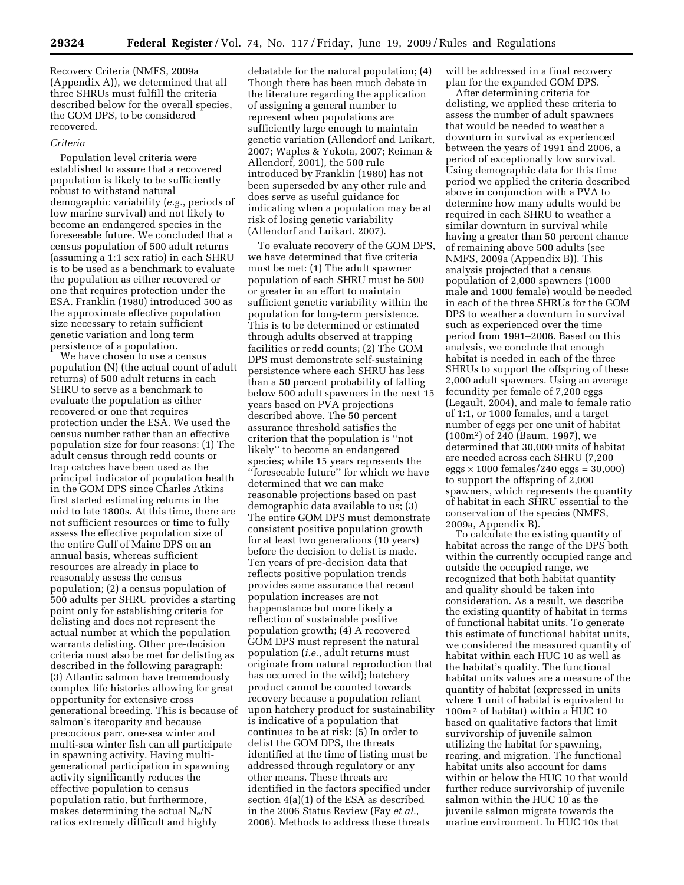Recovery Criteria (NMFS, 2009a (Appendix A)), we determined that all three SHRUs must fulfill the criteria described below for the overall species, the GOM DPS, to be considered recovered.

*Criteria*

Population level criteria were established to assure that a recovered population is likely to be sufficiently robust to withstand natural demographic variability (*e.g.*, periods of low marine survival) and not likely to become an endangered species in the foreseeable future. We concluded that a census population of 500 adult returns (assuming a 1:1 sex ratio) in each SHRU is to be used as a benchmark to evaluate the population as either recovered or one that requires protection under the ESA. Franklin (1980) introduced 500 as the approximate effective population size necessary to retain sufficient genetic variation and long term persistence of a population.

We have chosen to use a census population (N) (the actual count of adult returns) of 500 adult returns in each SHRU to serve as a benchmark to evaluate the population as either recovered or one that requires protection under the ESA. We used the census number rather than an effective population size for four reasons: (1) The adult census through redd counts or trap catches have been used as the principal indicator of population health in the GOM DPS since Charles Atkins first started estimating returns in the mid to late 1800s. At this time, there are not sufficient resources or time to fully assess the effective population size of the entire Gulf of Maine DPS on an annual basis, whereas sufficient resources are already in place to reasonably assess the census population; (2) a census population of 500 adults per SHRU provides a starting point only for establishing criteria for delisting and does not represent the actual number at which the population warrants delisting. Other pre-decision criteria must also be met for delisting as described in the following paragraph: (3) Atlantic salmon have tremendously complex life histories allowing for great opportunity for extensive cross generational breeding. This is because of salmon's iteroparity and because precocious parr, one-sea winter and multi-sea winter fish can all participate in spawning activity. Having multi-generational participation in spawning activity significantly reduces the effective population to census population ratio, but furthermore, makes determining the actual $N_e/N$ ratios extremely difficult and highly debatable for the natural population; (4) Though there has been much debate in the literature regarding the application of assigning a general number to represent when populations are sufficiently large enough to maintain genetic variation (Allendorf and Luikart, 2007; Waples & Yokota, 2007; Reiman & Allendorf, 2001), the 500 rule introduced by Franklin (1980) has not been superseded by any other rule and does serve as useful guidance for indicating when a population may be at risk of losing genetic variability (Allendorf and Luikart, 2007).

To evaluate recovery of the GOM DPS, we have determined that five criteria must be met: (1) The adult spawner population of each SHRU must be 500 or greater in an effort to maintain sufficient genetic variability within the population for long-term persistence. This is to be determined or estimated through adults observed at trapping facilities or redd counts; (2) The GOM DPS must demonstrate self-sustaining persistence where each SHRU has less than a 50 percent probability of falling below 500 adult spawners in the next 15 years based on PVA projections described above. The 50 percent assurance threshold satisfies the criterion that the population is ''not likely'' to become an endangered species; while 15 years represents the ''foreseeable future'' for which we have determined that we can make reasonable projections based on past demographic data available to us; (3) The entire GOM DPS must demonstrate consistent positive population growth for at least two generations (10 years) before the decision to delist is made. Ten years of pre-decision data that reflects positive population trends provides some assurance that recent population increases are not happenstance but more likely a reflection of sustainable positive population growth; (4) A recovered GOM DPS must represent the natural population (*i.e.*, adult returns must originate from natural reproduction that has occurred in the wild); hatchery product cannot be counted towards recovery because a population reliant upon hatchery product for sustainability is indicative of a population that continues to be at risk; (5) In order to delist the GOM DPS, the threats identified at the time of listing must be addressed through regulatory or any other means. These threats are identified in the factors specified under section 4(a)(1) of the ESA as described in the 2006 Status Review (Fay *et al.*, 2006). Methods to address these threats will be addressed in a final recovery plan for the expanded GOM DPS.

After determining criteria for delisting, we applied these criteria to assess the number of adult spawners that would be needed to weather a downturn in survival as experienced between the years of 1991 and 2006, a period of exceptionally low survival. Using demographic data for this time period we applied the criteria described above in conjunction with a PVA to determine how many adults would be required in each SHRU to weather a similar downturn in survival while having a greater than 50 percent chance of remaining above 500 adults (see NMFS, 2009a (Appendix B)). This analysis projected that a census population of 2,000 spawners (1000 male and 1000 female) would be needed in each of the three SHRUs for the GOM DPS to weather a downturn in survival such as experienced over the time period from 1991–2006. Based on this analysis, we conclude that enough habitat is needed in each of the three SHRUs to support the offspring of these 2,000 adult spawners. Using an average fecundity per female of 7,200 eggs (Legault, 2004), and male to female ratio of 1:1, or 1000 females, and a target number of eggs per one unit of habitat ($100m^2$) of 240 (Baum, 1997), we determined that 30,000 units of habitat are needed across each SHRU (7,200 eggs $\times$ 1000 females/240 eggs = 30,000) to support the offspring of 2,000 spawners, which represents the quantity of habitat in each SHRU essential to the conservation of the species (NMFS, 2009a, Appendix B).

To calculate the existing quantity of habitat across the range of the DPS both within the currently occupied range and outside the occupied range, we recognized that both habitat quantity and quality should be taken into consideration. As a result, we describe the existing quantity of habitat in terms of functional habitat units. To generate this estimate of functional habitat units, we considered the measured quantity of habitat within each HUC 10 as well as the habitat's quality. The functional habitat units values are a measure of the quantity of habitat (expressed in units where 1 unit of habitat is equivalent to $100m^2$ of habitat) within a HUC 10 based on qualitative factors that limit survivorship of juvenile salmon utilizing the habitat for spawning, rearing, and migration. The functional habitat units also account for dams within or below the HUC 10 that would further reduce survivorship of juvenile salmon within the HUC 10 as the juvenile salmon migrate towards the marine environment. In HUC 10s that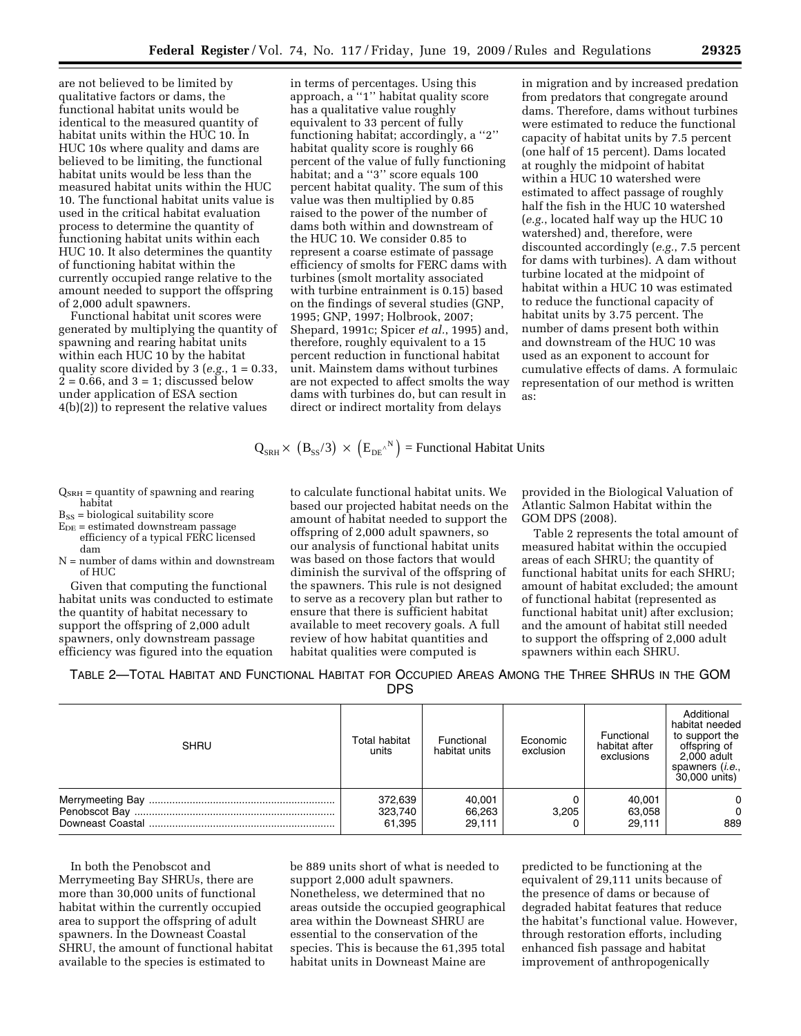are not believed to be limited by qualitative factors or dams, the functional habitat units would be identical to the measured quantity of habitat units within the HUC 10. In HUC 10s where quality and dams are believed to be limiting, the functional habitat units would be less than the measured habitat units within the HUC 10. The functional habitat units value is used in the critical habitat evaluation process to determine the quantity of functioning habitat units within each HUC 10. It also determines the quantity of functioning habitat within the currently occupied range relative to the amount needed to support the offspring of 2,000 adult spawners.

Functional habitat unit scores were generated by multiplying the quantity of spawning and rearing habitat units within each HUC 10 by the habitat quality score divided by 3 (*e.g.*, 1 = 0.33, 2 = 0.66, and 3 = 1; discussed below under application of ESA section 4(b)(2)) to represent the relative values in terms of percentages. Using this approach, a ''1'' habitat quality score has a qualitative value roughly equivalent to 33 percent of fully functioning habitat; accordingly, a ''2'' habitat quality score is roughly 66 percent of the value of fully functioning habitat; and a ''3'' score equals 100 percent habitat quality. The sum of this value was then multiplied by 0.85 raised to the power of the number of dams both within and downstream of the HUC 10. We consider 0.85 to represent a coarse estimate of passage efficiency of smolts for FERC dams with turbines (smolt mortality associated with turbine entrainment is 0.15) based on the findings of several studies (GNP, 1995; GNP, 1997; Holbrook, 2007; Shepard, 1991c; Spicer *et al.*, 1995) and, therefore, roughly equivalent to a 15 percent reduction in functional habitat unit. Mainstem dams without turbines are not expected to affect smolts the way dams with turbines do, but can result in direct or indirect mortality from delays in migration and by increased predation from predators that congregate around dams. Therefore, dams without turbines were estimated to reduce the functional capacity of habitat units by 7.5 percent (one half of 15 percent). Dams located at roughly the midpoint of habitat within a HUC 10 watershed were estimated to affect passage of roughly half the fish in the HUC 10 watershed (*e.g.*, located half way up the HUC 10 watershed) and, therefore, were discounted accordingly (*e.g.*, 7.5 percent for dams with turbines). A dam without turbine located at the midpoint of habitat within a HUC 10 was estimated to reduce the functional capacity of habitat units by 3.75 percent. The number of dams present both within and downstream of the HUC 10 was used as an exponent to account for cumulative effects of dams. A formulaic representation of our method is written as:

$$Q_{SRH} \times \left(B_{SS}/3\right) \times \left(E_{DE}{}^{\wedge N}\right) = \text{Functional Habitat Units}$$

$Q_{SRH}$ = quantity of spawning and rearing habitat
$B_{SS}$ = biological suitability score
$E_{DE}$ = estimated downstream passage efficiency of a typical FERC licensed dam
N = number of dams within and downstream of HUC

Given that computing the functional habitat units was conducted to estimate the quantity of habitat necessary to support the offspring of 2,000 adult spawners, only downstream passage efficiency was figured into the equation to calculate functional habitat units. We based our projected habitat needs on the amount of habitat needed to support the offspring of 2,000 adult spawners, so our analysis of functional habitat units was based on those factors that would diminish the survival of the offspring of the spawners. This rule is not designed to serve as a recovery plan but rather to ensure that there is sufficient habitat available to meet recovery goals. A full review of how habitat quantities and habitat qualities were computed is provided in the Biological Valuation of Atlantic Salmon Habitat within the GOM DPS (2008).

Table 2 represents the total amount of measured habitat within the occupied areas of each SHRU; the quantity of functional habitat units for each SHRU; amount of habitat excluded; the amount of functional habitat (represented as functional habitat unit) after exclusion; and the amount of habitat still needed to support the offspring of 2,000 adult spawners within each SHRU.

TABLE 2—TOTAL HABITAT AND FUNCTIONAL HABITAT FOR OCCUPIED AREAS AMONG THE THREE SHRUS IN THE GOM DPS

| SHRU | Total habitat units | Functional habitat units | Economic exclusion | Functional habitat after exclusions | Additional habitat needed to support the offspring of 2,000 adult spawners (*i.e.*, 30,000 units) |
|---|---|---|---|---|---|
| Merrymeeting Bay | 372,639 | 40,001 | 0 | 40,001 | 0 |
| Penobscot Bay | 323,740 | 66,263 | 3,205 | 63,058 | 0 |
| Downeast Coastal | 61,395 | 29,111 | 0 | 29,111 | 889 |

In both the Penobscot and Merrymeeting Bay SHRUs, there are more than 30,000 units of functional habitat within the currently occupied area to support the offspring of adult spawners. In the Downeast Coastal SHRU, the amount of functional habitat available to the species is estimated to be 889 units short of what is needed to support 2,000 adult spawners. Nonetheless, we determined that no areas outside the occupied geographical area within the Downeast SHRU are essential to the conservation of the species. This is because the 61,395 total habitat units in Downeast Maine are predicted to be functioning at the equivalent of 29,111 units because of the presence of dams or because of degraded habitat features that reduce the habitat's functional value. However, through restoration efforts, including enhanced fish passage and habitat improvement of anthropogenically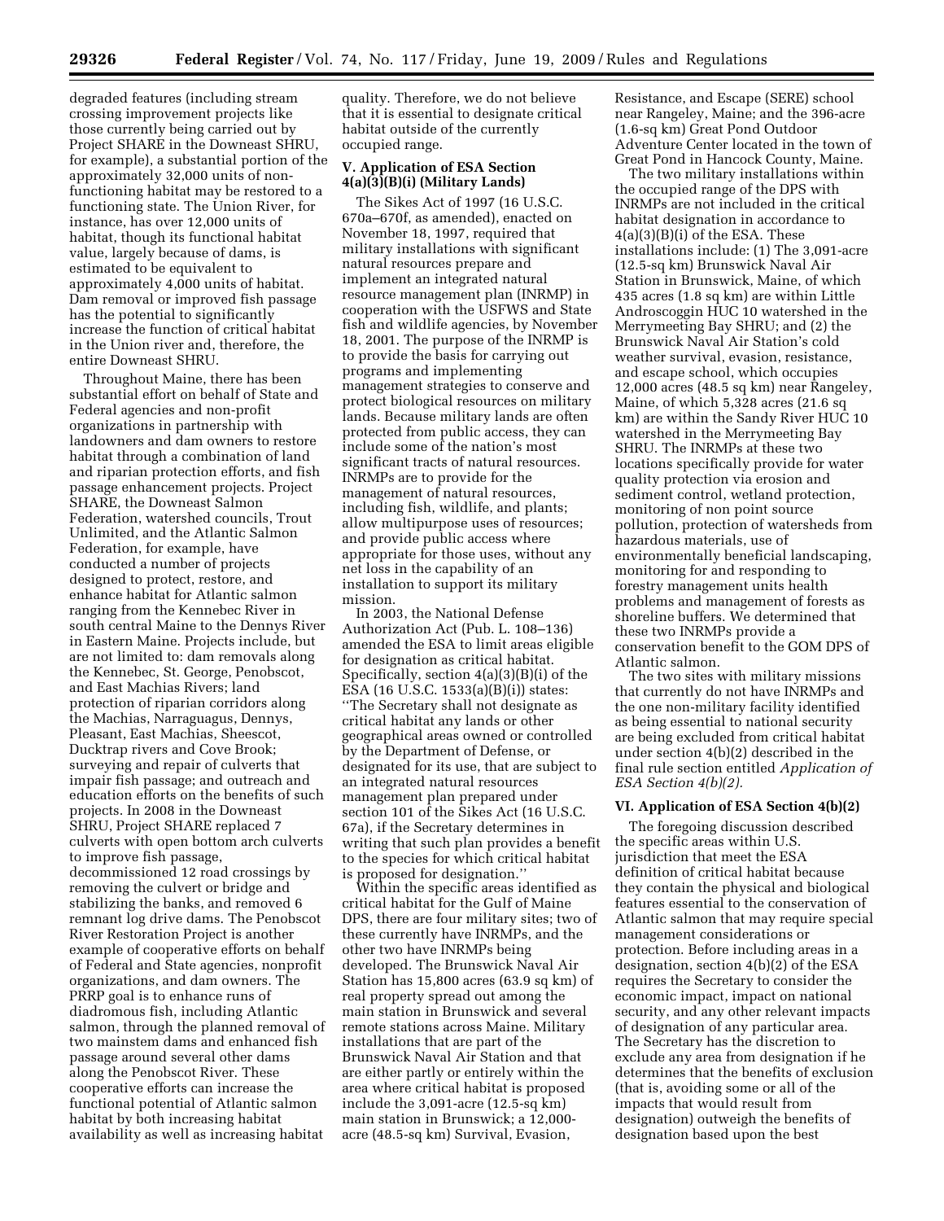degraded features (including stream crossing improvement projects like those currently being carried out by Project SHARE in the Downeast SHRU, for example), a substantial portion of the approximately 32,000 units of non-functioning habitat may be restored to a functioning state. The Union River, for instance, has over 12,000 units of habitat, though its functional habitat value, largely because of dams, is estimated to be equivalent to approximately 4,000 units of habitat. Dam removal or improved fish passage has the potential to significantly increase the function of critical habitat in the Union river and, therefore, the entire Downeast SHRU.

Throughout Maine, there has been substantial effort on behalf of State and Federal agencies and non-profit organizations in partnership with landowners and dam owners to restore habitat through a combination of land and riparian protection efforts, and fish passage enhancement projects. Project SHARE, the Downeast Salmon Federation, watershed councils, Trout Unlimited, and the Atlantic Salmon Federation, for example, have conducted a number of projects designed to protect, restore, and enhance habitat for Atlantic salmon ranging from the Kennebec River in south central Maine to the Dennys River in Eastern Maine. Projects include, but are not limited to: dam removals along the Kennebec, St. George, Penobscot, and East Machias Rivers; land protection of riparian corridors along the Machias, Narraguagus, Dennys, Pleasant, East Machias, Sheescot, Ducktrap rivers and Cove Brook; surveying and repair of culverts that impair fish passage; and outreach and education efforts on the benefits of such projects. In 2008 in the Downeast SHRU, Project SHARE replaced 7 culverts with open bottom arch culverts to improve fish passage, decommissioned 12 road crossings by removing the culvert or bridge and stabilizing the banks, and removed 6 remnant log drive dams. The Penobscot River Restoration Project is another example of cooperative efforts on behalf of Federal and State agencies, nonprofit organizations, and dam owners. The PRRP goal is to enhance runs of diadromous fish, including Atlantic salmon, through the planned removal of two mainstem dams and enhanced fish passage around several other dams along the Penobscot River. These cooperative efforts can increase the functional potential of Atlantic salmon habitat by both increasing habitat availability as well as increasing habitat quality. Therefore, we do not believe that it is essential to designate critical habitat outside of the currently occupied range.

## V. Application of ESA Section 4(a)(3)(B)(i) (Military Lands)

The Sikes Act of 1997 (16 U.S.C. 670a–670f, as amended), enacted on November 18, 1997, required that military installations with significant natural resources prepare and implement an integrated natural resource management plan (INRMP) in cooperation with the USFWS and State fish and wildlife agencies, by November 18, 2001. The purpose of the INRMP is to provide the basis for carrying out programs and implementing management strategies to conserve and protect biological resources on military lands. Because military lands are often protected from public access, they can include some of the nation's most significant tracts of natural resources. INRMPs are to provide for the management of natural resources, including fish, wildlife, and plants; allow multipurpose uses of resources; and provide public access where appropriate for those uses, without any net loss in the capability of an installation to support its military mission.

In 2003, the National Defense Authorization Act (Pub. L. 108–136) amended the ESA to limit areas eligible for designation as critical habitat. Specifically, section 4(a)(3)(B)(i) of the ESA (16 U.S.C. 1533(a)(B)(i)) states: ''The Secretary shall not designate as critical habitat any lands or other geographical areas owned or controlled by the Department of Defense, or designated for its use, that are subject to an integrated natural resources management plan prepared under section 101 of the Sikes Act (16 U.S.C. 67a), if the Secretary determines in writing that such plan provides a benefit to the species for which critical habitat is proposed for designation.''

Within the specific areas identified as critical habitat for the Gulf of Maine DPS, there are four military sites; two of these currently have INRMPs, and the other two have INRMPs being developed. The Brunswick Naval Air Station has 15,800 acres (63.9 sq km) of real property spread out among the main station in Brunswick and several remote stations across Maine. Military installations that are part of the Brunswick Naval Air Station and that are either partly or entirely within the area where critical habitat is proposed include the 3,091-acre (12.5-sq km) main station in Brunswick; a 12,000-acre (48.5-sq km) Survival, Evasion, Resistance, and Escape (SERE) school near Rangeley, Maine; and the 396-acre (1.6-sq km) Great Pond Outdoor Adventure Center located in the town of Great Pond in Hancock County, Maine.

The two military installations within the occupied range of the DPS with INRMPs are not included in the critical habitat designation in accordance to 4(a)(3)(B)(i) of the ESA. These installations include: (1) The 3,091-acre (12.5-sq km) Brunswick Naval Air Station in Brunswick, Maine, of which 435 acres (1.8 sq km) are within Little Androscoggin HUC 10 watershed in the Merrymeeting Bay SHRU; and (2) the Brunswick Naval Air Station's cold weather survival, evasion, resistance, and escape school, which occupies 12,000 acres (48.5 sq km) near Rangeley, Maine, of which 5,328 acres (21.6 sq km) are within the Sandy River HUC 10 watershed in the Merrymeeting Bay SHRU. The INRMPs at these two locations specifically provide for water quality protection via erosion and sediment control, wetland protection, monitoring of non point source pollution, protection of watersheds from hazardous materials, use of environmentally beneficial landscaping, monitoring for and responding to forestry management units health problems and management of forests as shoreline buffers. We determined that these two INRMPs provide a conservation benefit to the GOM DPS of Atlantic salmon.

The two sites with military missions that currently do not have INRMPs and the one non-military facility identified as being essential to national security are being excluded from critical habitat under section 4(b)(2) described in the final rule section entitled *Application of ESA Section 4(b)(2).*

## VI. Application of ESA Section 4(b)(2)

The foregoing discussion described the specific areas within U.S. jurisdiction that meet the ESA definition of critical habitat because they contain the physical and biological features essential to the conservation of Atlantic salmon that may require special management considerations or protection. Before including areas in a designation, section 4(b)(2) of the ESA requires the Secretary to consider the economic impact, impact on national security, and any other relevant impacts of designation of any particular area. The Secretary has the discretion to exclude any area from designation if he determines that the benefits of exclusion (that is, avoiding some or all of the impacts that would result from designation) outweigh the benefits of designation based upon the best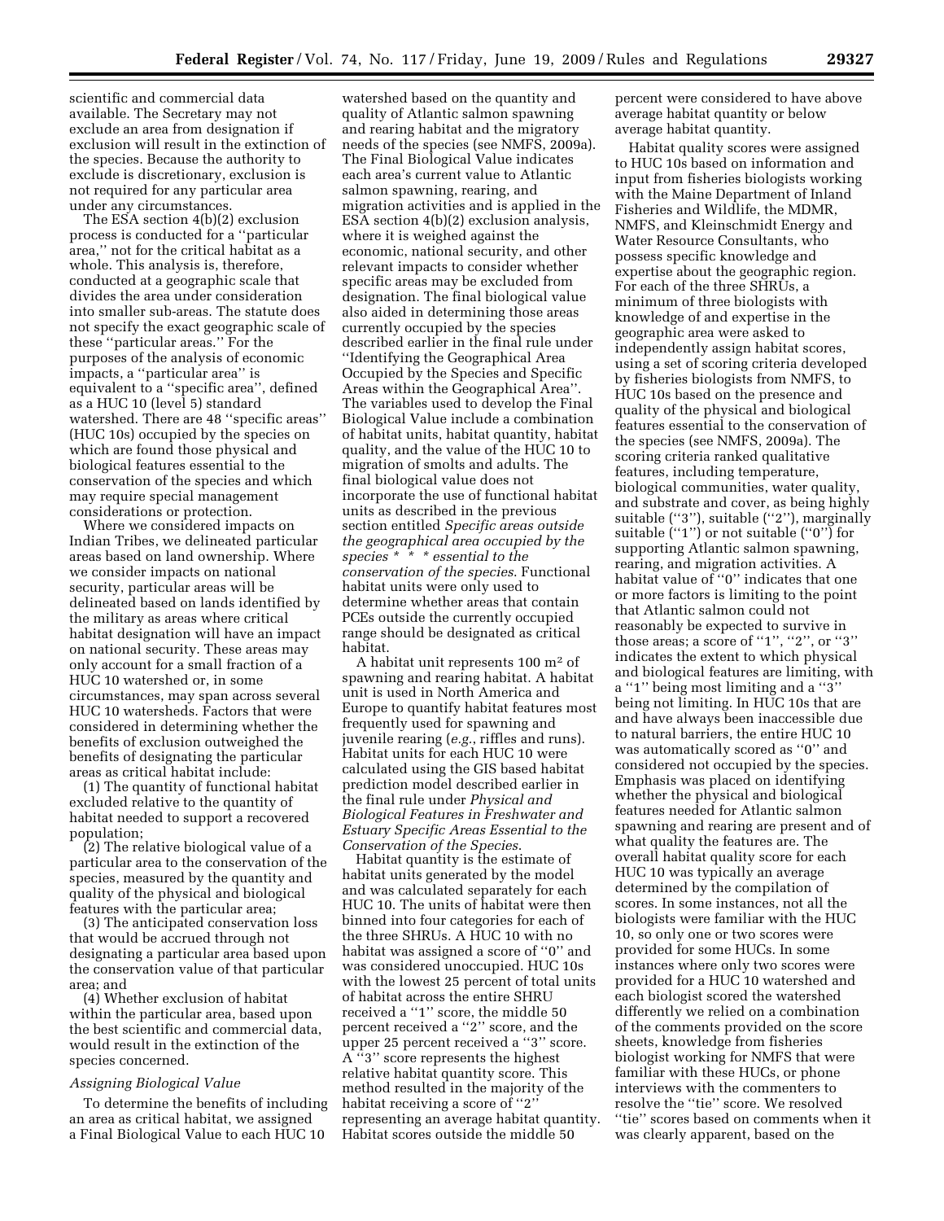scientific and commercial data available. The Secretary may not exclude an area from designation if exclusion will result in the extinction of the species. Because the authority to exclude is discretionary, exclusion is not required for any particular area under any circumstances.

The ESA section 4(b)(2) exclusion process is conducted for a ''particular area,'' not for the critical habitat as a whole. This analysis is, therefore, conducted at a geographic scale that divides the area under consideration into smaller sub-areas. The statute does not specify the exact geographic scale of these ''particular areas.'' For the purposes of the analysis of economic impacts, a ''particular area'' is equivalent to a ''specific area'', defined as a HUC 10 (level 5) standard watershed. There are 48 ''specific areas'' (HUC 10s) occupied by the species on which are found those physical and biological features essential to the conservation of the species and which may require special management considerations or protection.

Where we considered impacts on Indian Tribes, we delineated particular areas based on land ownership. Where we consider impacts on national security, particular areas will be delineated based on lands identified by the military as areas where critical habitat designation will have an impact on national security. These areas may only account for a small fraction of a HUC 10 watershed or, in some circumstances, may span across several HUC 10 watersheds. Factors that were considered in determining whether the benefits of exclusion outweighed the benefits of designating the particular areas as critical habitat include:

(1) The quantity of functional habitat excluded relative to the quantity of habitat needed to support a recovered population;

(2) The relative biological value of a particular area to the conservation of the species, measured by the quantity and quality of the physical and biological features with the particular area;

(3) The anticipated conservation loss that would be accrued through not designating a particular area based upon the conservation value of that particular area; and

(4) Whether exclusion of habitat within the particular area, based upon the best scientific and commercial data, would result in the extinction of the species concerned.

*Assigning Biological Value*

To determine the benefits of including an area as critical habitat, we assigned a Final Biological Value to each HUC 10 watershed based on the quantity and quality of Atlantic salmon spawning and rearing habitat and the migratory needs of the species (see NMFS, 2009a). The Final Biological Value indicates each area's current value to Atlantic salmon spawning, rearing, and migration activities and is applied in the ESA section 4(b)(2) exclusion analysis, where it is weighed against the economic, national security, and other relevant impacts to consider whether specific areas may be excluded from designation. The final biological value also aided in determining those areas currently occupied by the species described earlier in the final rule under ''Identifying the Geographical Area Occupied by the Species and Specific Areas within the Geographical Area''. The variables used to develop the Final Biological Value include a combination of habitat units, habitat quantity, habitat quality, and the value of the HUC 10 to migration of smolts and adults. The final biological value does not incorporate the use of functional habitat units as described in the previous section entitled *Specific areas outside the geographical area occupied by the species * * * essential to the conservation of the species*. Functional habitat units were only used to determine whether areas that contain PCEs outside the currently occupied range should be designated as critical habitat.

A habitat unit represents 100 $m^2$ of spawning and rearing habitat. A habitat unit is used in North America and Europe to quantify habitat features most frequently used for spawning and juvenile rearing (*e.g.*, riffles and runs). Habitat units for each HUC 10 were calculated using the GIS based habitat prediction model described earlier in the final rule under *Physical and Biological Features in Freshwater and Estuary Specific Areas Essential to the Conservation of the Species.*

Habitat quantity is the estimate of habitat units generated by the model and was calculated separately for each HUC 10. The units of habitat were then binned into four categories for each of the three SHRUs. A HUC 10 with no habitat was assigned a score of ''0'' and was considered unoccupied. HUC 10s with the lowest 25 percent of total units of habitat across the entire SHRU received a ''1'' score, the middle 50 percent received a ''2'' score, and the upper 25 percent received a ''3'' score. A ''3'' score represents the highest relative habitat quantity score. This method resulted in the majority of the habitat receiving a score of ''2'' representing an average habitat quantity. Habitat scores outside the middle 50 percent were considered to have above average habitat quantity or below average habitat quantity.

Habitat quality scores were assigned to HUC 10s based on information and input from fisheries biologists working with the Maine Department of Inland Fisheries and Wildlife, the MDMR, NMFS, and Kleinschmidt Energy and Water Resource Consultants, who possess specific knowledge and expertise about the geographic region. For each of the three SHRUs, a minimum of three biologists with knowledge of and expertise in the geographic area were asked to independently assign habitat scores, using a set of scoring criteria developed by fisheries biologists from NMFS, to HUC 10s based on the presence and quality of the physical and biological features essential to the conservation of the species (see NMFS, 2009a). The scoring criteria ranked qualitative features, including temperature, biological communities, water quality, and substrate and cover, as being highly suitable (''3''), suitable (''2''), marginally suitable (''1'') or not suitable (''0'') for supporting Atlantic salmon spawning, rearing, and migration activities. A habitat value of ''0'' indicates that one or more factors is limiting to the point that Atlantic salmon could not reasonably be expected to survive in those areas; a score of ''1'', ''2'', or ''3'' indicates the extent to which physical and biological features are limiting, with a ''1'' being most limiting and a ''3'' being not limiting. In HUC 10s that are and have always been inaccessible due to natural barriers, the entire HUC 10 was automatically scored as ''0'' and considered not occupied by the species. Emphasis was placed on identifying whether the physical and biological features needed for Atlantic salmon spawning and rearing are present and of what quality the features are. The overall habitat quality score for each HUC 10 was typically an average determined by the compilation of scores. In some instances, not all the biologists were familiar with the HUC 10, so only one or two scores were provided for some HUCs. In some instances where only two scores were provided for a HUC 10 watershed and each biologist scored the watershed differently we relied on a combination of the comments provided on the score sheets, knowledge from fisheries biologist working for NMFS that were familiar with these HUCs, or phone interviews with the commenters to resolve the ''tie'' score. We resolved ''tie'' scores based on comments when it was clearly apparent, based on the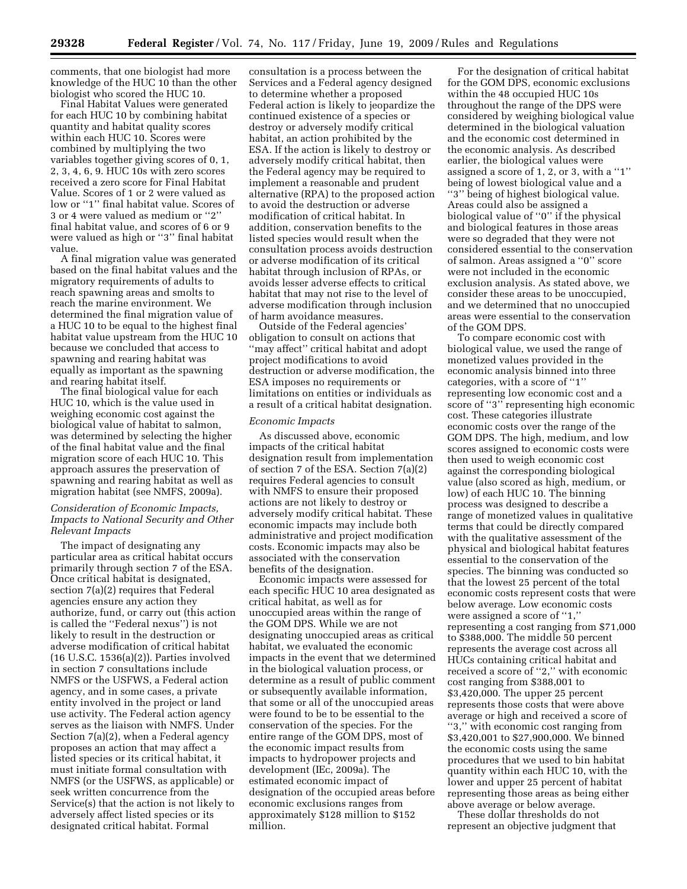comments, that one biologist had more knowledge of the HUC 10 than the other biologist who scored the HUC 10.

Final Habitat Values were generated for each HUC 10 by combining habitat quantity and habitat quality scores within each HUC 10. Scores were combined by multiplying the two variables together giving scores of 0, 1, 2, 3, 4, 6, 9. HUC 10s with zero scores received a zero score for Final Habitat Value. Scores of 1 or 2 were valued as low or ''1'' final habitat value. Scores of 3 or 4 were valued as medium or ''2'' final habitat value, and scores of 6 or 9 were valued as high or ''3'' final habitat value.

A final migration value was generated based on the final habitat values and the migratory requirements of adults to reach spawning areas and smolts to reach the marine environment. We determined the final migration value of a HUC 10 to be equal to the highest final habitat value upstream from the HUC 10 because we concluded that access to spawning and rearing habitat was equally as important as the spawning and rearing habitat itself.

The final biological value for each HUC 10, which is the value used in weighing economic cost against the biological value of habitat to salmon, was determined by selecting the higher of the final habitat value and the final migration score of each HUC 10. This approach assures the preservation of spawning and rearing habitat as well as migration habitat (see NMFS, 2009a).

*Consideration of Economic Impacts, Impacts to National Security and Other Relevant Impacts*

The impact of designating any particular area as critical habitat occurs primarily through section 7 of the ESA. Once critical habitat is designated, section 7(a)(2) requires that Federal agencies ensure any action they authorize, fund, or carry out (this action is called the ''Federal nexus'') is not likely to result in the destruction or adverse modification of critical habitat (16 U.S.C. 1536(a)(2)). Parties involved in section 7 consultations include NMFS or the USFWS, a Federal action agency, and in some cases, a private entity involved in the project or land use activity. The Federal action agency serves as the liaison with NMFS. Under Section 7(a)(2), when a Federal agency proposes an action that may affect a listed species or its critical habitat, it must initiate formal consultation with NMFS (or the USFWS, as applicable) or seek written concurrence from the Service(s) that the action is not likely to adversely affect listed species or its designated critical habitat. Formal consultation is a process between the Services and a Federal agency designed to determine whether a proposed Federal action is likely to jeopardize the continued existence of a species or destroy or adversely modify critical habitat, an action prohibited by the ESA. If the action is likely to destroy or adversely modify critical habitat, then the Federal agency may be required to implement a reasonable and prudent alternative (RPA) to the proposed action to avoid the destruction or adverse modification of critical habitat. In addition, conservation benefits to the listed species would result when the consultation process avoids destruction or adverse modification of its critical habitat through inclusion of RPAs, or avoids lesser adverse effects to critical habitat that may not rise to the level of adverse modification through inclusion of harm avoidance measures.

Outside of the Federal agencies' obligation to consult on actions that ''may affect'' critical habitat and adopt project modifications to avoid destruction or adverse modification, the ESA imposes no requirements or limitations on entities or individuals as a result of a critical habitat designation.

*Economic Impacts*

As discussed above, economic impacts of the critical habitat designation result from implementation of section 7 of the ESA. Section 7(a)(2) requires Federal agencies to consult with NMFS to ensure their proposed actions are not likely to destroy or adversely modify critical habitat. These economic impacts may include both administrative and project modification costs. Economic impacts may also be associated with the conservation benefits of the designation.

Economic impacts were assessed for each specific HUC 10 area designated as critical habitat, as well as for unoccupied areas within the range of the GOM DPS. While we are not designating unoccupied areas as critical habitat, we evaluated the economic impacts in the event that we determined in the biological valuation process, or determine as a result of public comment or subsequently available information, that some or all of the unoccupied areas were found to be to be essential to the conservation of the species. For the entire range of the GOM DPS, most of the economic impact results from impacts to hydropower projects and development (IEc, 2009a). The estimated economic impact of designation of the occupied areas before economic exclusions ranges from approximately $128 million to $152 million.

For the designation of critical habitat for the GOM DPS, economic exclusions within the 48 occupied HUC 10s throughout the range of the DPS were considered by weighing biological value determined in the biological valuation and the economic cost determined in the economic analysis. As described earlier, the biological values were assigned a score of 1, 2, or 3, with a ''1'' being of lowest biological value and a ''3'' being of highest biological value. Areas could also be assigned a biological value of ''0'' if the physical and biological features in those areas were so degraded that they were not considered essential to the conservation of salmon. Areas assigned a ''0'' score were not included in the economic exclusion analysis. As stated above, we consider these areas to be unoccupied, and we determined that no unoccupied areas were essential to the conservation of the GOM DPS.

To compare economic cost with biological value, we used the range of monetized values provided in the economic analysis binned into three categories, with a score of ''1'' representing low economic cost and a score of ''3'' representing high economic cost. These categories illustrate economic costs over the range of the GOM DPS. The high, medium, and low scores assigned to economic costs were then used to weigh economic cost against the corresponding biological value (also scored as high, medium, or low) of each HUC 10. The binning process was designed to describe a range of monetized values in qualitative terms that could be directly compared with the qualitative assessment of the physical and biological habitat features essential to the conservation of the species. The binning was conducted so that the lowest 25 percent of the total economic costs represent costs that were below average. Low economic costs were assigned a score of ''1,'' representing a cost ranging from $71,000 to $388,000. The middle 50 percent represents the average cost across all HUCs containing critical habitat and received a score of ''2,'' with economic cost ranging from $388,001 to $3,420,000. The upper 25 percent represents those costs that were above average or high and received a score of ''3,'' with economic cost ranging from $3,420,001 to $27,900,000. We binned the economic costs using the same procedures that we used to bin habitat quantity within each HUC 10, with the lower and upper 25 percent of habitat representing those areas as being either above average or below average.

These dollar thresholds do not represent an objective judgment that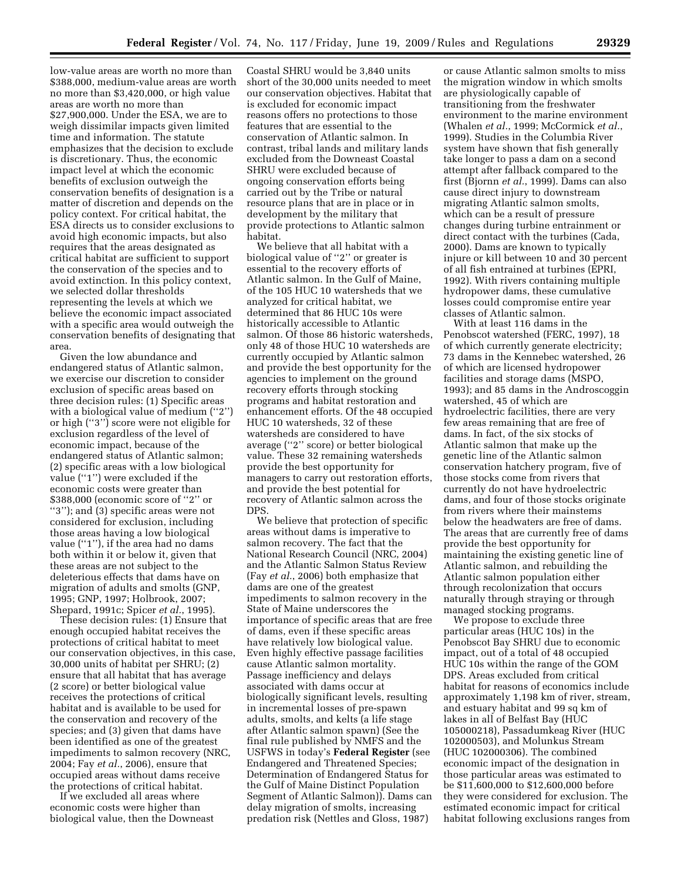low-value areas are worth no more than $388,000, medium-value areas are worth no more than $3,420,000, or high value areas are worth no more than $27,900,000. Under the ESA, we are to weigh dissimilar impacts given limited time and information. The statute emphasizes that the decision to exclude is discretionary. Thus, the economic impact level at which the economic benefits of exclusion outweigh the conservation benefits of designation is a matter of discretion and depends on the policy context. For critical habitat, the ESA directs us to consider exclusions to avoid high economic impacts, but also requires that the areas designated as critical habitat are sufficient to support the conservation of the species and to avoid extinction. In this policy context, we selected dollar thresholds representing the levels at which we believe the economic impact associated with a specific area would outweigh the conservation benefits of designating that area.

Given the low abundance and endangered status of Atlantic salmon, we exercise our discretion to consider exclusion of specific areas based on three decision rules: (1) Specific areas with a biological value of medium (''2'') or high (''3'') score were not eligible for exclusion regardless of the level of economic impact, because of the endangered status of Atlantic salmon; (2) specific areas with a low biological value (''1'') were excluded if the economic costs were greater than $388,000 (economic score of ''2'' or ''3''); and (3) specific areas were not considered for exclusion, including those areas having a low biological value (''1''), if the area had no dams both within it or below it, given that these areas are not subject to the deleterious effects that dams have on migration of adults and smolts (GNP, 1995; GNP, 1997; Holbrook, 2007; Shepard, 1991c; Spicer *et al.*, 1995).

These decision rules: (1) Ensure that enough occupied habitat receives the protections of critical habitat to meet our conservation objectives, in this case, 30,000 units of habitat per SHRU; (2) ensure that all habitat that has average (2 score) or better biological value receives the protections of critical habitat and is available to be used for the conservation and recovery of the species; and (3) given that dams have been identified as one of the greatest impediments to salmon recovery (NRC, 2004; Fay *et al.*, 2006), ensure that occupied areas without dams receive the protections of critical habitat.

If we excluded all areas where economic costs were higher than biological value, then the Downeast Coastal SHRU would be 3,840 units short of the 30,000 units needed to meet our conservation objectives. Habitat that is excluded for economic impact reasons offers no protections to those features that are essential to the conservation of Atlantic salmon. In contrast, tribal lands and military lands excluded from the Downeast Coastal SHRU were excluded because of ongoing conservation efforts being carried out by the Tribe or natural resource plans that are in place or in development by the military that provide protections to Atlantic salmon habitat.

We believe that all habitat with a biological value of ''2'' or greater is essential to the recovery efforts of Atlantic salmon. In the Gulf of Maine, of the 105 HUC 10 watersheds that we analyzed for critical habitat, we determined that 86 HUC 10s were historically accessible to Atlantic salmon. Of those 86 historic watersheds, only 48 of those HUC 10 watersheds are currently occupied by Atlantic salmon and provide the best opportunity for the agencies to implement on the ground recovery efforts through stocking programs and habitat restoration and enhancement efforts. Of the 48 occupied HUC 10 watersheds, 32 of these watersheds are considered to have average (''2'' score) or better biological value. These 32 remaining watersheds provide the best opportunity for managers to carry out restoration efforts, and provide the best potential for recovery of Atlantic salmon across the DPS.

We believe that protection of specific areas without dams is imperative to salmon recovery. The fact that the National Research Council (NRC, 2004) and the Atlantic Salmon Status Review (Fay *et al.*, 2006) both emphasize that dams are one of the greatest impediments to salmon recovery in the State of Maine underscores the importance of specific areas that are free of dams, even if these specific areas have relatively low biological value. Even highly effective passage facilities cause Atlantic salmon mortality. Passage inefficiency and delays associated with dams occur at biologically significant levels, resulting in incremental losses of pre-spawn adults, smolts, and kelts (a life stage after Atlantic salmon spawn) (See the final rule published by NMFS and the USFWS in today's **Federal Register** (see Endangered and Threatened Species; Determination of Endangered Status for the Gulf of Maine Distinct Population Segment of Atlantic Salmon)). Dams can delay migration of smolts, increasing predation risk (Nettles and Gloss, 1987) or cause Atlantic salmon smolts to miss the migration window in which smolts are physiologically capable of transitioning from the freshwater environment to the marine environment (Whalen *et al.*, 1999; McCormick *et al.*, 1999). Studies in the Columbia River system have shown that fish generally take longer to pass a dam on a second attempt after fallback compared to the first (Bjornn *et al.*, 1999). Dams can also cause direct injury to downstream migrating Atlantic salmon smolts, which can be a result of pressure changes during turbine entrainment or direct contact with the turbines (Cada, 2000). Dams are known to typically injure or kill between 10 and 30 percent of all fish entrained at turbines (EPRI, 1992). With rivers containing multiple hydropower dams, these cumulative losses could compromise entire year classes of Atlantic salmon.

With at least 116 dams in the Penobscot watershed (FERC, 1997), 18 of which currently generate electricity; 73 dams in the Kennebec watershed, 26 of which are licensed hydropower facilities and storage dams (MSPO, 1993); and 85 dams in the Androscoggin watershed, 45 of which are hydroelectric facilities, there are very few areas remaining that are free of dams. In fact, of the six stocks of Atlantic salmon that make up the genetic line of the Atlantic salmon conservation hatchery program, five of those stocks come from rivers that currently do not have hydroelectric dams, and four of those stocks originate from rivers where their mainstems below the headwaters are free of dams. The areas that are currently free of dams provide the best opportunity for maintaining the existing genetic line of Atlantic salmon, and rebuilding the Atlantic salmon population either through recolonization that occurs naturally through straying or through managed stocking programs.

We propose to exclude three particular areas (HUC 10s) in the Penobscot Bay SHRU due to economic impact, out of a total of 48 occupied HUC 10s within the range of the GOM DPS. Areas excluded from critical habitat for reasons of economics include approximately 1,198 km of river, stream, and estuary habitat and 99 sq km of lakes in all of Belfast Bay (HUC 105000218), Passadumkeag River (HUC 102000503), and Molunkus Stream (HUC 102000306). The combined economic impact of the designation in those particular areas was estimated to be $11,600,000 to $12,600,000 before they were considered for exclusion. The estimated economic impact for critical habitat following exclusions ranges from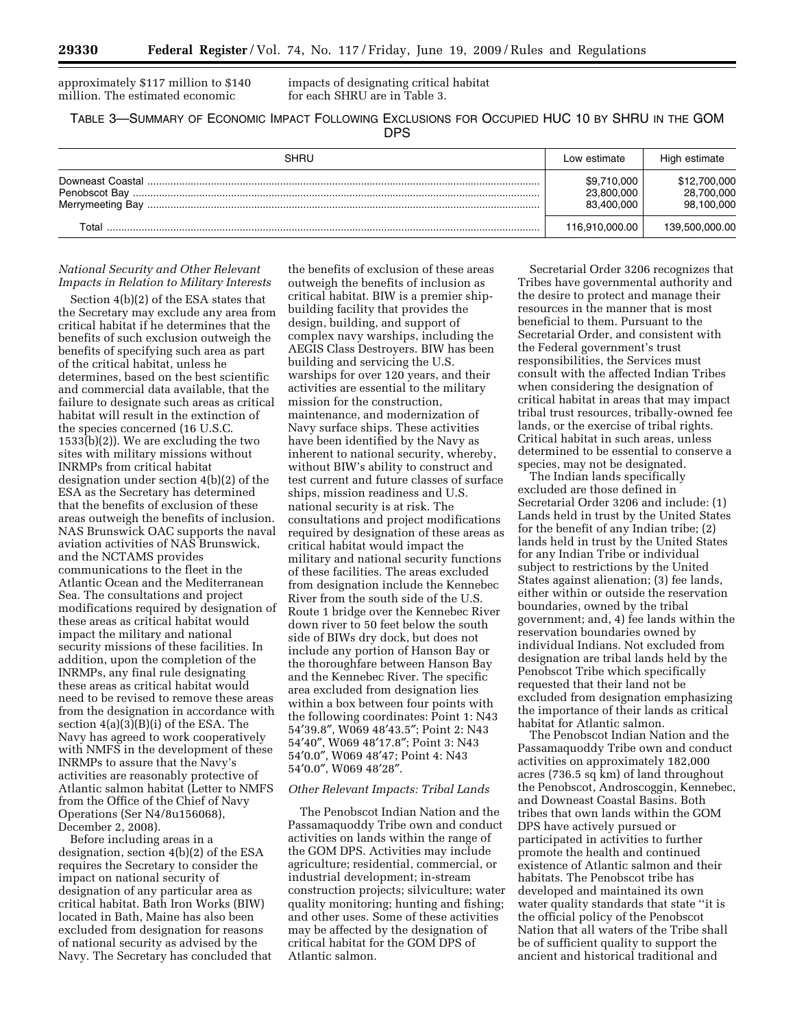approximately $117 million to $140 million. The estimated economic impacts of designating critical habitat for each SHRU are in Table 3.

TABLE 3—SUMMARY OF ECONOMIC IMPACT FOLLOWING EXCLUSIONS FOR OCCUPIED HUC 10 BY SHRU IN THE GOM DPS

| SHRU | Low estimate | High estimate |
|---|---|---|
| Downeast Coastal | $9,710,000 | $12,700,000 |
| Penobscot Bay | 23,800,000 | 28,700,000 |
| Merrymeeting Bay | 83,400,000 | 98,100,000 |
| Total | 116,910,000.00 | 139,500,000.00 |

*National Security and Other Relevant Impacts in Relation to Military Interests*

Section 4(b)(2) of the ESA states that the Secretary may exclude any area from critical habitat if he determines that the benefits of such exclusion outweigh the benefits of specifying such area as part of the critical habitat, unless he determines, based on the best scientific and commercial data available, that the failure to designate such areas as critical habitat will result in the extinction of the species concerned (16 U.S.C. 1533(b)(2)). We are excluding the two sites with military missions without INRMPs from critical habitat designation under section 4(b)(2) of the ESA as the Secretary has determined that the benefits of exclusion of these areas outweigh the benefits of inclusion. NAS Brunswick OAC supports the naval aviation activities of NAS Brunswick, and the NCTAMS provides communications to the fleet in the Atlantic Ocean and the Mediterranean Sea. The consultations and project modifications required by designation of these areas as critical habitat would impact the military and national security missions of these facilities. In addition, upon the completion of the INRMPs, any final rule designating these areas as critical habitat would need to be revised to remove these areas from the designation in accordance with section 4(a)(3)(B)(i) of the ESA. The Navy has agreed to work cooperatively with NMFS in the development of these INRMPs to assure that the Navy's activities are reasonably protective of Atlantic salmon habitat (Letter to NMFS from the Office of the Chief of Navy Operations (Ser N4/8u156068), December 2, 2008).

Before including areas in a designation, section 4(b)(2) of the ESA requires the Secretary to consider the impact on national security of designation of any particular area as critical habitat. Bath Iron Works (BIW) located in Bath, Maine has also been excluded from designation for reasons of national security as advised by the Navy. The Secretary has concluded that the benefits of exclusion of these areas outweigh the benefits of inclusion as critical habitat. BIW is a premier ship-building facility that provides the design, building, and support of complex navy warships, including the AEGIS Class Destroyers. BIW has been building and servicing the U.S. warships for over 120 years, and their activities are essential to the military mission for the construction, maintenance, and modernization of Navy surface ships. These activities have been identified by the Navy as inherent to national security, whereby, without BIW's ability to construct and test current and future classes of surface ships, mission readiness and U.S. national security is at risk. The consultations and project modifications required by designation of these areas as critical habitat would impact the military and national security functions of these facilities. The areas excluded from designation include the Kennebec River from the south side of the U.S. Route 1 bridge over the Kennebec River down river to 50 feet below the south side of BIWs dry dock, but does not include any portion of Hanson Bay or the thoroughfare between Hanson Bay and the Kennebec River. The specific area excluded from designation lies within a box between four points with the following coordinates: Point 1: N43 54′39.8″, W069 48′43.5″; Point 2: N43 54′40″, W069 48′17.8″; Point 3: N43 54′0.0″, W069 48′47; Point 4: N43 54′0.0″, W069 48′28″.

*Other Relevant Impacts: Tribal Lands*

The Penobscot Indian Nation and the Passamaquoddy Tribe own and conduct activities on lands within the range of the GOM DPS. Activities may include agriculture; residential, commercial, or industrial development; in-stream construction projects; silviculture; water quality monitoring; hunting and fishing; and other uses. Some of these activities may be affected by the designation of critical habitat for the GOM DPS of Atlantic salmon.

Secretarial Order 3206 recognizes that Tribes have governmental authority and the desire to protect and manage their resources in the manner that is most beneficial to them. Pursuant to the Secretarial Order, and consistent with the Federal government's trust responsibilities, the Services must consult with the affected Indian Tribes when considering the designation of critical habitat in areas that may impact tribal trust resources, tribally-owned fee lands, or the exercise of tribal rights. Critical habitat in such areas, unless determined to be essential to conserve a species, may not be designated.

The Indian lands specifically excluded are those defined in Secretarial Order 3206 and include: (1) Lands held in trust by the United States for the benefit of any Indian tribe; (2) lands held in trust by the United States for any Indian Tribe or individual subject to restrictions by the United States against alienation; (3) fee lands, either within or outside the reservation boundaries, owned by the tribal government; and, 4) fee lands within the reservation boundaries owned by individual Indians. Not excluded from designation are tribal lands held by the Penobscot Tribe which specifically requested that their land not be excluded from designation emphasizing the importance of their lands as critical habitat for Atlantic salmon.

The Penobscot Indian Nation and the Passamaquoddy Tribe own and conduct activities on approximately 182,000 acres (736.5 sq km) of land throughout the Penobscot, Androscoggin, Kennebec, and Downeast Coastal Basins. Both tribes that own lands within the GOM DPS have actively pursued or participated in activities to further promote the health and continued existence of Atlantic salmon and their habitats. The Penobscot tribe has developed and maintained its own water quality standards that state "it is the official policy of the Penobscot Nation that all waters of the Tribe shall be of sufficient quality to support the ancient and historical traditional and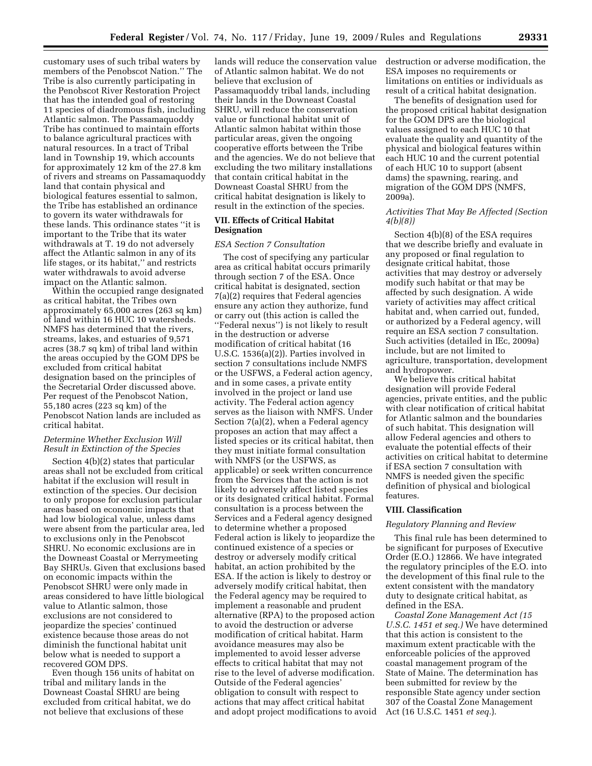customary uses of such tribal waters by members of the Penobscot Nation.'' The Tribe is also currently participating in the Penobscot River Restoration Project that has the intended goal of restoring 11 species of diadromous fish, including Atlantic salmon. The Passamaquoddy Tribe has continued to maintain efforts to balance agricultural practices with natural resources. In a tract of Tribal land in Township 19, which accounts for approximately 12 km of the 27.8 km of rivers and streams on Passamaquoddy land that contain physical and biological features essential to salmon, the Tribe has established an ordinance to govern its water withdrawals for these lands. This ordinance states ''it is important to the Tribe that its water withdrawals at T. 19 do not adversely affect the Atlantic salmon in any of its life stages, or its habitat,'' and restricts water withdrawals to avoid adverse impact on the Atlantic salmon.

Within the occupied range designated as critical habitat, the Tribes own approximately 65,000 acres (263 sq km) of land within 16 HUC 10 watersheds. NMFS has determined that the rivers, streams, lakes, and estuaries of 9,571 acres (38.7 sq km) of tribal land within the areas occupied by the GOM DPS be excluded from critical habitat designation based on the principles of the Secretarial Order discussed above. Per request of the Penobscot Nation, 55,180 acres (223 sq km) of the Penobscot Nation lands are included as critical habitat.

*Determine Whether Exclusion Will Result in Extinction of the Species*

Section 4(b)(2) states that particular areas shall not be excluded from critical habitat if the exclusion will result in extinction of the species. Our decision to only propose for exclusion particular areas based on economic impacts that had low biological value, unless dams were absent from the particular area, led to exclusions only in the Penobscot SHRU. No economic exclusions are in the Downeast Coastal or Merrymeeting Bay SHRUs. Given that exclusions based on economic impacts within the Penobscot SHRU were only made in areas considered to have little biological value to Atlantic salmon, those exclusions are not considered to jeopardize the species' continued existence because those areas do not diminish the functional habitat unit below what is needed to support a recovered GOM DPS.

Even though 156 units of habitat on tribal and military lands in the Downeast Coastal SHRU are being excluded from critical habitat, we do not believe that exclusions of these lands will reduce the conservation value of Atlantic salmon habitat. We do not believe that exclusion of Passamaquoddy tribal lands, including their lands in the Downeast Coastal SHRU, will reduce the conservation value or functional habitat unit of Atlantic salmon habitat within those particular areas, given the ongoing cooperative efforts between the Tribe and the agencies. We do not believe that excluding the two military installations that contain critical habitat in the Downeast Coastal SHRU from the critical habitat designation is likely to result in the extinction of the species.

## VII. Effects of Critical Habitat Designation

*ESA Section 7 Consultation*

The cost of specifying any particular area as critical habitat occurs primarily through section 7 of the ESA. Once critical habitat is designated, section 7(a)(2) requires that Federal agencies ensure any action they authorize, fund or carry out (this action is called the ''Federal nexus'') is not likely to result in the destruction or adverse modification of critical habitat (16 U.S.C. 1536(a)(2)). Parties involved in section 7 consultations include NMFS or the USFWS, a Federal action agency, and in some cases, a private entity involved in the project or land use activity. The Federal action agency serves as the liaison with NMFS. Under Section 7(a)(2), when a Federal agency proposes an action that may affect a listed species or its critical habitat, then they must initiate formal consultation with NMFS (or the USFWS, as applicable) or seek written concurrence from the Services that the action is not likely to adversely affect listed species or its designated critical habitat. Formal consultation is a process between the Services and a Federal agency designed to determine whether a proposed Federal action is likely to jeopardize the continued existence of a species or destroy or adversely modify critical habitat, an action prohibited by the ESA. If the action is likely to destroy or adversely modify critical habitat, then the Federal agency may be required to implement a reasonable and prudent alternative (RPA) to the proposed action to avoid the destruction or adverse modification of critical habitat. Harm avoidance measures may also be implemented to avoid lesser adverse effects to critical habitat that may not rise to the level of adverse modification. Outside of the Federal agencies' obligation to consult with respect to actions that may affect critical habitat and adopt project modifications to avoid destruction or adverse modification, the ESA imposes no requirements or limitations on entities or individuals as result of a critical habitat designation.

The benefits of designation used for the proposed critical habitat designation for the GOM DPS are the biological values assigned to each HUC 10 that evaluate the quality and quantity of the physical and biological features within each HUC 10 and the current potential of each HUC 10 to support (absent dams) the spawning, rearing, and migration of the GOM DPS (NMFS, 2009a).

*Activities That May Be Affected (Section 4(b)(8))*

Section 4(b)(8) of the ESA requires that we describe briefly and evaluate in any proposed or final regulation to designate critical habitat, those activities that may destroy or adversely modify such habitat or that may be affected by such designation. A wide variety of activities may affect critical habitat and, when carried out, funded, or authorized by a Federal agency, will require an ESA section 7 consultation. Such activities (detailed in IEc, 2009a) include, but are not limited to agriculture, transportation, development and hydropower.

We believe this critical habitat designation will provide Federal agencies, private entities, and the public with clear notification of critical habitat for Atlantic salmon and the boundaries of such habitat. This designation will allow Federal agencies and others to evaluate the potential effects of their activities on critical habitat to determine if ESA section 7 consultation with NMFS is needed given the specific definition of physical and biological features.

## VIII. Classification

*Regulatory Planning and Review*

This final rule has been determined to be significant for purposes of Executive Order (E.O.) 12866. We have integrated the regulatory principles of the E.O. into the development of this final rule to the extent consistent with the mandatory duty to designate critical habitat, as defined in the ESA.

*Coastal Zone Management Act (15 U.S.C. 1451 et seq.)* We have determined that this action is consistent to the maximum extent practicable with the enforceable policies of the approved coastal management program of the State of Maine. The determination has been submitted for review by the responsible State agency under section 307 of the Coastal Zone Management Act (16 U.S.C. 1451 *et seq.*).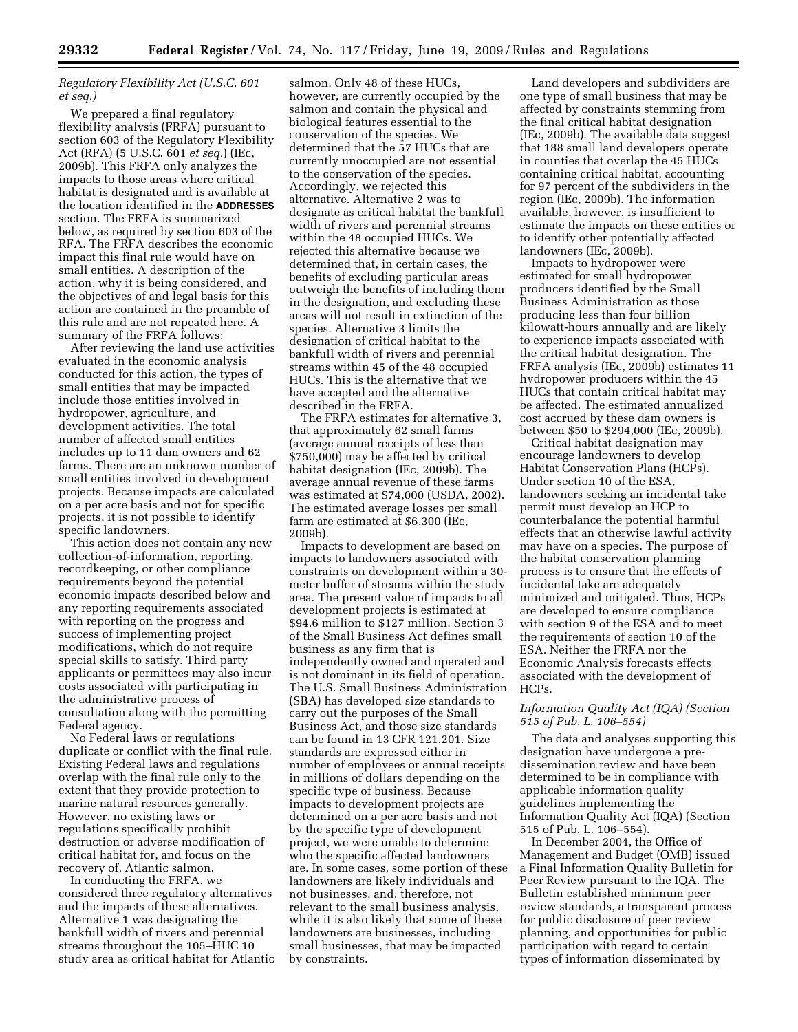### *Regulatory Flexibility Act (U.S.C. 601 et seq.)*

We prepared a final regulatory flexibility analysis (FRFA) pursuant to section 603 of the Regulatory Flexibility Act (RFA) (5 U.S.C. 601 *et seq.*) (IEc, 2009b). This FRFA only analyzes the impacts to those areas where critical habitat is designated and is available at the location identified in the **ADDRESSES** section. The FRFA is summarized below, as required by section 603 of the RFA. The FRFA describes the economic impact this final rule would have on small entities. A description of the action, why it is being considered, and the objectives of and legal basis for this action are contained in the preamble of this rule and are not repeated here. A summary of the FRFA follows:

After reviewing the land use activities evaluated in the economic analysis conducted for this action, the types of small entities that may be impacted include those entities involved in hydropower, agriculture, and development activities. The total number of affected small entities includes up to 11 dam owners and 62 farms. There are an unknown number of small entities involved in development projects. Because impacts are calculated on a per acre basis and not for specific projects, it is not possible to identify specific landowners.

This action does not contain any new collection-of-information, reporting, recordkeeping, or other compliance requirements beyond the potential economic impacts described below and any reporting requirements associated with reporting on the progress and success of implementing project modifications, which do not require special skills to satisfy. Third party applicants or permittees may also incur costs associated with participating in the administrative process of consultation along with the permitting Federal agency.

No Federal laws or regulations duplicate or conflict with the final rule. Existing Federal laws and regulations overlap with the final rule only to the extent that they provide protection to marine natural resources generally. However, no existing laws or regulations specifically prohibit destruction or adverse modification of critical habitat for, and focus on the recovery of, Atlantic salmon.

In conducting the FRFA, we considered three regulatory alternatives and the impacts of these alternatives. Alternative 1 was designating the bankfull width of rivers and perennial streams throughout the 105–HUC 10 study area as critical habitat for Atlantic salmon. Only 48 of these HUCs, however, are currently occupied by the salmon and contain the physical and biological features essential to the conservation of the species. We determined that the 57 HUCs that are currently unoccupied are not essential to the conservation of the species. Accordingly, we rejected this alternative. Alternative 2 was to designate as critical habitat the bankfull width of rivers and perennial streams within the 48 occupied HUCs. We rejected this alternative because we determined that, in certain cases, the benefits of excluding particular areas outweigh the benefits of including them in the designation, and excluding these areas will not result in extinction of the species. Alternative 3 limits the designation of critical habitat to the bankfull width of rivers and perennial streams within 45 of the 48 occupied HUCs. This is the alternative that we have accepted and the alternative described in the FRFA.

The FRFA estimates for alternative 3, that approximately 62 small farms (average annual receipts of less than $750,000) may be affected by critical habitat designation (IEc, 2009b). The average annual revenue of these farms was estimated at $74,000 (USDA, 2002). The estimated average losses per small farm are estimated at $6,300 (IEc, 2009b).

Impacts to development are based on impacts to landowners associated with constraints on development within a 30-meter buffer of streams within the study area. The present value of impacts to all development projects is estimated at $94.6 million to $127 million. Section 3 of the Small Business Act defines small business as any firm that is independently owned and operated and is not dominant in its field of operation. The U.S. Small Business Administration (SBA) has developed size standards to carry out the purposes of the Small Business Act, and those size standards can be found in 13 CFR 121.201. Size standards are expressed either in number of employees or annual receipts in millions of dollars depending on the specific type of business. Because impacts to development projects are determined on a per acre basis and not by the specific type of development project, we were unable to determine who the specific affected landowners are. In some cases, some portion of these landowners are likely individuals and not businesses, and, therefore, not relevant to the small business analysis, while it is also likely that some of these landowners are businesses, including small businesses, that may be impacted by constraints.

Land developers and subdividers are one type of small business that may be affected by constraints stemming from the final critical habitat designation (IEc, 2009b). The available data suggest that 188 small land developers operate in counties that overlap the 45 HUCs containing critical habitat, accounting for 97 percent of the subdividers in the region (IEc, 2009b). The information available, however, is insufficient to estimate the impacts on these entities or to identify other potentially affected landowners (IEc, 2009b).

Impacts to hydropower were estimated for small hydropower producers identified by the Small Business Administration as those producing less than four billion kilowatt-hours annually and are likely to experience impacts associated with the critical habitat designation. The FRFA analysis (IEc, 2009b) estimates 11 hydropower producers within the 45 HUCs that contain critical habitat may be affected. The estimated annualized cost accrued by these dam owners is between $50 to $294,000 (IEc, 2009b).

Critical habitat designation may encourage landowners to develop Habitat Conservation Plans (HCPs). Under section 10 of the ESA, landowners seeking an incidental take permit must develop an HCP to counterbalance the potential harmful effects that an otherwise lawful activity may have on a species. The purpose of the habitat conservation planning process is to ensure that the effects of incidental take are adequately minimized and mitigated. Thus, HCPs are developed to ensure compliance with section 9 of the ESA and to meet the requirements of section 10 of the ESA. Neither the FRFA nor the Economic Analysis forecasts effects associated with the development of HCPs.

### *Information Quality Act (IQA) (Section 515 of Pub. L. 106–554)*

The data and analyses supporting this designation have undergone a pre-dissemination review and have been determined to be in compliance with applicable information quality guidelines implementing the Information Quality Act (IQA) (Section 515 of Pub. L. 106–554).

In December 2004, the Office of Management and Budget (OMB) issued a Final Information Quality Bulletin for Peer Review pursuant to the IQA. The Bulletin established minimum peer review standards, a transparent process for public disclosure of peer review planning, and opportunities for public participation with regard to certain types of information disseminated by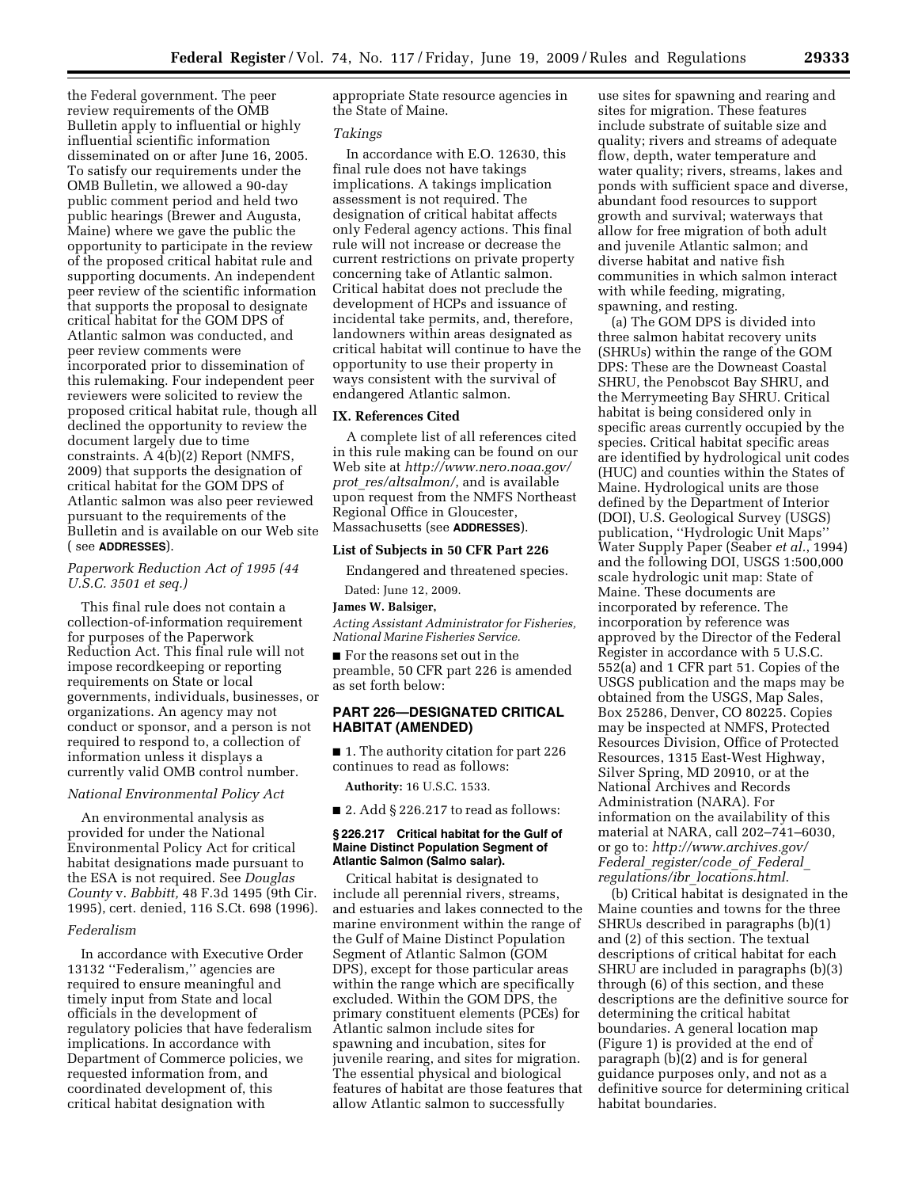the Federal government. The peer review requirements of the OMB Bulletin apply to influential or highly influential scientific information disseminated on or after June 16, 2005. To satisfy our requirements under the OMB Bulletin, we allowed a 90-day public comment period and held two public hearings (Brewer and Augusta, Maine) where we gave the public the opportunity to participate in the review of the proposed critical habitat rule and supporting documents. An independent peer review of the scientific information that supports the proposal to designate critical habitat for the GOM DPS of Atlantic salmon was conducted, and peer review comments were incorporated prior to dissemination of this rulemaking. Four independent peer reviewers were solicited to review the proposed critical habitat rule, though all declined the opportunity to review the document largely due to time constraints. A 4(b)(2) Report (NMFS, 2009) that supports the designation of critical habitat for the GOM DPS of Atlantic salmon was also peer reviewed pursuant to the requirements of the Bulletin and is available on our Web site ( see **ADDRESSES**).

*Paperwork Reduction Act of 1995 (44 U.S.C. 3501 et seq.)*

This final rule does not contain a collection-of-information requirement for purposes of the Paperwork Reduction Act. This final rule will not impose recordkeeping or reporting requirements on State or local governments, individuals, businesses, or organizations. An agency may not conduct or sponsor, and a person is not required to respond to, a collection of information unless it displays a currently valid OMB control number.

*National Environmental Policy Act*

An environmental analysis as provided for under the National Environmental Policy Act for critical habitat designations made pursuant to the ESA is not required. See *Douglas County* v. *Babbitt,* 48 F.3d 1495 (9th Cir. 1995), cert. denied, 116 S.Ct. 698 (1996).

*Federalism*

In accordance with Executive Order 13132 ''Federalism,'' agencies are required to ensure meaningful and timely input from State and local officials in the development of regulatory policies that have federalism implications. In accordance with Department of Commerce policies, we requested information from, and coordinated development of, this critical habitat designation with appropriate State resource agencies in the State of Maine.

*Takings*

In accordance with E.O. 12630, this final rule does not have takings implications. A takings implication assessment is not required. The designation of critical habitat affects only Federal agency actions. This final rule will not increase or decrease the current restrictions on private property concerning take of Atlantic salmon. Critical habitat does not preclude the development of HCPs and issuance of incidental take permits, and, therefore, landowners within areas designated as critical habitat will continue to have the opportunity to use their property in ways consistent with the survival of endangered Atlantic salmon.

## IX. References Cited

A complete list of all references cited in this rule making can be found on our Web site at *http://www.nero.noaa.gov/prot_res/altsalmon/*, and is available upon request from the NMFS Northeast Regional Office in Gloucester, Massachusetts (see **ADDRESSES**).

### List of Subjects in 50 CFR Part 226

Endangered and threatened species.

Dated: June 12, 2009.

**James W. Balsiger,**

*Acting Assistant Administrator for Fisheries, National Marine Fisheries Service.*

■ For the reasons set out in the preamble, 50 CFR part 226 is amended as set forth below:

## PART 226—DESIGNATED CRITICAL HABITAT (AMENDED)

■ 1. The authority citation for part 226 continues to read as follows:

**Authority:** 16 U.S.C. 1533.

■ 2. Add § 226.217 to read as follows:

### § 226.217 Critical habitat for the Gulf of Maine Distinct Population Segment of Atlantic Salmon (Salmo salar).

Critical habitat is designated to include all perennial rivers, streams, and estuaries and lakes connected to the marine environment within the range of the Gulf of Maine Distinct Population Segment of Atlantic Salmon (GOM DPS), except for those particular areas within the range which are specifically excluded. Within the GOM DPS, the primary constituent elements (PCEs) for Atlantic salmon include sites for spawning and incubation, sites for juvenile rearing, and sites for migration. The essential physical and biological features of habitat are those features that allow Atlantic salmon to successfully use sites for spawning and rearing and sites for migration. These features include substrate of suitable size and quality; rivers and streams of adequate flow, depth, water temperature and water quality; rivers, streams, lakes and ponds with sufficient space and diverse, abundant food resources to support growth and survival; waterways that allow for free migration of both adult and juvenile Atlantic salmon; and diverse habitat and native fish communities in which salmon interact with while feeding, migrating, spawning, and resting.

(a) The GOM DPS is divided into three salmon habitat recovery units (SHRUs) within the range of the GOM DPS: These are the Downeast Coastal SHRU, the Penobscot Bay SHRU, and the Merrymeeting Bay SHRU. Critical habitat is being considered only in specific areas currently occupied by the species. Critical habitat specific areas are identified by hydrological unit codes (HUC) and counties within the States of Maine. Hydrological units are those defined by the Department of Interior (DOI), U.S. Geological Survey (USGS) publication, ''Hydrologic Unit Maps'' Water Supply Paper (Seaber *et al.*, 1994) and the following DOI, USGS 1:500,000 scale hydrologic unit map: State of Maine. These documents are incorporated by reference. The incorporation by reference was approved by the Director of the Federal Register in accordance with 5 U.S.C. 552(a) and 1 CFR part 51. Copies of the USGS publication and the maps may be obtained from the USGS, Map Sales, Box 25286, Denver, CO 80225. Copies may be inspected at NMFS, Protected Resources Division, Office of Protected Resources, 1315 East-West Highway, Silver Spring, MD 20910, or at the National Archives and Records Administration (NARA). For information on the availability of this material at NARA, call 202–741–6030, or go to: *http://www.archives.gov/Federal_register/code_of_Federal_regulations/ibr_locations.html.*

(b) Critical habitat is designated in the Maine counties and towns for the three SHRUs described in paragraphs (b)(1) and (2) of this section. The textual descriptions of critical habitat for each SHRU are included in paragraphs (b)(3) through (6) of this section, and these descriptions are the definitive source for determining the critical habitat boundaries. A general location map (Figure 1) is provided at the end of paragraph (b)(2) and is for general guidance purposes only, and not as a definitive source for determining critical habitat boundaries.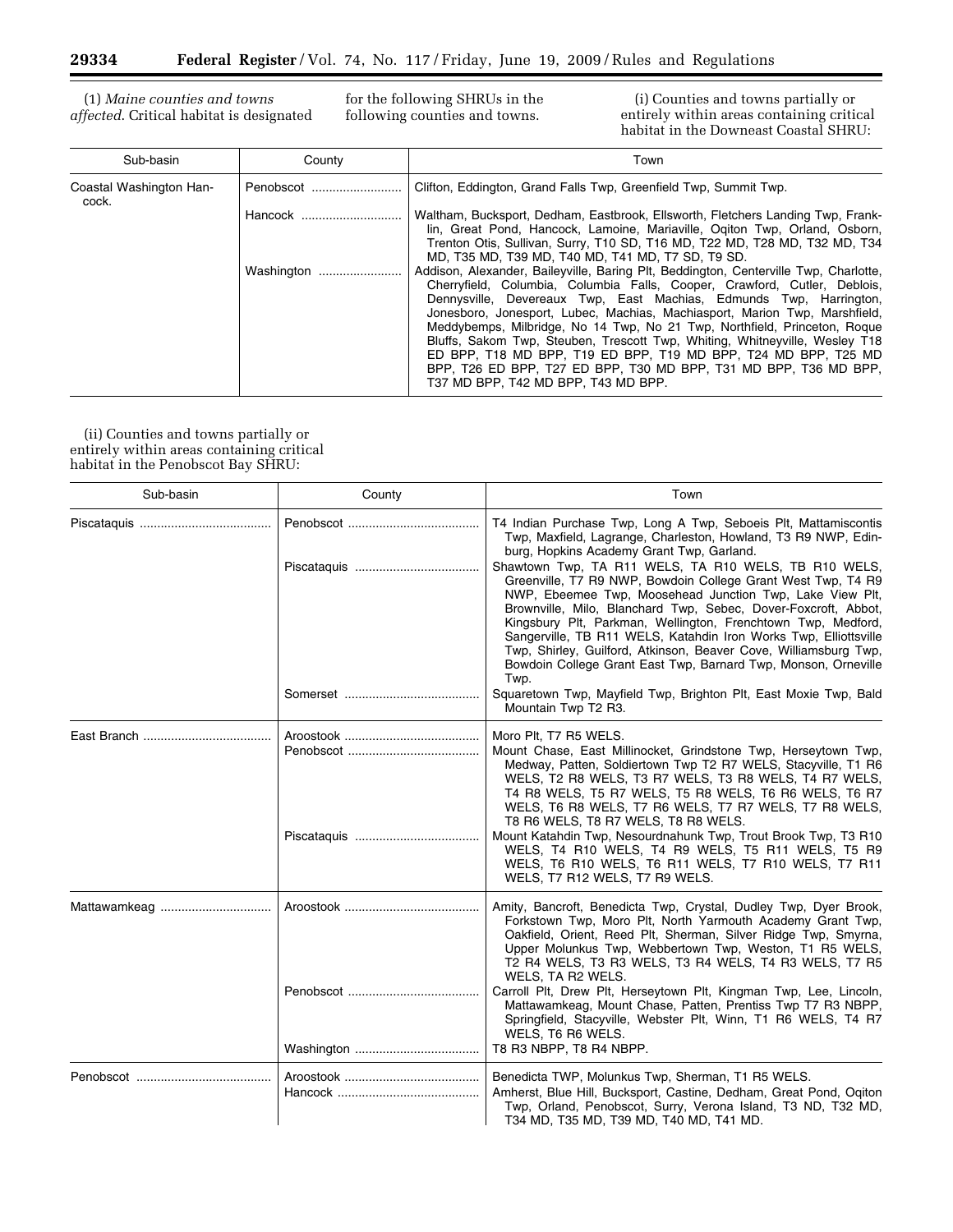(1) *Maine counties and towns affected*. Critical habitat is designated for the following SHRUs in the following counties and towns.

(i) Counties and towns partially or entirely within areas containing critical habitat in the Downeast Coastal SHRU:

| Sub-basin | County | Town |
|---|---|---|
| Coastal Washington Hancock. | Penobscot | Clifton, Eddington, Grand Falls Twp, Greenfield Twp, Summit Twp. |
| | Hancock | Waltham, Bucksport, Dedham, Eastbrook, Ellsworth, Fletchers Landing Twp, Franklin, Great Pond, Hancock, Lamoine, Mariaville, Oqiton Twp, Orland, Osborn, Trenton Otis, Sullivan, Surry, T10 SD, T16 MD, T22 MD, T28 MD, T32 MD, T34 MD, T35 MD, T39 MD, T40 MD, T41 MD, T7 SD, T9 SD. |
| | Washington | Addison, Alexander, Baileyville, Baring Plt, Beddington, Centerville Twp, Charlotte, Cherryfield, Columbia, Columbia Falls, Cooper, Crawford, Cutler, Deblois, Dennysville, Devereaux Twp, East Machias, Edmunds Twp, Harrington, Jonesboro, Jonesport, Lubec, Machias, Machiasport, Marion Twp, Marshfield, Meddybemps, Milbridge, No 14 Twp, No 21 Twp, Northfield, Princeton, Roque Bluffs, Sakom Twp, Steuben, Trescott Twp, Whiting, Whitneyville, Wesley T18 ED BPP, T18 MD BPP, T19 ED BPP, T19 MD BPP, T24 MD BPP, T25 MD BPP, T26 ED BPP, T27 ED BPP, T30 MD BPP, T31 MD BPP, T36 MD BPP, T37 MD BPP, T42 MD BPP, T43 MD BPP. |

(ii) Counties and towns partially or entirely within areas containing critical habitat in the Penobscot Bay SHRU:

| Sub-basin | County | Town |
|---|---|---|
| Piscataquis | Penobscot | T4 Indian Purchase Twp, Long A Twp, Seboeis Plt, Mattamiscontis Twp, Maxfield, Lagrange, Charleston, Howland, T3 R9 NWP, Edinburg, Hopkins Academy Grant Twp, Garland. |
| | Piscataquis | Shawtown Twp, TA R11 WELS, TA R10 WELS, TB R10 WELS, Greenville, T7 R9 NWP, Bowdoin College Grant West Twp, T4 R9 NWP, Ebeemee Twp, Moosehead Junction Twp, Lake View Plt, Brownville, Milo, Blanchard Twp, Sebec, Dover-Foxcroft, Abbot, Kingsbury Plt, Parkman, Wellington, Frenchtown Twp, Medford, Sangerville, TB R11 WELS, Katahdin Iron Works Twp, Elliottsville Twp, Shirley, Guilford, Atkinson, Beaver Cove, Williamsburg Twp, Bowdoin College Grant East Twp, Barnard Twp, Monson, Orneville Twp. |
| | Somerset | Squaretown Twp, Mayfield Twp, Brighton Plt, East Moxie Twp, Bald Mountain Twp T2 R3. |
| East Branch | Aroostook | Moro Plt, T7 R5 WELS. |
| | Penobscot | Mount Chase, East Millinocket, Grindstone Twp, Herseytown Twp, Medway, Patten, Soldiertown Twp T2 R7 WELS, Stacyville, T1 R6 WELS, T2 R8 WELS, T3 R7 WELS, T3 R8 WELS, T4 R7 WELS, T4 R8 WELS, T5 R7 WELS, T5 R8 WELS, T6 R6 WELS, T6 R7 WELS, T6 R8 WELS, T7 R6 WELS, T7 R7 WELS, T7 R8 WELS, T8 R6 WELS, T8 R7 WELS, T8 R8 WELS. |
| | Piscataquis | Mount Katahdin Twp, Nesourdnahunk Twp, Trout Brook Twp, T3 R10 WELS, T4 R10 WELS, T4 R9 WELS, T5 R11 WELS, T5 R9 WELS, T6 R10 WELS, T6 R11 WELS, T7 R10 WELS, T7 R11 WELS, T7 R12 WELS, T7 R9 WELS. |
| Mattawamkeag | Aroostook | Amity, Bancroft, Benedicta Twp, Crystal, Dudley Twp, Dyer Brook, Forkstown Twp, Moro Plt, North Yarmouth Academy Grant Twp, Oakfield, Orient, Reed Plt, Sherman, Silver Ridge Twp, Smyrna, Upper Molunkus Twp, Webbertown Twp, Weston, T1 R5 WELS, T2 R4 WELS, T3 R3 WELS, T3 R4 WELS, T4 R3 WELS, T7 R5 WELS, TA R2 WELS. |
| | Penobscot | Carroll Plt, Drew Plt, Herseytown Plt, Kingman Twp, Lee, Lincoln, Mattawamkeag, Mount Chase, Patten, Prentiss Twp T7 R3 NBPP, Springfield, Stacyville, Webster Plt, Winn, T1 R6 WELS, T4 R7 WELS, T6 R6 WELS. |
| | Washington | T8 R3 NBPP, T8 R4 NBPP. |
| Penobscot | Aroostook | Benedicta TWP, Molunkus Twp, Sherman, T1 R5 WELS. |
| | Hancock | Amherst, Blue Hill, Bucksport, Castine, Dedham, Great Pond, Oqiton Twp, Orland, Penobscot, Surry, Verona Island, T3 ND, T32 MD, T34 MD, T35 MD, T39 MD, T40 MD, T41 MD. |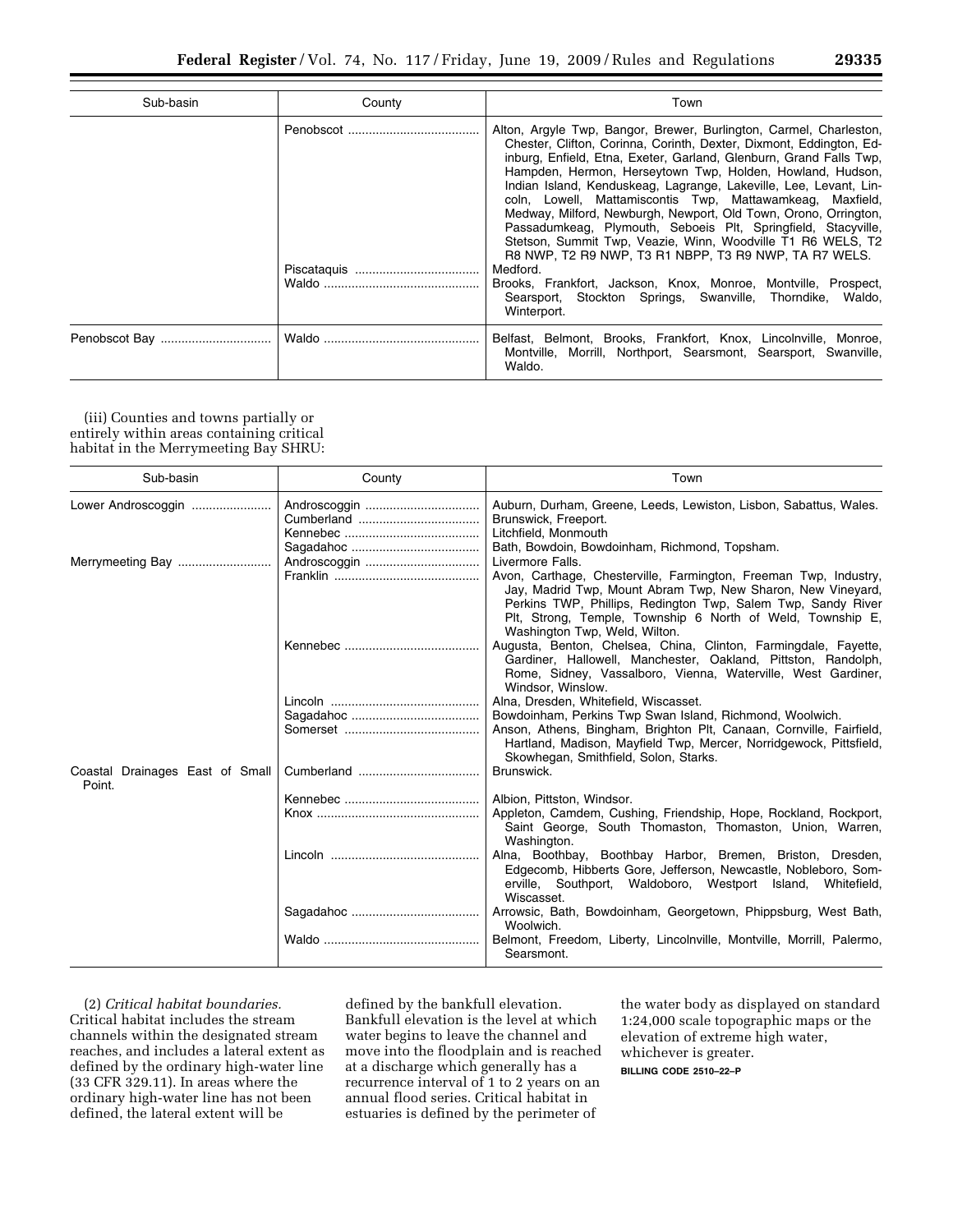| Sub-basin | County | Town |
|---|---|---|
| | Penobscot | Alton, Argyle Twp, Bangor, Brewer, Burlington, Carmel, Charleston, Chester, Clifton, Corinna, Corinth, Dexter, Dixmont, Eddington, Edinburg, Enfield, Etna, Exeter, Garland, Glenburn, Grand Falls Twp, Hampden, Hermon, Herseytown Twp, Holden, Howland, Hudson, Indian Island, Kenduskeag, Lagrange, Lakeville, Lee, Levant, Lincoln, Lowell, Mattamiscontis Twp, Mattawamkeag, Maxfield, Medway, Milford, Newburgh, Newport, Old Town, Orono, Orrington, Passadumkeag, Plymouth, Seboeis Plt, Springfield, Stacyville, Stetson, Summit Twp, Veazie, Winn, Woodville T1 R6 WELS, T2 R8 NWP, T2 R9 NWP, T3 R1 NBPP, T3 R9 NWP, TA R7 WELS. |
| | Piscataquis | Medford. |
| | Waldo | Brooks, Frankfort, Jackson, Knox, Monroe, Montville, Prospect, Searsport, Stockton Springs, Swanville, Thorndike, Waldo, Winterport. |
| Penobscot Bay | Waldo | Belfast, Belmont, Brooks, Frankfort, Knox, Lincolnville, Monroe, Montville, Morrill, Northport, Searsmont, Searsport, Swanville, Waldo. |

(iii) Counties and towns partially or entirely within areas containing critical habitat in the Merrymeeting Bay SHRU:

| Sub-basin | County | Town |
|---|---|---|
| Lower Androscoggin | Androscoggin | Auburn, Durham, Greene, Leeds, Lewiston, Lisbon, Sabattus, Wales. |
| | Cumberland | Brunswick, Freeport. |
| | Kennebec | Litchfield, Monmouth |
| | Sagadahoc | Bath, Bowdoin, Bowdoinham, Richmond, Topsham. |
| Merrymeeting Bay | Androscoggin | Livermore Falls. |
| | Franklin | Avon, Carthage, Chesterville, Farmington, Freeman Twp, Industry, Jay, Madrid Twp, Mount Abram Twp, New Sharon, New Vineyard, Perkins TWP, Phillips, Redington Twp, Salem Twp, Sandy River Plt, Strong, Temple, Township 6 North of Weld, Township E, Washington Twp, Weld, Wilton. |
| | Kennebec | Augusta, Benton, Chelsea, China, Clinton, Farmingdale, Fayette, Gardiner, Hallowell, Manchester, Oakland, Pittston, Randolph, Rome, Sidney, Vassalboro, Vienna, Waterville, West Gardiner, Windsor, Winslow. |
| | Lincoln | Alna, Dresden, Whitefield, Wiscasset. |
| | Sagadahoc | Bowdoinham, Perkins Twp Swan Island, Richmond, Woolwich. |
| | Somerset | Anson, Athens, Bingham, Brighton Plt, Canaan, Cornville, Fairfield, Hartland, Madison, Mayfield Twp, Mercer, Norridgewock, Pittsfield, Skowhegan, Smithfield, Solon, Starks. |
| Coastal Drainages East of Small Point. | Cumberland | Brunswick. |
| | Kennebec | Albion, Pittston, Windsor. |
| | Knox | Appleton, Camdem, Cushing, Friendship, Hope, Rockland, Rockport, Saint George, South Thomaston, Thomaston, Union, Warren, Washington. |
| | Lincoln | Alna, Boothbay, Boothbay Harbor, Bremen, Briston, Dresden, Edgecomb, Hibberts Gore, Jefferson, Newcastle, Nobleboro, Somerville, Southport, Waldoboro, Westport Island, Whitefield, Wiscasset. |
| | Sagadahoc | Arrowsic, Bath, Bowdoinham, Georgetown, Phippsburg, West Bath, Woolwich. |
| | Waldo | Belmont, Freedom, Liberty, Lincolnville, Montville, Morrill, Palermo, Searsmont. |

(2) *Critical habitat boundaries.* Critical habitat includes the stream channels within the designated stream reaches, and includes a lateral extent as defined by the ordinary high-water line (33 CFR 329.11). In areas where the ordinary high-water line has not been defined, the lateral extent will be defined by the bankfull elevation. Bankfull elevation is the level at which water begins to leave the channel and move into the floodplain and is reached at a discharge which generally has a recurrence interval of 1 to 2 years on an annual flood series. Critical habitat in estuaries is defined by the perimeter of the water body as displayed on standard 1:24,000 scale topographic maps or the elevation of extreme high water, whichever is greater.

BILLING CODE 2510–22–P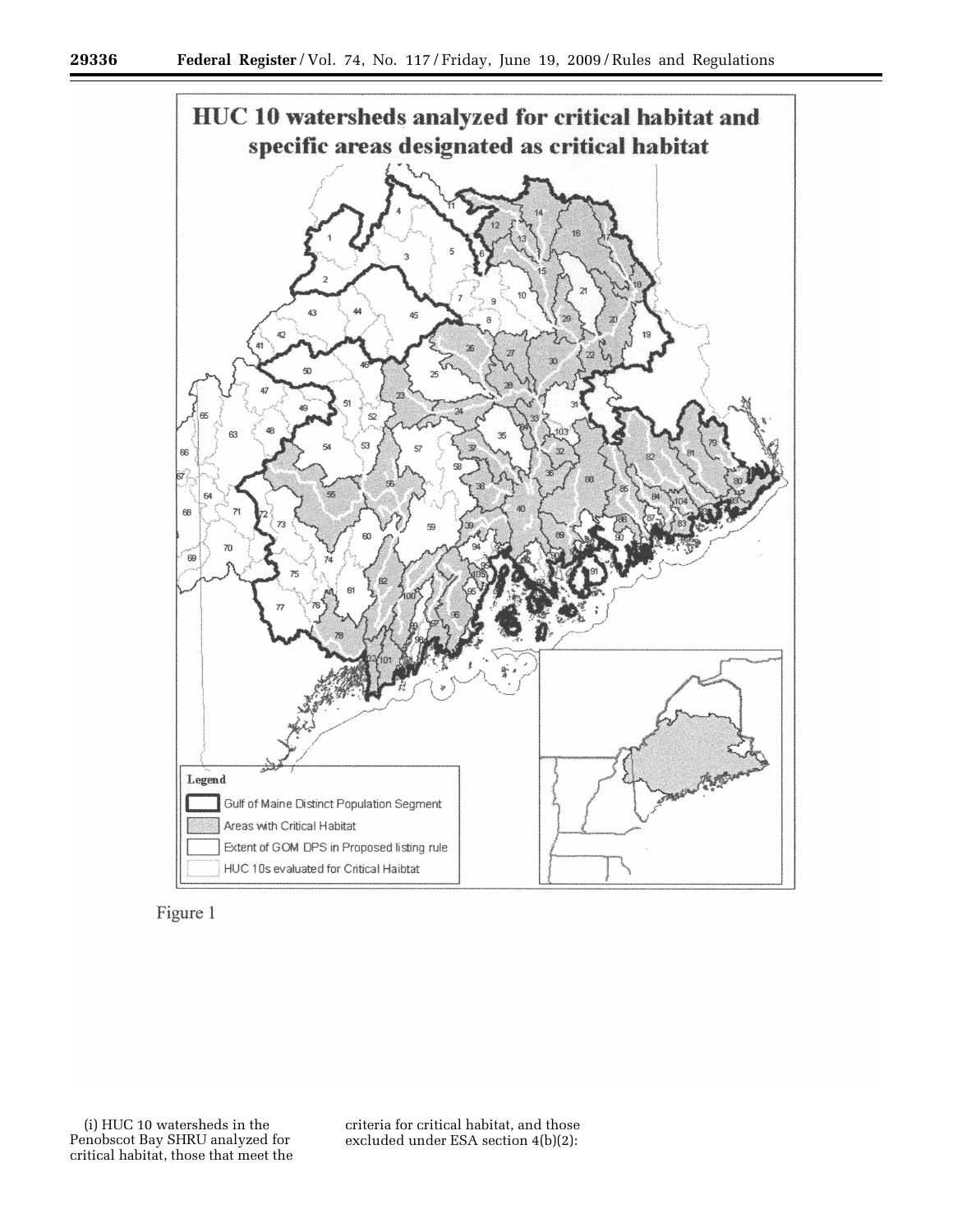HUC 10 watersheds analyzed for critical habitat and specific areas designated as critical habitat

Legend

- Gulf of Maine Distinct Population Segment
- Areas with Critical Habitat
- Extent of GOM DPS in Proposed listing rule
- HUC 10s evaluated for Critical Haibtat

Figure 1

(i) HUC 10 watersheds in the Penobscot Bay SHRU analyzed for critical habitat, those that meet the criteria for critical habitat, and those excluded under ESA section 4(b)(2):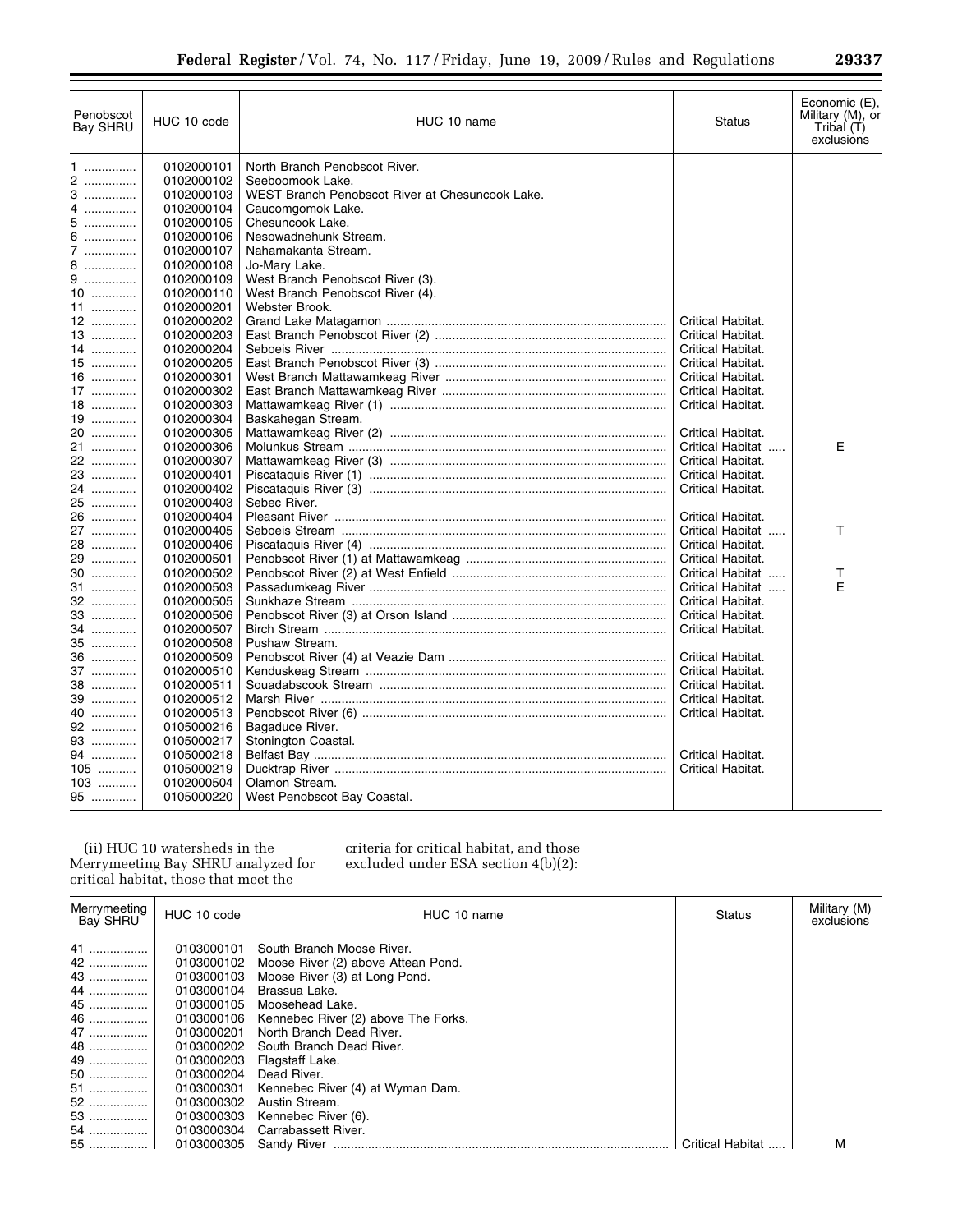| Penobscot Bay SHRU | HUC 10 code | HUC 10 name | Status | Economic (E), Military (M), or Tribal (T) exclusions |
|---|---|---|---|---|
| 1 | 0102000101 | North Branch Penobscot River. | | |
| 2 | 0102000102 | Seeboomook Lake. | | |
| 3 | 0102000103 | WEST Branch Penobscot River at Chesuncook Lake. | | |
| 4 | 0102000104 | Caucomgomok Lake. | | |
| 5 | 0102000105 | Chesuncook Lake. | | |
| 6 | 0102000106 | Nesowadnehunk Stream. | | |
| 7 | 0102000107 | Nahamakanta Stream. | | |
| 8 | 0102000108 | Jo-Mary Lake. | | |
| 9 | 0102000109 | West Branch Penobscot River (3). | | |
| 10 | 0102000110 | West Branch Penobscot River (4). | | |
| 11 | 0102000201 | Webster Brook. | | |
| 12 | 0102000202 | Grand Lake Matagamon | Critical Habitat. | |
| 13 | 0102000203 | East Branch Penobscot River (2) | Critical Habitat. | |
| 14 | 0102000204 | Seboeis River | Critical Habitat. | |
| 15 | 0102000205 | East Branch Penobscot River (3) | Critical Habitat. | |
| 16 | 0102000301 | West Branch Mattawamkeag River | Critical Habitat. | |
| 17 | 0102000302 | East Branch Mattawamkeag River | Critical Habitat. | |
| 18 | 0102000303 | Mattawamkeag River (1) | Critical Habitat. | |
| 19 | 0102000304 | Baskahegan Stream. | | |
| 20 | 0102000305 | Mattawamkeag River (2) | Critical Habitat. | |
| 21 | 0102000306 | Molunkus Stream | Critical Habitat | E |
| 22 | 0102000307 | Mattawamkeag River (3) | Critical Habitat. | |
| 23 | 0102000401 | Piscataquis River (1) | Critical Habitat. | |
| 24 | 0102000402 | Piscataquis River (3) | Critical Habitat. | |
| 25 | 0102000403 | Sebec River. | | |
| 26 | 0102000404 | Pleasant River | Critical Habitat. | |
| 27 | 0102000405 | Seboeis Stream | Critical Habitat | T |
| 28 | 0102000406 | Piscataquis River (4) | Critical Habitat. | |
| 29 | 0102000501 | Penobscot River (1) at Mattawamkeag | Critical Habitat. | |
| 30 | 0102000502 | Penobscot River (2) at West Enfield | Critical Habitat | T |
| 31 | 0102000503 | Passadumkeag River | Critical Habitat | E |
| 32 | 0102000505 | Sunkhaze Stream | Critical Habitat. | |
| 33 | 0102000506 | Penobscot River (3) at Orson Island | Critical Habitat. | |
| 34 | 0102000507 | Birch Stream | Critical Habitat. | |
| 35 | 0102000508 | Pushaw Stream. | | |
| 36 | 0102000509 | Penobscot River (4) at Veazie Dam | Critical Habitat. | |
| 37 | 0102000510 | Kenduskeag Stream | Critical Habitat. | |
| 38 | 0102000511 | Souadabscook Stream | Critical Habitat. | |
| 39 | 0102000512 | Marsh River | Critical Habitat. | |
| 40 | 0102000513 | Penobscot River (6) | Critical Habitat. | |
| 92 | 0105000216 | Bagaduce River. | | |
| 93 | 0105000217 | Stonington Coastal. | | |
| 94 | 0105000218 | Belfast Bay | Critical Habitat. | |
| 105 | 0105000219 | Ducktrap River | Critical Habitat. | |
| 103 | 0102000504 | Olamon Stream. | | |
| 95 | 0105000220 | West Penobscot Bay Coastal. | | |

(ii) HUC 10 watersheds in the Merrymeeting Bay SHRU analyzed for critical habitat, those that meet the criteria for critical habitat, and those excluded under ESA section 4(b)(2):

| Merrymeeting Bay SHRU | HUC 10 code | HUC 10 name | Status | Military (M) exclusions |
|---|---|---|---|---|
| 41 | 0103000101 | South Branch Moose River. | | |
| 42 | 0103000102 | Moose River (2) above Attean Pond. | | |
| 43 | 0103000103 | Moose River (3) at Long Pond. | | |
| 44 | 0103000104 | Brassua Lake. | | |
| 45 | 0103000105 | Moosehead Lake. | | |
| 46 | 0103000106 | Kennebec River (2) above The Forks. | | |
| 47 | 0103000201 | North Branch Dead River. | | |
| 48 | 0103000202 | South Branch Dead River. | | |
| 49 | 0103000203 | Flagstaff Lake. | | |
| 50 | 0103000204 | Dead River. | | |
| 51 | 0103000301 | Kennebec River (4) at Wyman Dam. | | |
| 52 | 0103000302 | Austin Stream. | | |
| 53 | 0103000303 | Kennebec River (6). | | |
| 54 | 0103000304 | Carrabassett River. | | |
| 55 | 0103000305 | Sandy River | Critical Habitat | M |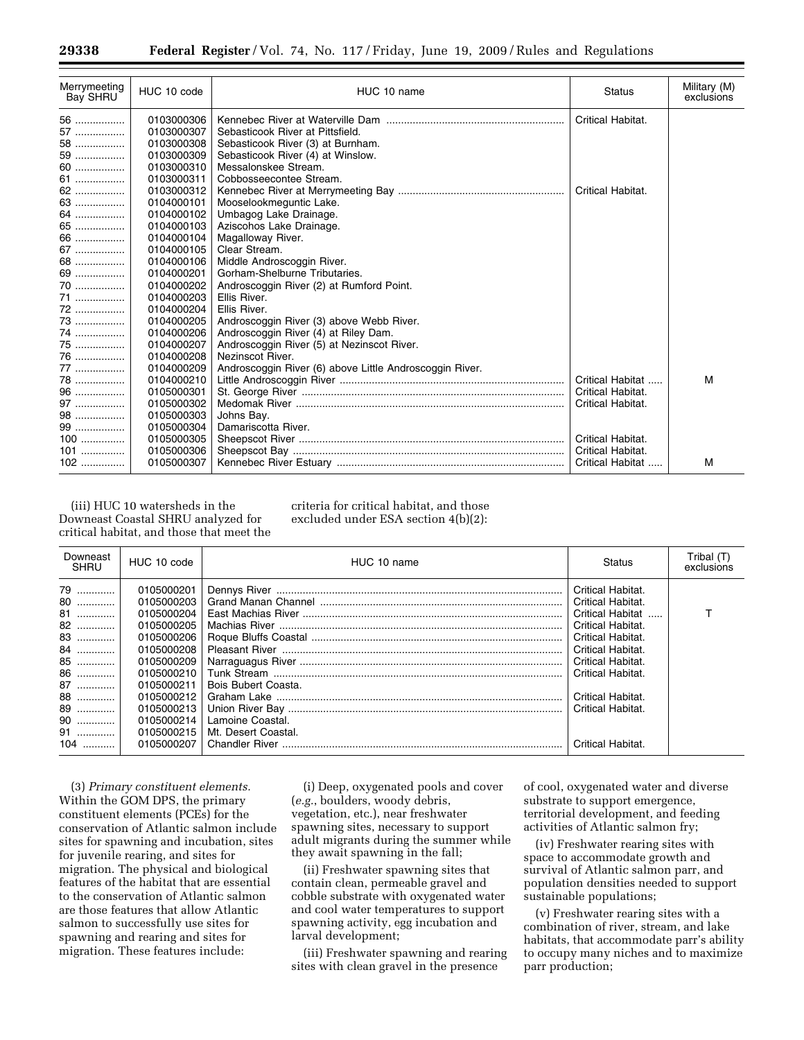| Merrymeeting Bay SHRU | HUC 10 code | HUC 10 name | Status | Military (M) exclusions |
|---|---|---|---|---|
| 56 | 0103000306 | Kennebec River at Waterville Dam | Critical Habitat. | |
| 57 | 0103000307 | Sebasticook River at Pittsfield. | | |
| 58 | 0103000308 | Sebasticook River (3) at Burnham. | | |
| 59 | 0103000309 | Sebasticook River (4) at Winslow. | | |
| 60 | 0103000310 | Messalonskee Stream. | | |
| 61 | 0103000311 | Cobbosseecontee Stream. | | |
| 62 | 0103000312 | Kennebec River at Merrymeeting Bay | Critical Habitat. | |
| 63 | 0104000101 | Mooselookmeguntic Lake. | | |
| 64 | 0104000102 | Umbagog Lake Drainage. | | |
| 65 | 0104000103 | Aziscohos Lake Drainage. | | |
| 66 | 0104000104 | Magalloway River. | | |
| 67 | 0104000105 | Clear Stream. | | |
| 68 | 0104000106 | Middle Androscoggin River. | | |
| 69 | 0104000201 | Gorham-Shelburne Tributaries. | | |
| 70 | 0104000202 | Androscoggin River (2) at Rumford Point. | | |
| 71 | 0104000203 | Ellis River. | | |
| 72 | 0104000204 | Ellis River. | | |
| 73 | 0104000205 | Androscoggin River (3) above Webb River. | | |
| 74 | 0104000206 | Androscoggin River (4) at Riley Dam. | | |
| 75 | 0104000207 | Androscoggin River (5) at Nezinscot River. | | |
| 76 | 0104000208 | Nezinscot River. | | |
| 77 | 0104000209 | Androscoggin River (6) above Little Androscoggin River. | | |
| 78 | 0104000210 | Little Androscoggin River | Critical Habitat | M |
| 96 | 0105000301 | St. George River | Critical Habitat. | |
| 97 | 0105000302 | Medomak River | Critical Habitat. | |
| 98 | 0105000303 | Johns Bay. | | |
| 99 | 0105000304 | Damariscotta River. | | |
| 100 | 0105000305 | Sheepscot River | Critical Habitat. | |
| 101 | 0105000306 | Sheepscot Bay | Critical Habitat. | |
| 102 | 0105000307 | Kennebec River Estuary | Critical Habitat | M |

(iii) HUC 10 watersheds in the Downeast Coastal SHRU analyzed for critical habitat, and those that meet the criteria for critical habitat, and those excluded under ESA section 4(b)(2):

| Downeast SHRU | HUC 10 code | HUC 10 name | Status | Tribal (T) exclusions |
|---|---|---|---|---|
| 79 | 0105000201 | Dennys River | Critical Habitat. | |
| 80 | 0105000203 | Grand Manan Channel | Critical Habitat. | |
| 81 | 0105000204 | East Machias River | Critical Habitat | T |
| 82 | 0105000205 | Machias River | Critical Habitat. | |
| 83 | 0105000206 | Roque Bluffs Coastal | Critical Habitat. | |
| 84 | 0105000208 | Pleasant River | Critical Habitat. | |
| 85 | 0105000209 | Narraguagus River | Critical Habitat. | |
| 86 | 0105000210 | Tunk Stream | Critical Habitat. | |
| 87 | 0105000211 | Bois Bubert Coasta. | | |
| 88 | 0105000212 | Graham Lake | Critical Habitat. | |
| 89 | 0105000213 | Union River Bay | Critical Habitat. | |
| 90 | 0105000214 | Lamoine Coastal. | | |
| 91 | 0105000215 | Mt. Desert Coastal. | | |
| 104 | 0105000207 | Chandler River | Critical Habitat. | |

(3) *Primary constituent elements.* Within the GOM DPS, the primary constituent elements (PCEs) for the conservation of Atlantic salmon include sites for spawning and incubation, sites for juvenile rearing, and sites for migration. The physical and biological features of the habitat that are essential to the conservation of Atlantic salmon are those features that allow Atlantic salmon to successfully use sites for spawning and rearing and sites for migration. These features include:

(i) Deep, oxygenated pools and cover (*e.g.*, boulders, woody debris, vegetation, etc.), near freshwater spawning sites, necessary to support adult migrants during the summer while they await spawning in the fall;

(ii) Freshwater spawning sites that contain clean, permeable gravel and cobble substrate with oxygenated water and cool water temperatures to support spawning activity, egg incubation and larval development;

(iii) Freshwater spawning and rearing sites with clean gravel in the presence of cool, oxygenated water and diverse substrate to support emergence, territorial development, and feeding activities of Atlantic salmon fry;

(iv) Freshwater rearing sites with space to accommodate growth and survival of Atlantic salmon parr, and population densities needed to support sustainable populations;

(v) Freshwater rearing sites with a combination of river, stream, and lake habitats, that accommodate parr's ability to occupy many niches and to maximize parr production;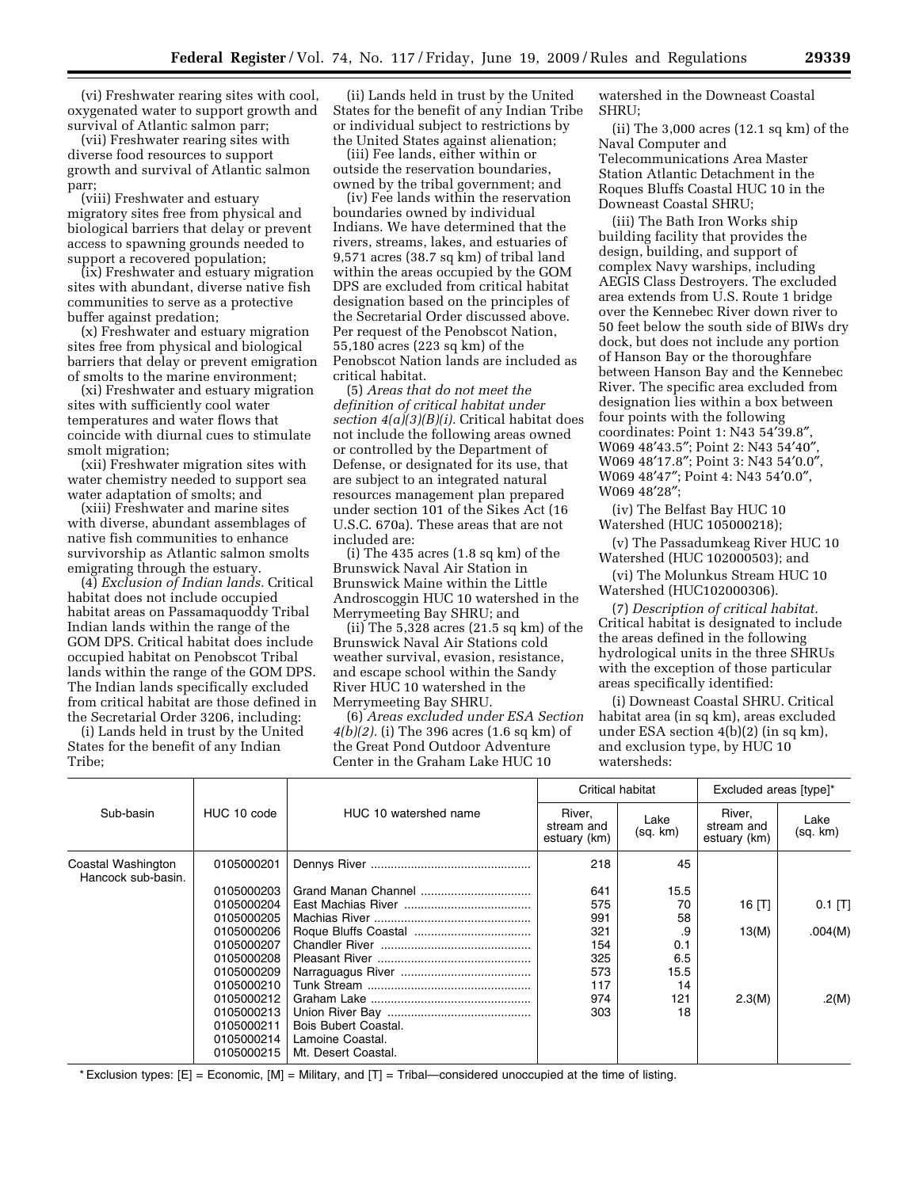(vi) Freshwater rearing sites with cool, oxygenated water to support growth and survival of Atlantic salmon parr;

(vii) Freshwater rearing sites with diverse food resources to support growth and survival of Atlantic salmon parr;

(viii) Freshwater and estuary migratory sites free from physical and biological barriers that delay or prevent access to spawning grounds needed to support a recovered population;

(ix) Freshwater and estuary migration sites with abundant, diverse native fish communities to serve as a protective buffer against predation;

(x) Freshwater and estuary migration sites free from physical and biological barriers that delay or prevent emigration of smolts to the marine environment;

(xi) Freshwater and estuary migration sites with sufficiently cool water temperatures and water flows that coincide with diurnal cues to stimulate smolt migration;

(xii) Freshwater migration sites with water chemistry needed to support sea water adaptation of smolts; and

(xiii) Freshwater and marine sites with diverse, abundant assemblages of native fish communities to enhance survivorship as Atlantic salmon smolts emigrating through the estuary.

(4) *Exclusion of Indian lands.* Critical habitat does not include occupied habitat areas on Passamaquoddy Tribal Indian lands within the range of the GOM DPS. Critical habitat does include occupied habitat on Penobscot Tribal lands within the range of the GOM DPS. The Indian lands specifically excluded from critical habitat are those defined in the Secretarial Order 3206, including:

(i) Lands held in trust by the United States for the benefit of any Indian Tribe;

(ii) Lands held in trust by the United States for the benefit of any Indian Tribe or individual subject to restrictions by the United States against alienation;

(iii) Fee lands, either within or outside the reservation boundaries, owned by the tribal government; and

(iv) Fee lands within the reservation boundaries owned by individual Indians. We have determined that the rivers, streams, lakes, and estuaries of 9,571 acres (38.7 sq km) of tribal land within the areas occupied by the GOM DPS are excluded from critical habitat designation based on the principles of the Secretarial Order discussed above. Per request of the Penobscot Nation, 55,180 acres (223 sq km) of the Penobscot Nation lands are included as critical habitat.

(5) *Areas that do not meet the definition of critical habitat under section 4(a)(3)(B)(i).* Critical habitat does not include the following areas owned or controlled by the Department of Defense, or designated for its use, that are subject to an integrated natural resources management plan prepared under section 101 of the Sikes Act (16 U.S.C. 670a). These areas that are not included are:

(i) The 435 acres (1.8 sq km) of the Brunswick Naval Air Station in Brunswick Maine within the Little Androscoggin HUC 10 watershed in the Merrymeeting Bay SHRU; and

(ii) The 5,328 acres (21.5 sq km) of the Brunswick Naval Air Stations cold weather survival, evasion, resistance, and escape school within the Sandy River HUC 10 watershed in the Merrymeeting Bay SHRU.

(6) *Areas excluded under ESA Section 4(b)(2).* (i) The 396 acres (1.6 sq km) of the Great Pond Outdoor Adventure Center in the Graham Lake HUC 10 watershed in the Downeast Coastal SHRU;

(ii) The 3,000 acres (12.1 sq km) of the Naval Computer and Telecommunications Area Master Station Atlantic Detachment in the Roques Bluffs Coastal HUC 10 in the Downeast Coastal SHRU;

(iii) The Bath Iron Works ship building facility that provides the design, building, and support of complex Navy warships, including AEGIS Class Destroyers. The excluded area extends from U.S. Route 1 bridge over the Kennebec River down river to 50 feet below the south side of BIWs dry dock, but does not include any portion of Hanson Bay or the thoroughfare between Hanson Bay and the Kennebec River. The specific area excluded from designation lies within a box between four points with the following coordinates: Point 1: N43 54′39.8″, W069 48′43.5″; Point 2: N43 54′40″, W069 48′17.8″; Point 3: N43 54′0.0″, W069 48′47″; Point 4: N43 54′0.0″, W069 48′28″;

(iv) The Belfast Bay HUC 10 Watershed (HUC 105000218);

(v) The Passadumkeag River HUC 10 Watershed (HUC 102000503); and

(vi) The Molunkus Stream HUC 10 Watershed (HUC102000306).

(7) *Description of critical habitat.* Critical habitat is designated to include the areas defined in the following hydrological units in the three SHRUs with the exception of those particular areas specifically identified:

(i) Downeast Coastal SHRU. Critical habitat area (in sq km), areas excluded under ESA section 4(b)(2) (in sq km), and exclusion type, by HUC 10 watersheds:

| Sub-basin | HUC 10 code | HUC 10 watershed name | Critical habitat | | Excluded areas [type]* | |
|---|---|---|---|---|---|---|
| | | | River, stream and estuary (km) | Lake (sq. km) | River, stream and estuary (km) | Lake (sq. km) |
| Coastal Washington Hancock sub-basin. | 0105000201 | Dennys River | 218 | 45 | | |
| | 0105000203 | Grand Manan Channel | 641 | 15.5 | | |
| | 0105000204 | East Machias River | 575 | 70 | 16 [T] | 0.1 [T] |
| | 0105000205 | Machias River | 991 | 58 | | |
| | 0105000206 | Roque Bluffs Coastal | 321 | .9 | 13(M) | .004(M) |
| | 0105000207 | Chandler River | 154 | 0.1 | | |
| | 0105000208 | Pleasant River | 325 | 6.5 | | |
| | 0105000209 | Narraguagus River | 573 | 15.5 | | |
| | 0105000210 | Tunk Stream | 117 | 14 | | |
| | 0105000212 | Graham Lake | 974 | 121 | 2.3(M) | .2(M) |
| | 0105000213 | Union River Bay | 303 | 18 | | |
| | 0105000211 | Bois Bubert Coastal. | | | | |
| | 0105000214 | Lamoine Coastal. | | | | |
| | 0105000215 | Mt. Desert Coastal. | | | | |

* Exclusion types: [E] = Economic, [M] = Military, and [T] = Tribal—considered unoccupied at the time of listing.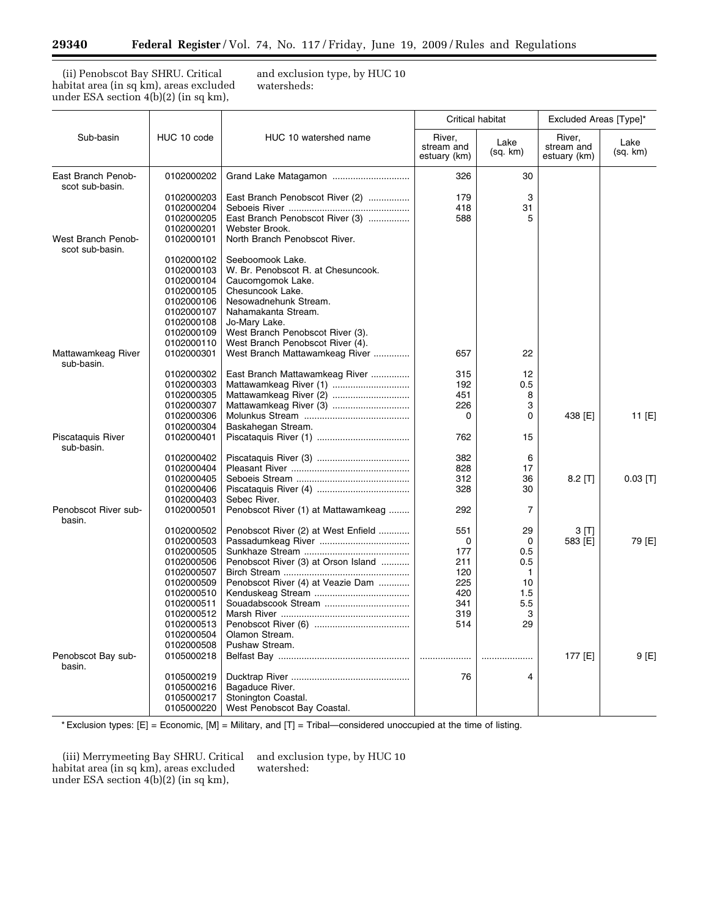(ii) Penobscot Bay SHRU. Critical habitat area (in sq km), areas excluded under ESA section 4(b)(2) (in sq km), and exclusion type, by HUC 10 watersheds:

| Sub-basin | HUC 10 code | HUC 10 watershed name | Critical habitat | | Excluded Areas [Type]* | |
|---|---|---|---|---|---|---|
| | | | River, stream and estuary (km) | Lake (sq. km) | River, stream and estuary (km) | Lake (sq. km) |
| East Branch Penobscot sub-basin. | 0102000202 | Grand Lake Matagamon | 326 | 30 | | |
| | 0102000203 | East Branch Penobscot River (2) | 179 | 3 | | |
| | 0102000204 | Seboeis River | 418 | 31 | | |
| | 0102000205 | East Branch Penobscot River (3) | 588 | 5 | | |
| | 0102000201 | Webster Brook. | | | | |
| West Branch Penobscot sub-basin. | 0102000101 | North Branch Penobscot River. | | | | |
| | 0102000102 | Seeboomook Lake. | | | | |
| | 0102000103 | W. Br. Penobscot R. at Chesuncook. | | | | |
| | 0102000104 | Caucomgomok Lake. | | | | |
| | 0102000105 | Chesuncook Lake. | | | | |
| | 0102000106 | Nesowadnehunk Stream. | | | | |
| | 0102000107 | Nahamakanta Stream. | | | | |
| | 0102000108 | Jo-Mary Lake. | | | | |
| | 0102000109 | West Branch Penobscot River (3). | | | | |
| | 0102000110 | West Branch Penobscot River (4). | | | | |
| Mattawamkeag River sub-basin. | 0102000301 | West Branch Mattawamkeag River | 657 | 22 | | |
| | 0102000302 | East Branch Mattawamkeag River | 315 | 12 | | |
| | 0102000303 | Mattawamkeag River (1) | 192 | 0.5 | | |
| | 0102000305 | Mattawamkeag River (2) | 451 | 8 | | |
| | 0102000307 | Mattawamkeag River (3) | 226 | 3 | | |
| | 0102000306 | Molunkus Stream | 0 | 0 | 438 [E] | 11 [E] |
| | 0102000304 | Baskahegan Stream. | | | | |
| Piscataquis River sub-basin. | 0102000401 | Piscataquis River (1) | 762 | 15 | | |
| | 0102000402 | Piscataquis River (3) | 382 | 6 | | |
| | 0102000404 | Pleasant River | 828 | 17 | | |
| | 0102000405 | Seboeis Stream | 312 | 36 | 8.2 [T] | 0.03 [T] |
| | 0102000406 | Piscataquis River (4) | 328 | 30 | | |
| | 0102000403 | Sebec River. | | | | |
| Penobscot River sub-basin. | 0102000501 | Penobscot River (1) at Mattawamkeag | 292 | 7 | | |
| | 0102000502 | Penobscot River (2) at West Enfield | 551 | 29 | 3 [T] | |
| | 0102000503 | Passadumkeag River | 0 | 0 | 583 [E] | 79 [E] |
| | 0102000505 | Sunkhaze Stream | 177 | 0.5 | | |
| | 0102000506 | Penobscot River (3) at Orson Island | 211 | 0.5 | | |
| | 0102000507 | Birch Stream | 120 | 1 | | |
| | 0102000509 | Penobscot River (4) at Veazie Dam | 225 | 10 | | |
| | 0102000510 | Kenduskeag Stream | 420 | 1.5 | | |
| | 0102000511 | Souadabscook Stream | 341 | 5.5 | | |
| | 0102000512 | Marsh River | 319 | 3 | | |
| | 0102000513 | Penobscot River (6) | 514 | 29 | | |
| | 0102000504 | Olamon Stream. | | | | |
| | 0102000508 | Pushaw Stream. | | | | |
| Penobscot Bay sub-basin. | 0105000218 | Belfast Bay | .................... | .................... | 177 [E] | 9 [E] |
| | 0105000219 | Ducktrap River | 76 | 4 | | |
| | 0105000216 | Bagaduce River. | | | | |
| | 0105000217 | Stonington Coastal. | | | | |
| | 0105000220 | West Penobscot Bay Coastal. | | | | |

* Exclusion types: [E] = Economic, [M] = Military, and [T] = Tribal—considered unoccupied at the time of listing.

(iii) Merrymeeting Bay SHRU. Critical habitat area (in sq km), areas excluded under ESA section 4(b)(2) (in sq km), and exclusion type, by HUC 10 watershed: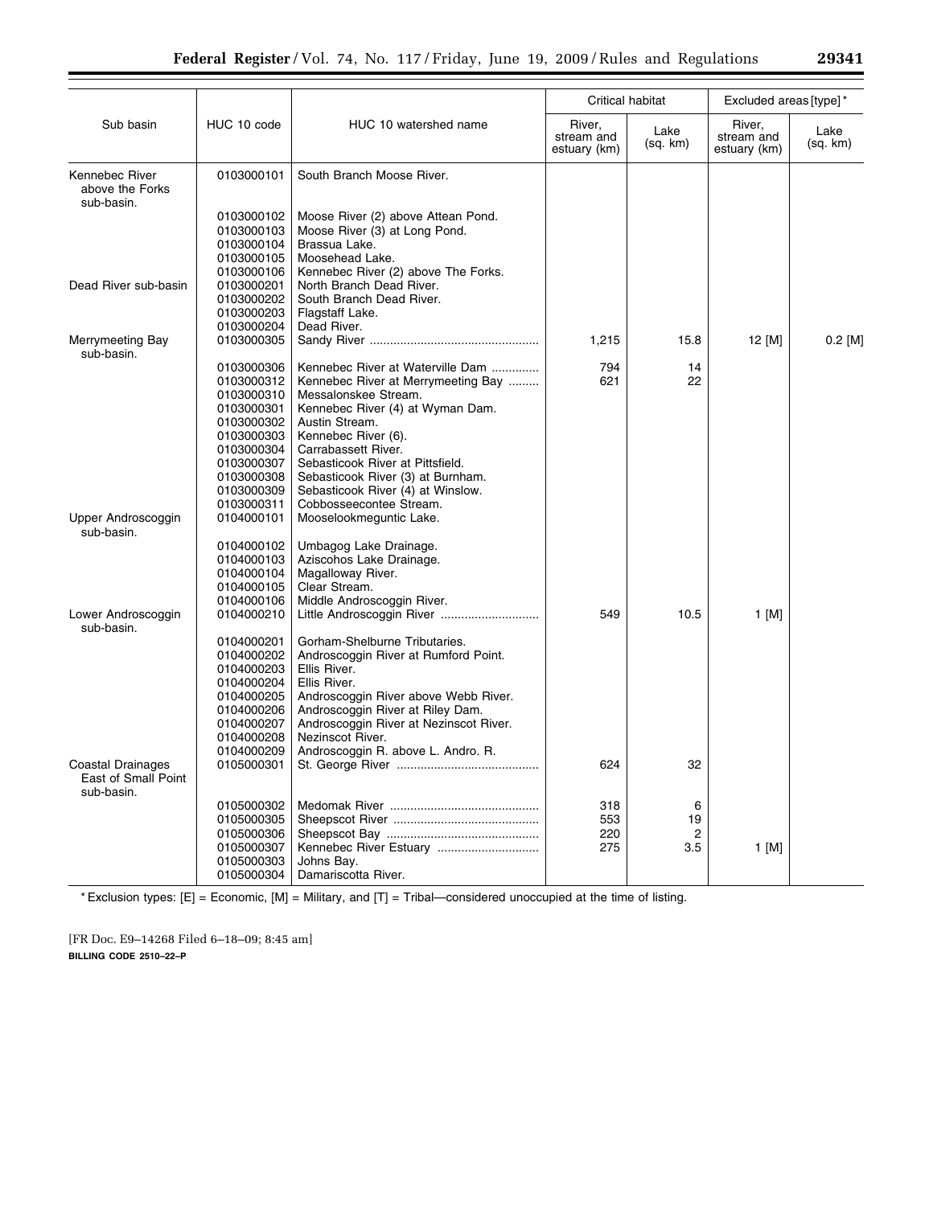| Sub basin | HUC 10 code | HUC 10 watershed name | Critical habitat | | Excluded areas [type]* | |
|---|---|---|---|---|---|---|
| | | | River, stream and estuary (km) | Lake (sq. km) | River, stream and estuary (km) | Lake (sq. km) |
| Kennebec River above the Forks sub-basin. | 0103000101 | South Branch Moose River. | | | | |
| | 0103000102 | Moose River (2) above Attean Pond. | | | | |
| | 0103000103 | Moose River (3) at Long Pond. | | | | |
| | 0103000104 | Brassua Lake. | | | | |
| | 0103000105 | Moosehead Lake. | | | | |
| | 0103000106 | Kennebec River (2) above The Forks. | | | | |
| Dead River sub-basin | 0103000201 | North Branch Dead River. | | | | |
| | 0103000202 | South Branch Dead River. | | | | |
| | 0103000203 | Flagstaff Lake. | | | | |
| | 0103000204 | Dead River. | | | | |
| Merrymeeting Bay sub-basin. | 0103000305 | Sandy River | 1,215 | 15.8 | 12 [M] | 0.2 [M] |
| | 0103000306 | Kennebec River at Waterville Dam | 794 | 14 | | |
| | 0103000312 | Kennebec River at Merrymeeting Bay | 621 | 22 | | |
| | 0103000310 | Messalonskee Stream. | | | | |
| | 0103000301 | Kennebec River (4) at Wyman Dam. | | | | |
| | 0103000302 | Austin Stream. | | | | |
| | 0103000303 | Kennebec River (6). | | | | |
| | 0103000304 | Carrabassett River. | | | | |
| | 0103000307 | Sebasticook River at Pittsfield. | | | | |
| | 0103000308 | Sebasticook River (3) at Burnham. | | | | |
| | 0103000309 | Sebasticook River (4) at Winslow. | | | | |
| | 0103000311 | Cobbosseecontee Stream. | | | | |
| Upper Androscoggin sub-basin. | 0104000101 | Mooselookmeguntic Lake. | | | | |
| | 0104000102 | Umbagog Lake Drainage. | | | | |
| | 0104000103 | Aziscohos Lake Drainage. | | | | |
| | 0104000104 | Magalloway River. | | | | |
| | 0104000105 | Clear Stream. | | | | |
| | 0104000106 | Middle Androscoggin River. | | | | |
| Lower Androscoggin sub-basin. | 0104000210 | Little Androscoggin River | 549 | 10.5 | 1 [M] | |
| | 0104000201 | Gorham-Shelburne Tributaries. | | | | |
| | 0104000202 | Androscoggin River at Rumford Point. | | | | |
| | 0104000203 | Ellis River. | | | | |
| | 0104000204 | Ellis River. | | | | |
| | 0104000205 | Androscoggin River above Webb River. | | | | |
| | 0104000206 | Androscoggin River at Riley Dam. | | | | |
| | 0104000207 | Androscoggin River at Nezinscot River. | | | | |
| | 0104000208 | Nezinscot River. | | | | |
| | 0104000209 | Androscoggin R. above L. Andro. R. | | | | |
| Coastal Drainages East of Small Point sub-basin. | 0105000301 | St. George River | 624 | 32 | | |
| | 0105000302 | Medomak River | 318 | 6 | | |
| | 0105000305 | Sheepscot River | 553 | 19 | | |
| | 0105000306 | Sheepscot Bay | 220 | 2 | | |
| | 0105000307 | Kennebec River Estuary | 275 | 3.5 | 1 [M] | |
| | 0105000303 | Johns Bay. | | | | |
| | 0105000304 | Damariscotta River. | | | | |

* Exclusion types: [E] = Economic, [M] = Military, and [T] = Tribal—considered unoccupied at the time of listing.

[FR Doc. E9–14268 Filed 6–18–09; 8:45 am]

**BILLING CODE 2510–22–P**